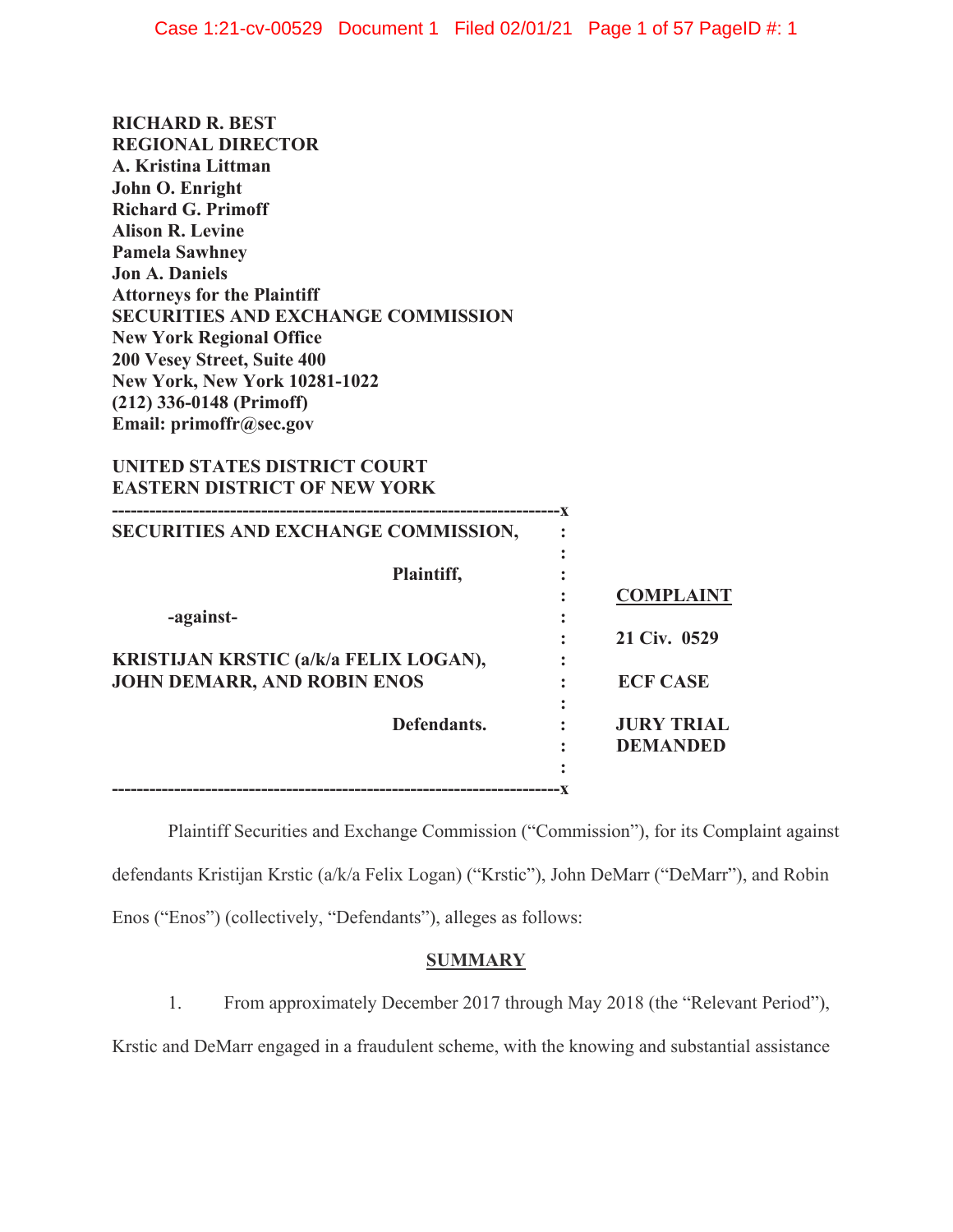**RICHARD R. BEST**
**REGIONAL DIRECTOR**
**A. Kristina Littman**
**John O. Enright**
**Richard G. Primoff**
**Alison R. Levine**
**Pamela Sawhney**
**Jon A. Daniels**
**Attorneys for the Plaintiff**
**SECURITIES AND EXCHANGE COMMISSION**
**New York Regional Office**
**200 Vesey Street, Suite 400**
**New York, New York 10281-1022**
**(212) 336-0148 (Primoff)**
**Email: primoffr@sec.gov**

**UNITED STATES DISTRICT COURT**
**EASTERN DISTRICT OF NEW YORK**

| | |
|---|---|
| **SECURITIES AND EXCHANGE COMMISSION,** <br><br> **Plaintiff,** <br><br> **-against-** <br><br> **KRISTIJAN KRSTIC (a/k/a FELIX LOGAN), JOHN DEMARR, AND ROBIN ENOS** <br><br> **Defendants.** | **COMPLAINT** <br><br> **21 Civ. 0529** <br><br> **ECF CASE** <br><br> **JURY TRIAL DEMANDED** |

Plaintiff Securities and Exchange Commission ("Commission"), for its Complaint against defendants Kristijan Krstic (a/k/a Felix Logan) ("Krstic"), John DeMarr ("DeMarr"), and Robin Enos ("Enos") (collectively, "Defendants"), alleges as follows:

## SUMMARY

1. From approximately December 2017 through May 2018 (the "Relevant Period"), Krstic and DeMarr engaged in a fraudulent scheme, with the knowing and substantial assistance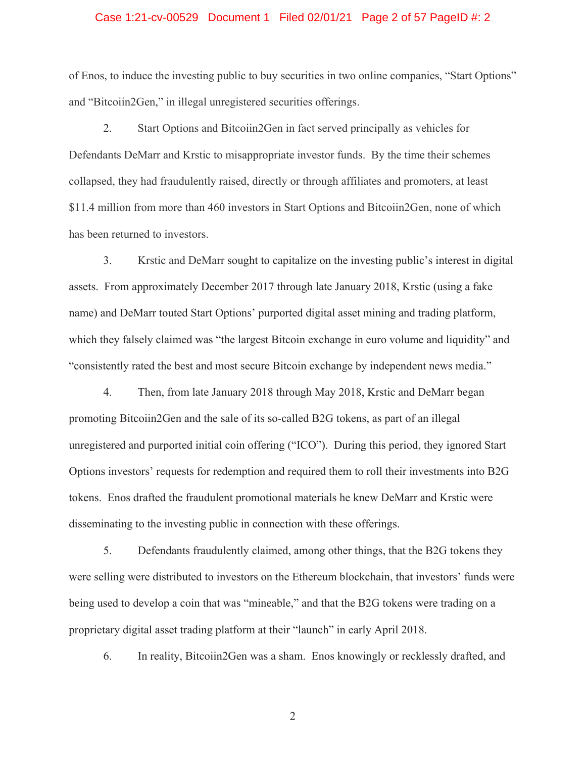of Enos, to induce the investing public to buy securities in two online companies, "Start Options" and "Bitcoiin2Gen," in illegal unregistered securities offerings.

2. Start Options and Bitcoiin2Gen in fact served principally as vehicles for Defendants DeMarr and Krstic to misappropriate investor funds. By the time their schemes collapsed, they had fraudulently raised, directly or through affiliates and promoters, at least $11.4 million from more than 460 investors in Start Options and Bitcoiin2Gen, none of which has been returned to investors.

3. Krstic and DeMarr sought to capitalize on the investing public's interest in digital assets. From approximately December 2017 through late January 2018, Krstic (using a fake name) and DeMarr touted Start Options' purported digital asset mining and trading platform, which they falsely claimed was "the largest Bitcoin exchange in euro volume and liquidity" and "consistently rated the best and most secure Bitcoin exchange by independent news media."

4. Then, from late January 2018 through May 2018, Krstic and DeMarr began promoting Bitcoiin2Gen and the sale of its so-called B2G tokens, as part of an illegal unregistered and purported initial coin offering ("ICO"). During this period, they ignored Start Options investors' requests for redemption and required them to roll their investments into B2G tokens. Enos drafted the fraudulent promotional materials he knew DeMarr and Krstic were disseminating to the investing public in connection with these offerings.

5. Defendants fraudulently claimed, among other things, that the B2G tokens they were selling were distributed to investors on the Ethereum blockchain, that investors' funds were being used to develop a coin that was "mineable," and that the B2G tokens were trading on a proprietary digital asset trading platform at their "launch" in early April 2018.

6. In reality, Bitcoiin2Gen was a sham. Enos knowingly or recklessly drafted, and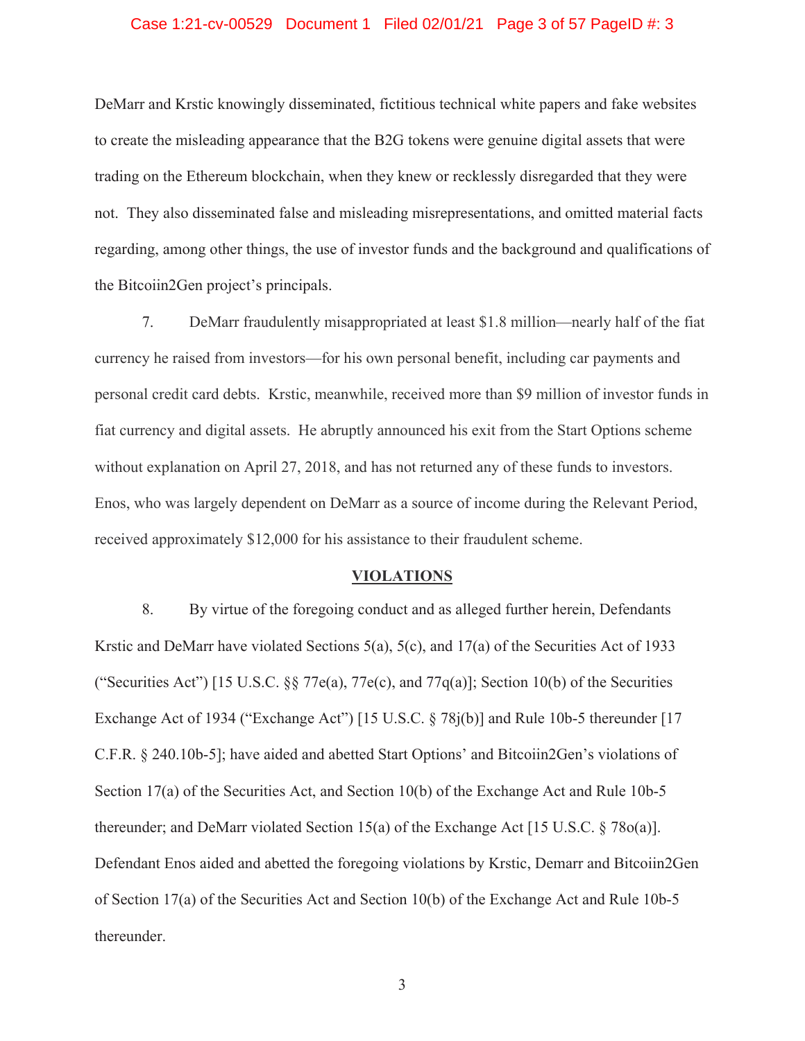DeMarr and Krstic knowingly disseminated, fictitious technical white papers and fake websites to create the misleading appearance that the B2G tokens were genuine digital assets that were trading on the Ethereum blockchain, when they knew or recklessly disregarded that they were not. They also disseminated false and misleading misrepresentations, and omitted material facts regarding, among other things, the use of investor funds and the background and qualifications of the Bitcoiin2Gen project's principals.

7. DeMarr fraudulently misappropriated at least $1.8 million—nearly half of the fiat currency he raised from investors—for his own personal benefit, including car payments and personal credit card debts. Krstic, meanwhile, received more than $9 million of investor funds in fiat currency and digital assets. He abruptly announced his exit from the Start Options scheme without explanation on April 27, 2018, and has not returned any of these funds to investors. Enos, who was largely dependent on DeMarr as a source of income during the Relevant Period, received approximately $12,000 for his assistance to their fraudulent scheme.

## VIOLATIONS

8. By virtue of the foregoing conduct and as alleged further herein, Defendants Krstic and DeMarr have violated Sections 5(a), 5(c), and 17(a) of the Securities Act of 1933 ("Securities Act") [15 U.S.C. §§ 77e(a), 77e(c), and 77q(a)]; Section 10(b) of the Securities Exchange Act of 1934 ("Exchange Act") [15 U.S.C. § 78j(b)] and Rule 10b-5 thereunder [17 C.F.R. § 240.10b-5]; have aided and abetted Start Options' and Bitcoiin2Gen's violations of Section 17(a) of the Securities Act, and Section 10(b) of the Exchange Act and Rule 10b-5 thereunder; and DeMarr violated Section 15(a) of the Exchange Act [15 U.S.C. § 78o(a)]. Defendant Enos aided and abetted the foregoing violations by Krstic, Demarr and Bitcoiin2Gen of Section 17(a) of the Securities Act and Section 10(b) of the Exchange Act and Rule 10b-5 thereunder.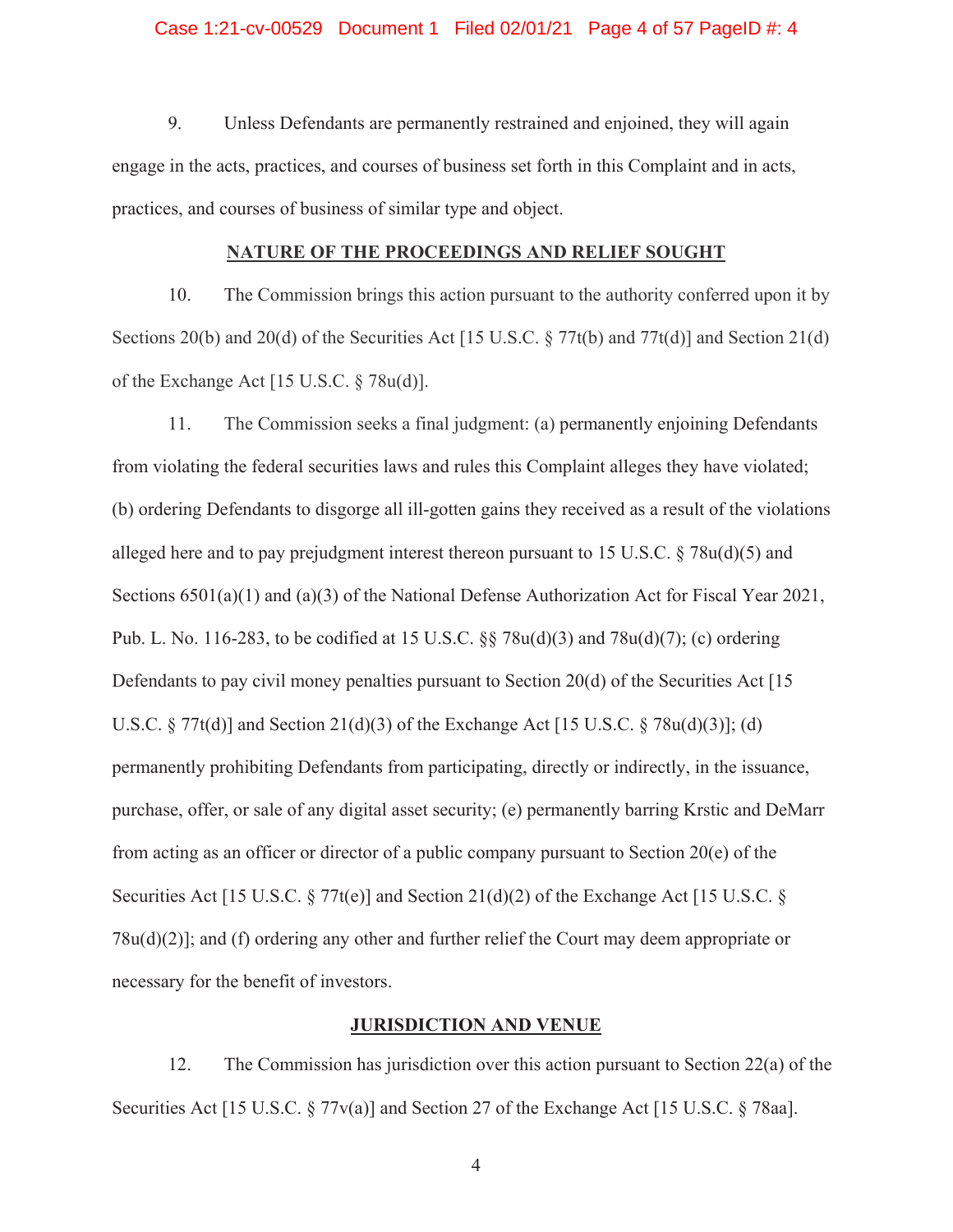9. Unless Defendants are permanently restrained and enjoined, they will again engage in the acts, practices, and courses of business set forth in this Complaint and in acts, practices, and courses of business of similar type and object.

## NATURE OF THE PROCEEDINGS AND RELIEF SOUGHT

10. The Commission brings this action pursuant to the authority conferred upon it by Sections 20(b) and 20(d) of the Securities Act [15 U.S.C. § 77t(b) and 77t(d)] and Section 21(d) of the Exchange Act [15 U.S.C. § 78u(d)].

11. The Commission seeks a final judgment: (a) permanently enjoining Defendants from violating the federal securities laws and rules this Complaint alleges they have violated; (b) ordering Defendants to disgorge all ill-gotten gains they received as a result of the violations alleged here and to pay prejudgment interest thereon pursuant to 15 U.S.C. § 78u(d)(5) and Sections 6501(a)(1) and (a)(3) of the National Defense Authorization Act for Fiscal Year 2021, Pub. L. No. 116-283, to be codified at 15 U.S.C. §§ 78u(d)(3) and 78u(d)(7); (c) ordering Defendants to pay civil money penalties pursuant to Section 20(d) of the Securities Act [15 U.S.C. § 77t(d)] and Section 21(d)(3) of the Exchange Act [15 U.S.C. § 78u(d)(3)]; (d) permanently prohibiting Defendants from participating, directly or indirectly, in the issuance, purchase, offer, or sale of any digital asset security; (e) permanently barring Krstic and DeMarr from acting as an officer or director of a public company pursuant to Section 20(e) of the Securities Act [15 U.S.C. § 77t(e)] and Section 21(d)(2) of the Exchange Act [15 U.S.C. § 78u(d)(2)]; and (f) ordering any other and further relief the Court may deem appropriate or necessary for the benefit of investors.

## JURISDICTION AND VENUE

12. The Commission has jurisdiction over this action pursuant to Section 22(a) of the Securities Act [15 U.S.C. § 77v(a)] and Section 27 of the Exchange Act [15 U.S.C. § 78aa].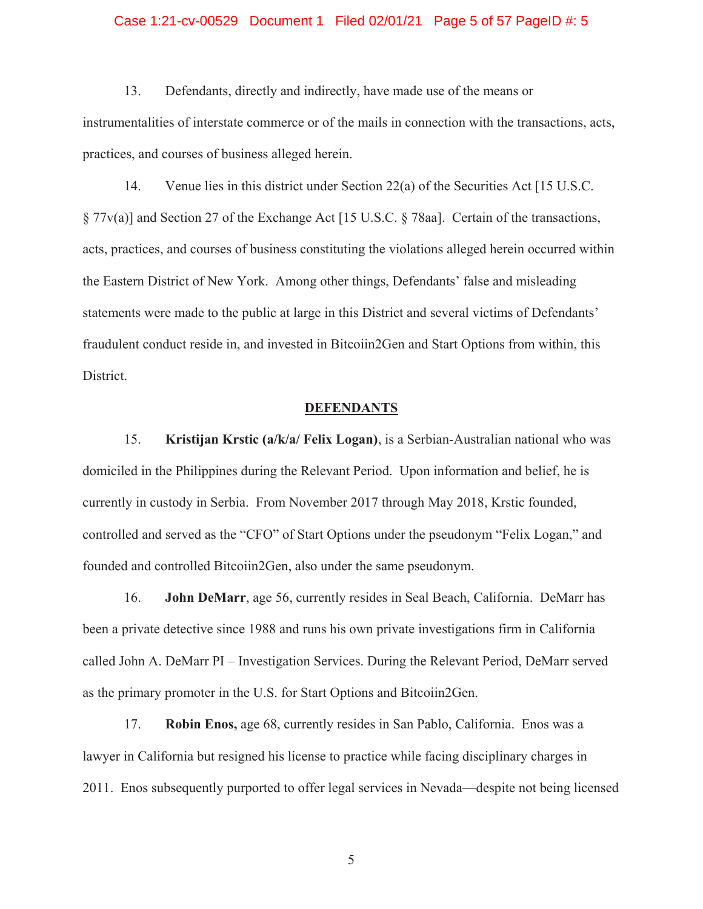13. Defendants, directly and indirectly, have made use of the means or instrumentalities of interstate commerce or of the mails in connection with the transactions, acts, practices, and courses of business alleged herein.

14. Venue lies in this district under Section 22(a) of the Securities Act [15 U.S.C. § 77v(a)] and Section 27 of the Exchange Act [15 U.S.C. § 78aa]. Certain of the transactions, acts, practices, and courses of business constituting the violations alleged herein occurred within the Eastern District of New York. Among other things, Defendants' false and misleading statements were made to the public at large in this District and several victims of Defendants' fraudulent conduct reside in, and invested in Bitcoiin2Gen and Start Options from within, this District.

## DEFENDANTS

15. **Kristijan Krstic (a/k/a/ Felix Logan)**, is a Serbian-Australian national who was domiciled in the Philippines during the Relevant Period. Upon information and belief, he is currently in custody in Serbia. From November 2017 through May 2018, Krstic founded, controlled and served as the "CFO" of Start Options under the pseudonym "Felix Logan," and founded and controlled Bitcoiin2Gen, also under the same pseudonym.

16. **John DeMarr**, age 56, currently resides in Seal Beach, California. DeMarr has been a private detective since 1988 and runs his own private investigations firm in California called John A. DeMarr PI – Investigation Services. During the Relevant Period, DeMarr served as the primary promoter in the U.S. for Start Options and Bitcoiin2Gen.

17. **Robin Enos,** age 68, currently resides in San Pablo, California. Enos was a lawyer in California but resigned his license to practice while facing disciplinary charges in 2011. Enos subsequently purported to offer legal services in Nevada—despite not being licensed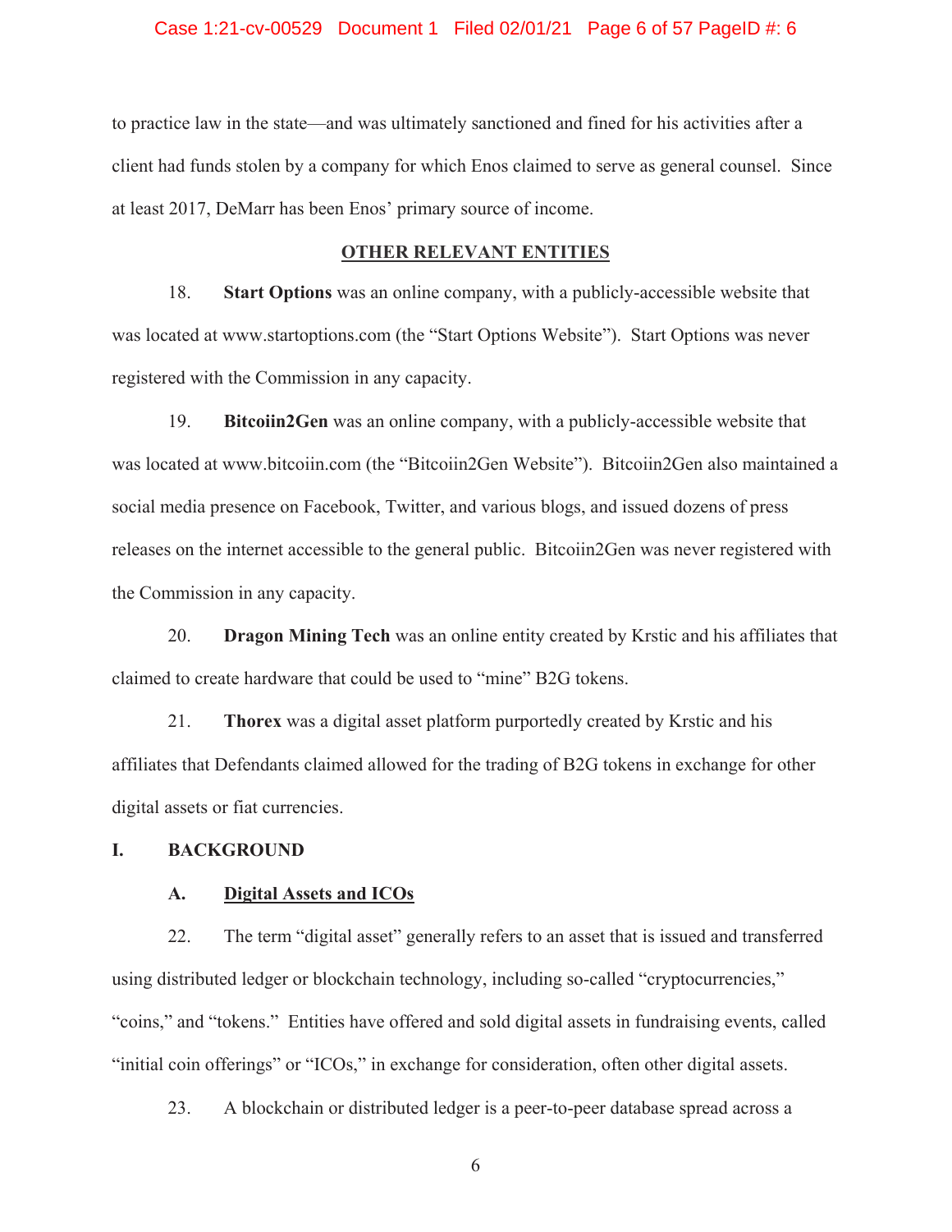to practice law in the state—and was ultimately sanctioned and fined for his activities after a client had funds stolen by a company for which Enos claimed to serve as general counsel. Since at least 2017, DeMarr has been Enos' primary source of income.

## OTHER RELEVANT ENTITIES

18. **Start Options** was an online company, with a publicly-accessible website that was located at www.startoptions.com (the "Start Options Website"). Start Options was never registered with the Commission in any capacity.

19. **Bitcoiin2Gen** was an online company, with a publicly-accessible website that was located at www.bitcoiin.com (the "Bitcoiin2Gen Website"). Bitcoiin2Gen also maintained a social media presence on Facebook, Twitter, and various blogs, and issued dozens of press releases on the internet accessible to the general public. Bitcoiin2Gen was never registered with the Commission in any capacity.

20. **Dragon Mining Tech** was an online entity created by Krstic and his affiliates that claimed to create hardware that could be used to "mine" B2G tokens.

21. **Thorex** was a digital asset platform purportedly created by Krstic and his affiliates that Defendants claimed allowed for the trading of B2G tokens in exchange for other digital assets or fiat currencies.

## I. BACKGROUND

### A. Digital Assets and ICOs

22. The term "digital asset" generally refers to an asset that is issued and transferred using distributed ledger or blockchain technology, including so-called "cryptocurrencies," "coins," and "tokens." Entities have offered and sold digital assets in fundraising events, called "initial coin offerings" or "ICOs," in exchange for consideration, often other digital assets.

23. A blockchain or distributed ledger is a peer-to-peer database spread across a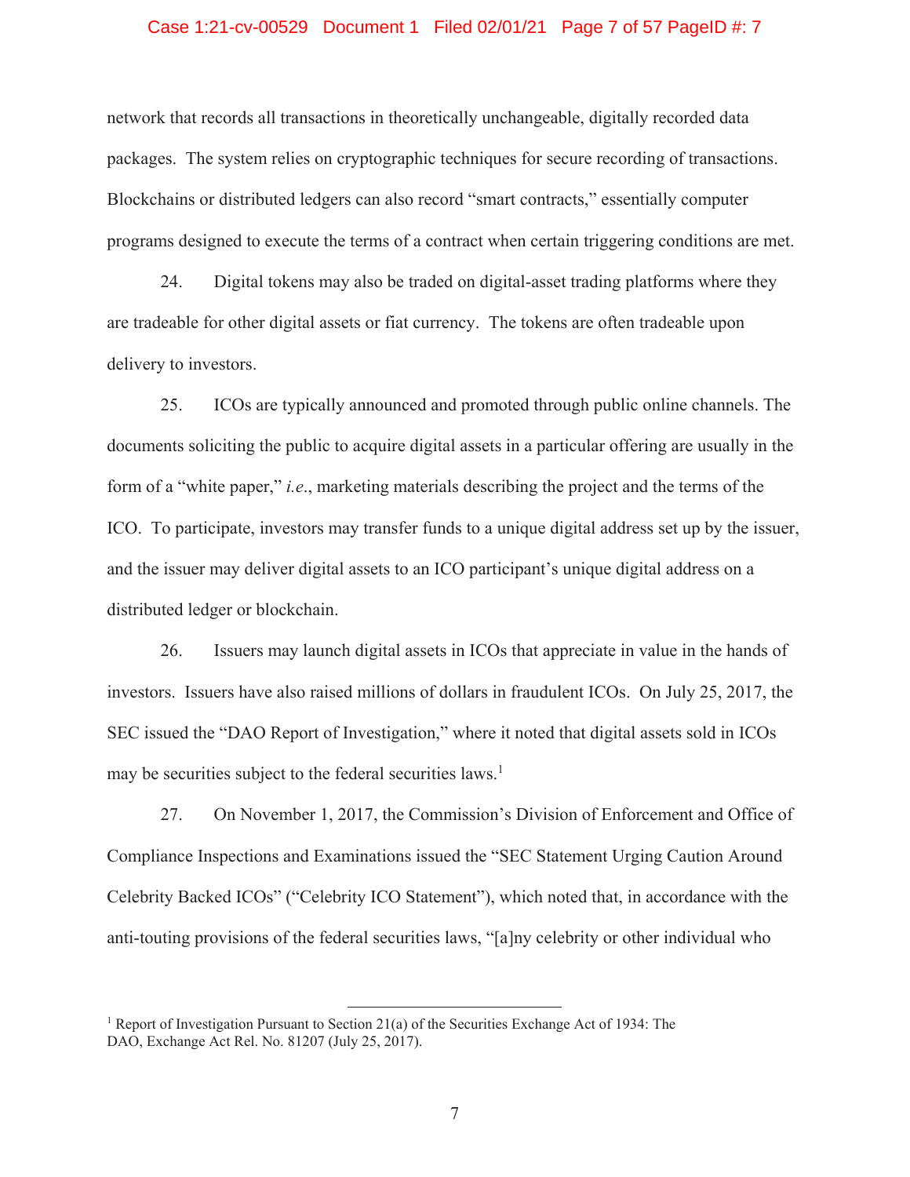network that records all transactions in theoretically unchangeable, digitally recorded data packages. The system relies on cryptographic techniques for secure recording of transactions. Blockchains or distributed ledgers can also record "smart contracts," essentially computer programs designed to execute the terms of a contract when certain triggering conditions are met.

24. Digital tokens may also be traded on digital-asset trading platforms where they are tradeable for other digital assets or fiat currency. The tokens are often tradeable upon delivery to investors.

25. ICOs are typically announced and promoted through public online channels. The documents soliciting the public to acquire digital assets in a particular offering are usually in the form of a "white paper," *i.e*., marketing materials describing the project and the terms of the ICO. To participate, investors may transfer funds to a unique digital address set up by the issuer, and the issuer may deliver digital assets to an ICO participant's unique digital address on a distributed ledger or blockchain.

26. Issuers may launch digital assets in ICOs that appreciate in value in the hands of investors. Issuers have also raised millions of dollars in fraudulent ICOs. On July 25, 2017, the SEC issued the "DAO Report of Investigation," where it noted that digital assets sold in ICOs may be securities subject to the federal securities laws.[1]

27. On November 1, 2017, the Commission's Division of Enforcement and Office of Compliance Inspections and Examinations issued the "SEC Statement Urging Caution Around Celebrity Backed ICOs" ("Celebrity ICO Statement"), which noted that, in accordance with the anti-touting provisions of the federal securities laws, "[a]ny celebrity or other individual who

---

[1] Report of Investigation Pursuant to Section 21(a) of the Securities Exchange Act of 1934: The DAO, Exchange Act Rel. No. 81207 (July 25, 2017).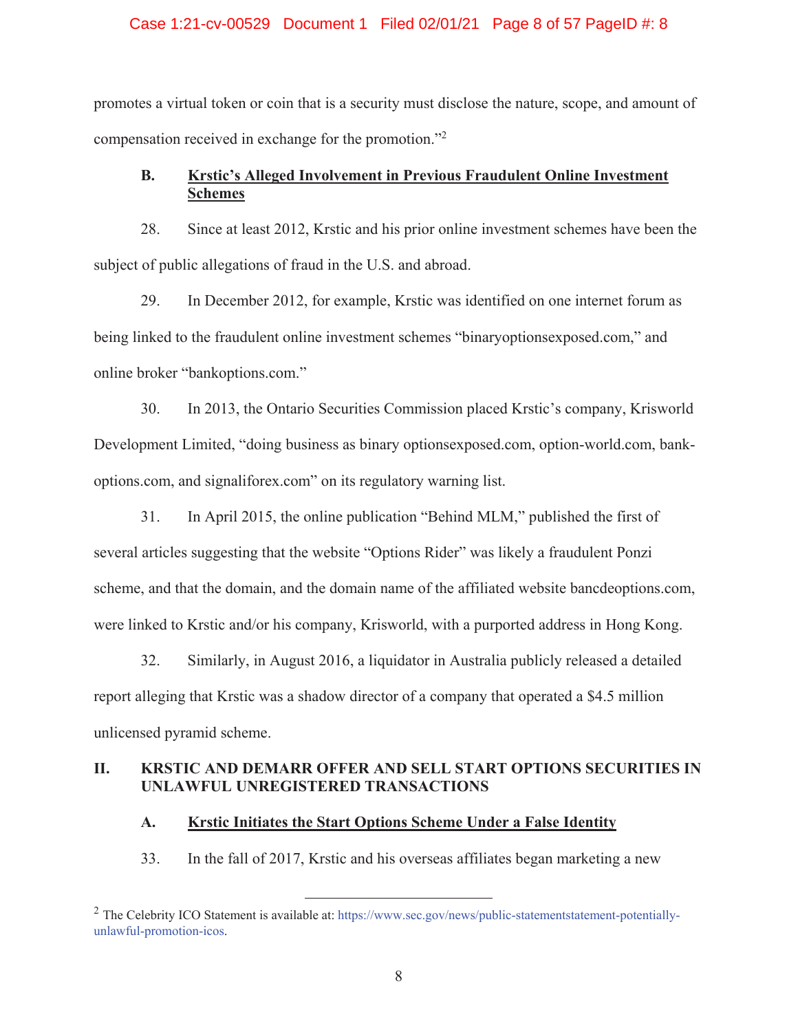promotes a virtual token or coin that is a security must disclose the nature, scope, and amount of compensation received in exchange for the promotion."[2]

### B. Krstic's Alleged Involvement in Previous Fraudulent Online Investment Schemes

28. Since at least 2012, Krstic and his prior online investment schemes have been the subject of public allegations of fraud in the U.S. and abroad.

29. In December 2012, for example, Krstic was identified on one internet forum as being linked to the fraudulent online investment schemes "binaryoptionsexposed.com," and online broker "bankoptions.com."

30. In 2013, the Ontario Securities Commission placed Krstic's company, Krisworld Development Limited, "doing business as binary optionsexposed.com, option-world.com, bank-options.com, and signaliforex.com" on its regulatory warning list.

31. In April 2015, the online publication "Behind MLM," published the first of several articles suggesting that the website "Options Rider" was likely a fraudulent Ponzi scheme, and that the domain, and the domain name of the affiliated website bancdeoptions.com, were linked to Krstic and/or his company, Krisworld, with a purported address in Hong Kong.

32. Similarly, in August 2016, a liquidator in Australia publicly released a detailed report alleging that Krstic was a shadow director of a company that operated a $4.5 million unlicensed pyramid scheme.

## II. KRSTIC AND DEMARR OFFER AND SELL START OPTIONS SECURITIES IN UNLAWFUL UNREGISTERED TRANSACTIONS

### A. Krstic Initiates the Start Options Scheme Under a False Identity

33. In the fall of 2017, Krstic and his overseas affiliates began marketing a new

---

[2] The Celebrity ICO Statement is available at: https://www.sec.gov/news/public-statementstatement-potentially-unlawful-promotion-icos.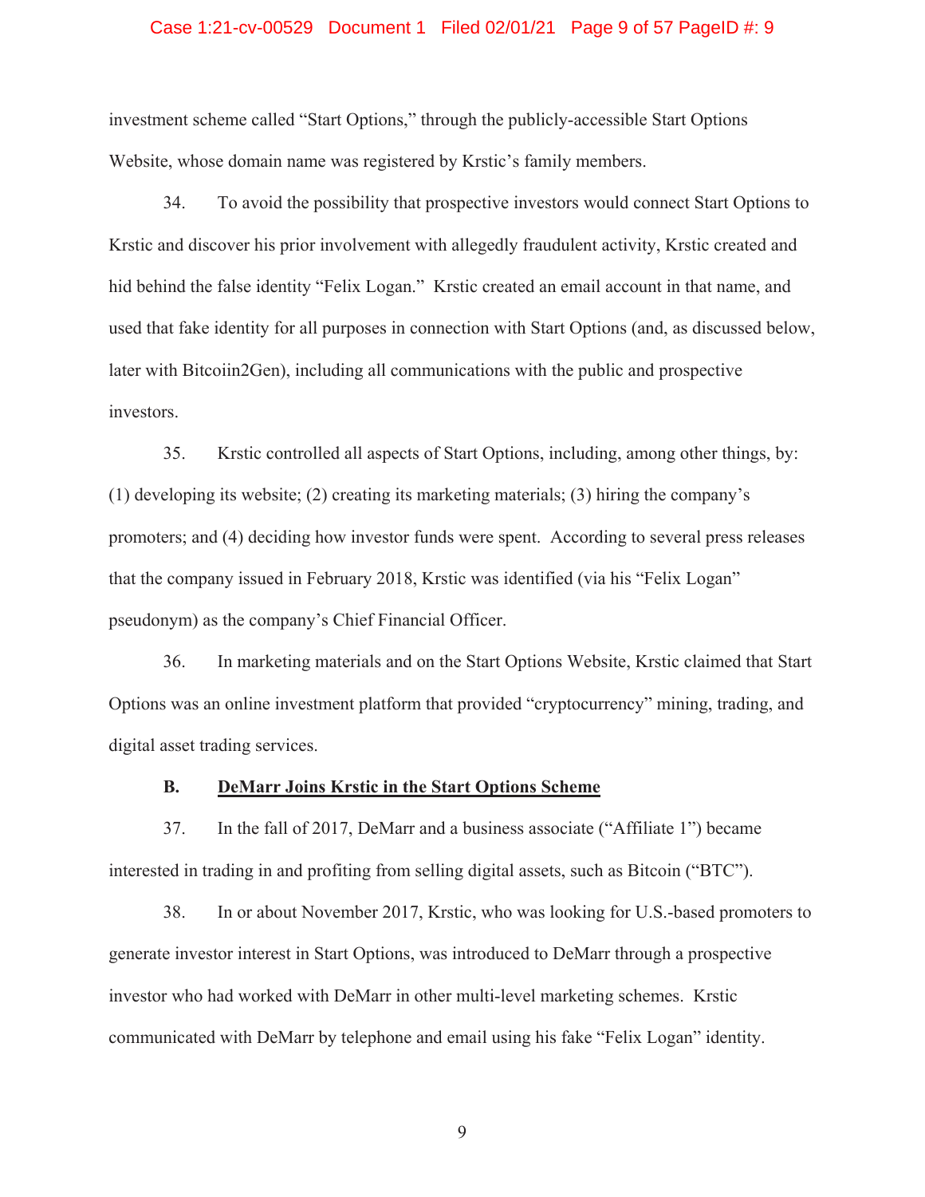investment scheme called "Start Options," through the publicly-accessible Start Options Website, whose domain name was registered by Krstic's family members.

34. To avoid the possibility that prospective investors would connect Start Options to Krstic and discover his prior involvement with allegedly fraudulent activity, Krstic created and hid behind the false identity "Felix Logan." Krstic created an email account in that name, and used that fake identity for all purposes in connection with Start Options (and, as discussed below, later with Bitcoiin2Gen), including all communications with the public and prospective investors.

35. Krstic controlled all aspects of Start Options, including, among other things, by: (1) developing its website; (2) creating its marketing materials; (3) hiring the company's promoters; and (4) deciding how investor funds were spent. According to several press releases that the company issued in February 2018, Krstic was identified (via his "Felix Logan" pseudonym) as the company's Chief Financial Officer.

36. In marketing materials and on the Start Options Website, Krstic claimed that Start Options was an online investment platform that provided "cryptocurrency" mining, trading, and digital asset trading services.

### B. <u>DeMarr Joins Krstic in the Start Options Scheme</u>

37. In the fall of 2017, DeMarr and a business associate ("Affiliate 1") became interested in trading in and profiting from selling digital assets, such as Bitcoin ("BTC").

38. In or about November 2017, Krstic, who was looking for U.S.-based promoters to generate investor interest in Start Options, was introduced to DeMarr through a prospective investor who had worked with DeMarr in other multi-level marketing schemes. Krstic communicated with DeMarr by telephone and email using his fake "Felix Logan" identity.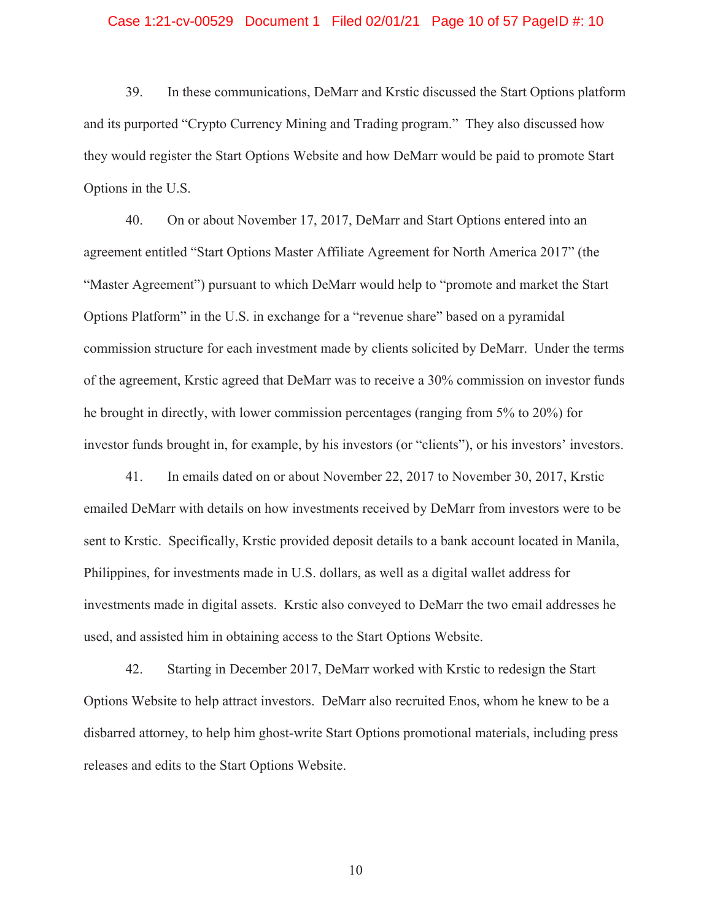39. In these communications, DeMarr and Krstic discussed the Start Options platform and its purported "Crypto Currency Mining and Trading program." They also discussed how they would register the Start Options Website and how DeMarr would be paid to promote Start Options in the U.S.

40. On or about November 17, 2017, DeMarr and Start Options entered into an agreement entitled "Start Options Master Affiliate Agreement for North America 2017" (the "Master Agreement") pursuant to which DeMarr would help to "promote and market the Start Options Platform" in the U.S. in exchange for a "revenue share" based on a pyramidal commission structure for each investment made by clients solicited by DeMarr. Under the terms of the agreement, Krstic agreed that DeMarr was to receive a 30% commission on investor funds he brought in directly, with lower commission percentages (ranging from 5% to 20%) for investor funds brought in, for example, by his investors (or "clients"), or his investors' investors.

41. In emails dated on or about November 22, 2017 to November 30, 2017, Krstic emailed DeMarr with details on how investments received by DeMarr from investors were to be sent to Krstic. Specifically, Krstic provided deposit details to a bank account located in Manila, Philippines, for investments made in U.S. dollars, as well as a digital wallet address for investments made in digital assets. Krstic also conveyed to DeMarr the two email addresses he used, and assisted him in obtaining access to the Start Options Website.

42. Starting in December 2017, DeMarr worked with Krstic to redesign the Start Options Website to help attract investors. DeMarr also recruited Enos, whom he knew to be a disbarred attorney, to help him ghost-write Start Options promotional materials, including press releases and edits to the Start Options Website.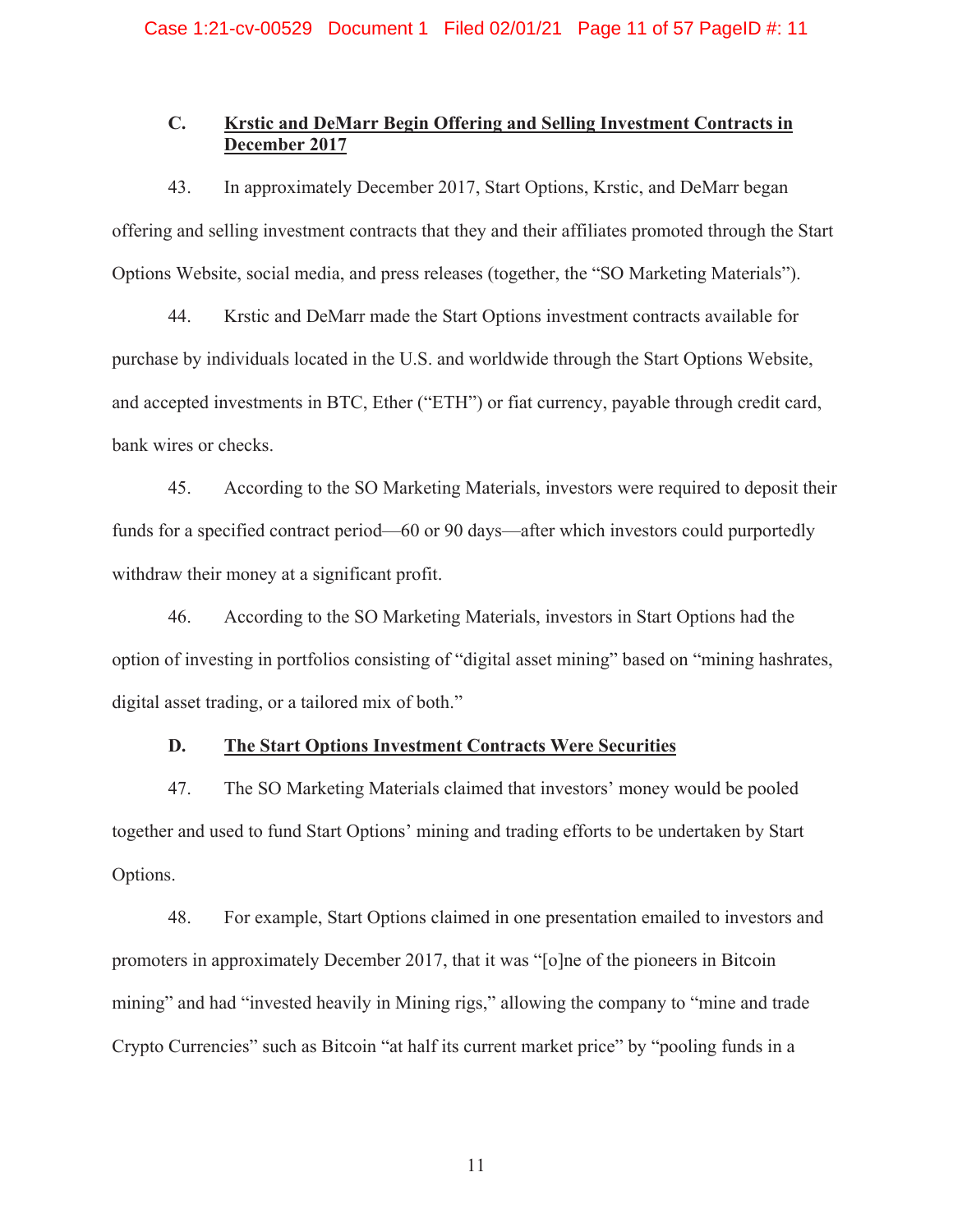### C. Krstic and DeMarr Begin Offering and Selling Investment Contracts in December 2017

43. In approximately December 2017, Start Options, Krstic, and DeMarr began offering and selling investment contracts that they and their affiliates promoted through the Start Options Website, social media, and press releases (together, the "SO Marketing Materials").

44. Krstic and DeMarr made the Start Options investment contracts available for purchase by individuals located in the U.S. and worldwide through the Start Options Website, and accepted investments in BTC, Ether ("ETH") or fiat currency, payable through credit card, bank wires or checks.

45. According to the SO Marketing Materials, investors were required to deposit their funds for a specified contract period—60 or 90 days—after which investors could purportedly withdraw their money at a significant profit.

46. According to the SO Marketing Materials, investors in Start Options had the option of investing in portfolios consisting of "digital asset mining" based on "mining hashrates, digital asset trading, or a tailored mix of both."

### D. The Start Options Investment Contracts Were Securities

47. The SO Marketing Materials claimed that investors' money would be pooled together and used to fund Start Options' mining and trading efforts to be undertaken by Start Options.

48. For example, Start Options claimed in one presentation emailed to investors and promoters in approximately December 2017, that it was "[o]ne of the pioneers in Bitcoin mining" and had "invested heavily in Mining rigs," allowing the company to "mine and trade Crypto Currencies" such as Bitcoin "at half its current market price" by "pooling funds in a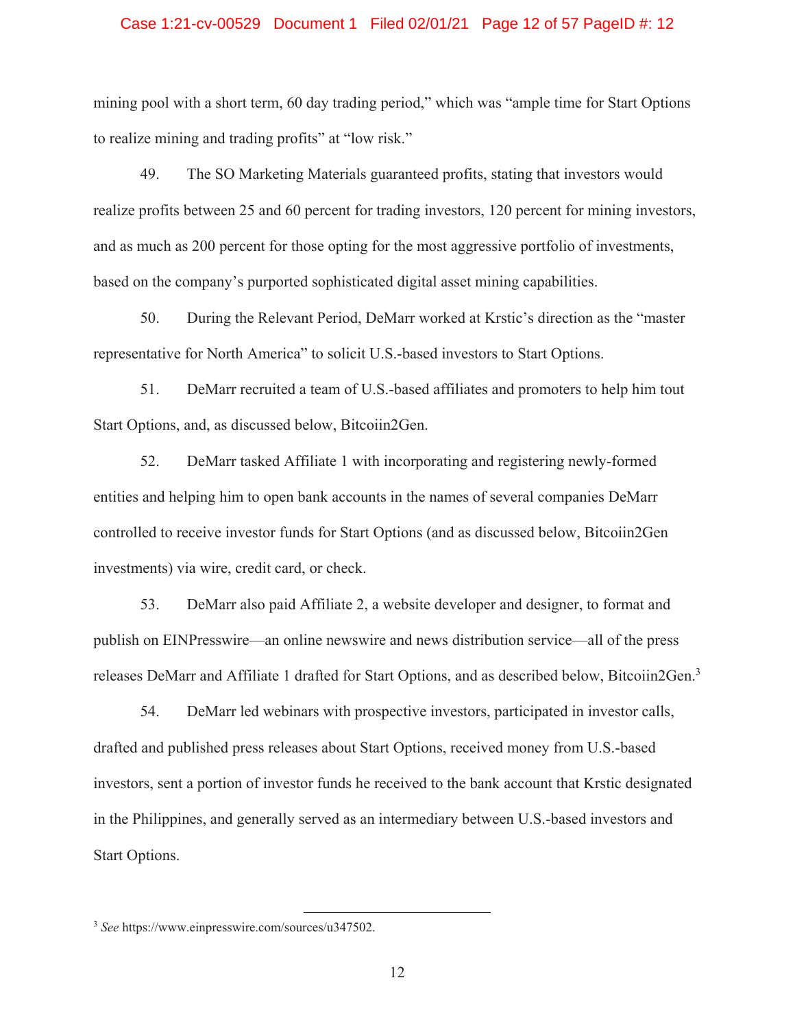mining pool with a short term, 60 day trading period," which was "ample time for Start Options to realize mining and trading profits" at "low risk."

49. The SO Marketing Materials guaranteed profits, stating that investors would realize profits between 25 and 60 percent for trading investors, 120 percent for mining investors, and as much as 200 percent for those opting for the most aggressive portfolio of investments, based on the company's purported sophisticated digital asset mining capabilities.

50. During the Relevant Period, DeMarr worked at Krstic's direction as the "master representative for North America" to solicit U.S.-based investors to Start Options.

51. DeMarr recruited a team of U.S.-based affiliates and promoters to help him tout Start Options, and, as discussed below, Bitcoiin2Gen.

52. DeMarr tasked Affiliate 1 with incorporating and registering newly-formed entities and helping him to open bank accounts in the names of several companies DeMarr controlled to receive investor funds for Start Options (and as discussed below, Bitcoiin2Gen investments) via wire, credit card, or check.

53. DeMarr also paid Affiliate 2, a website developer and designer, to format and publish on EINPresswire—an online newswire and news distribution service—all of the press releases DeMarr and Affiliate 1 drafted for Start Options, and as described below, Bitcoiin2Gen.[3]

54. DeMarr led webinars with prospective investors, participated in investor calls, drafted and published press releases about Start Options, received money from U.S.-based investors, sent a portion of investor funds he received to the bank account that Krstic designated in the Philippines, and generally served as an intermediary between U.S.-based investors and Start Options.

---

[3] *See* https://www.einpresswire.com/sources/u347502.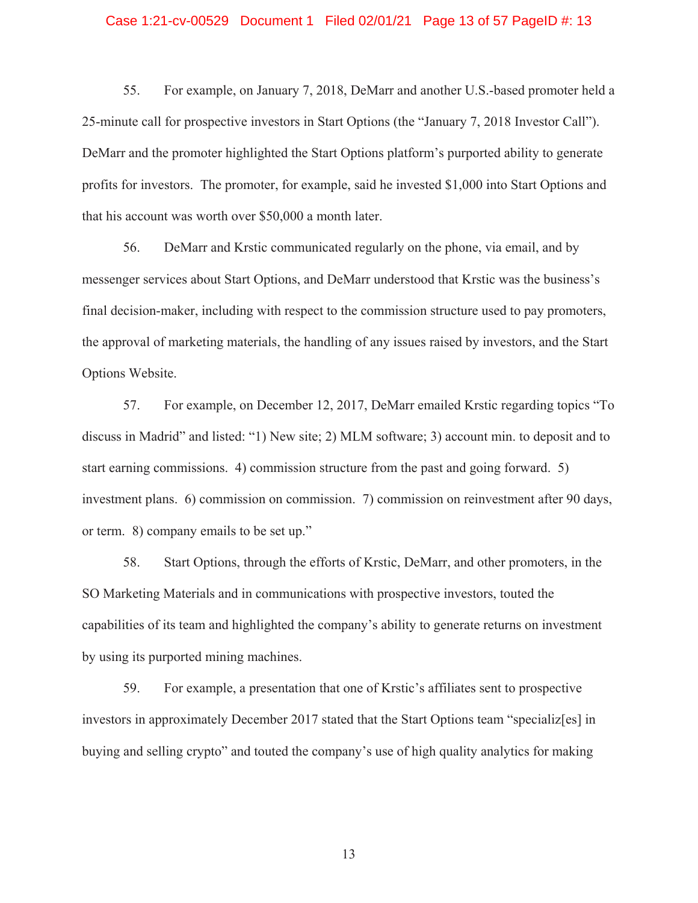55. For example, on January 7, 2018, DeMarr and another U.S.-based promoter held a 25-minute call for prospective investors in Start Options (the "January 7, 2018 Investor Call"). DeMarr and the promoter highlighted the Start Options platform's purported ability to generate profits for investors. The promoter, for example, said he invested $1,000 into Start Options and that his account was worth over $50,000 a month later.

56. DeMarr and Krstic communicated regularly on the phone, via email, and by messenger services about Start Options, and DeMarr understood that Krstic was the business's final decision-maker, including with respect to the commission structure used to pay promoters, the approval of marketing materials, the handling of any issues raised by investors, and the Start Options Website.

57. For example, on December 12, 2017, DeMarr emailed Krstic regarding topics "To discuss in Madrid" and listed: "1) New site; 2) MLM software; 3) account min. to deposit and to start earning commissions. 4) commission structure from the past and going forward. 5) investment plans. 6) commission on commission. 7) commission on reinvestment after 90 days, or term. 8) company emails to be set up."

58. Start Options, through the efforts of Krstic, DeMarr, and other promoters, in the SO Marketing Materials and in communications with prospective investors, touted the capabilities of its team and highlighted the company's ability to generate returns on investment by using its purported mining machines.

59. For example, a presentation that one of Krstic's affiliates sent to prospective investors in approximately December 2017 stated that the Start Options team "specializ[es] in buying and selling crypto" and touted the company's use of high quality analytics for making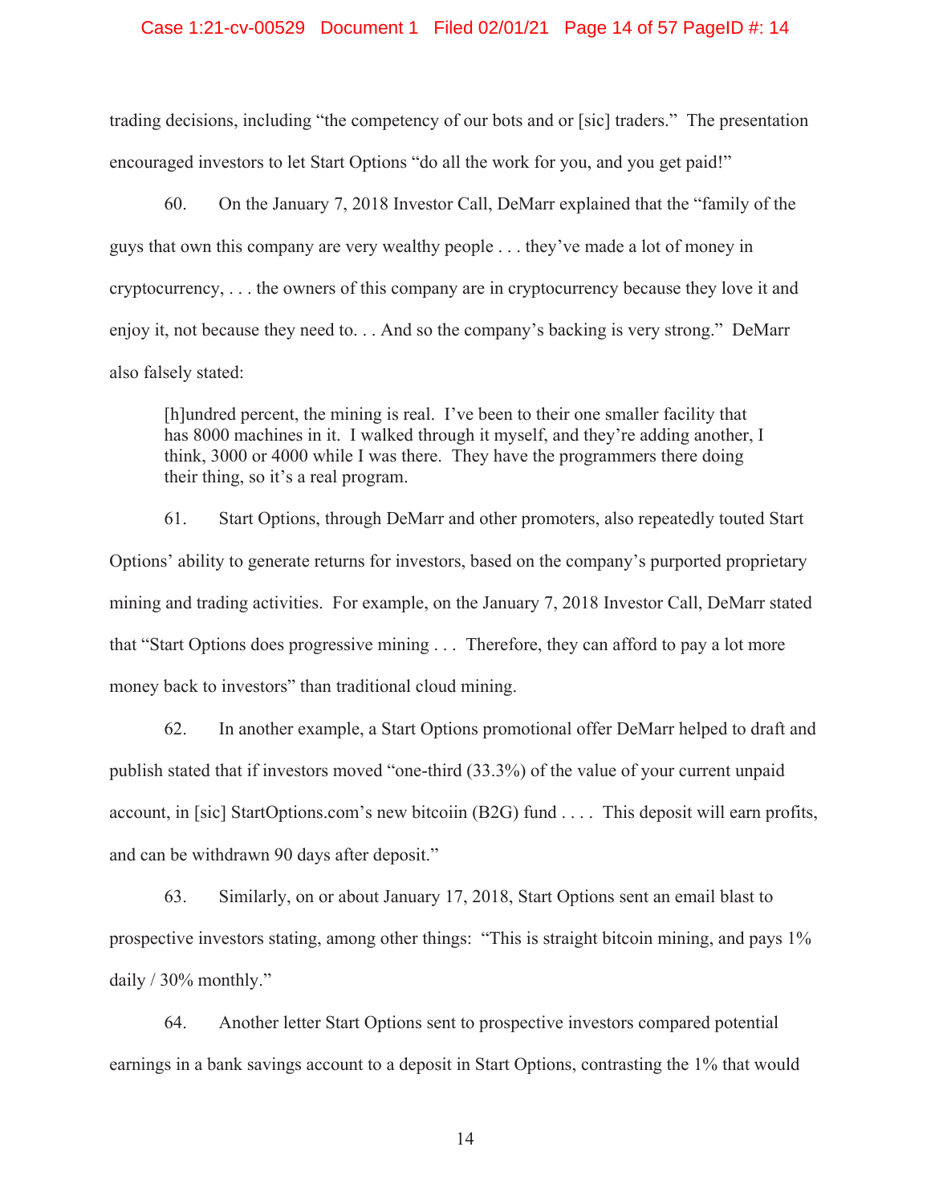trading decisions, including "the competency of our bots and or [sic] traders." The presentation encouraged investors to let Start Options "do all the work for you, and you get paid!"

60. On the January 7, 2018 Investor Call, DeMarr explained that the "family of the guys that own this company are very wealthy people . . . they've made a lot of money in cryptocurrency, . . . the owners of this company are in cryptocurrency because they love it and enjoy it, not because they need to. . . And so the company's backing is very strong." DeMarr also falsely stated:

> [h]undred percent, the mining is real. I've been to their one smaller facility that has 8000 machines in it. I walked through it myself, and they're adding another, I think, 3000 or 4000 while I was there. They have the programmers there doing their thing, so it's a real program.

61. Start Options, through DeMarr and other promoters, also repeatedly touted Start Options' ability to generate returns for investors, based on the company's purported proprietary mining and trading activities. For example, on the January 7, 2018 Investor Call, DeMarr stated that "Start Options does progressive mining . . . Therefore, they can afford to pay a lot more money back to investors" than traditional cloud mining.

62. In another example, a Start Options promotional offer DeMarr helped to draft and publish stated that if investors moved "one-third (33.3%) of the value of your current unpaid account, in [sic] StartOptions.com's new bitcoiin (B2G) fund . . . . This deposit will earn profits, and can be withdrawn 90 days after deposit."

63. Similarly, on or about January 17, 2018, Start Options sent an email blast to prospective investors stating, among other things: "This is straight bitcoin mining, and pays 1% daily / 30% monthly."

64. Another letter Start Options sent to prospective investors compared potential earnings in a bank savings account to a deposit in Start Options, contrasting the 1% that would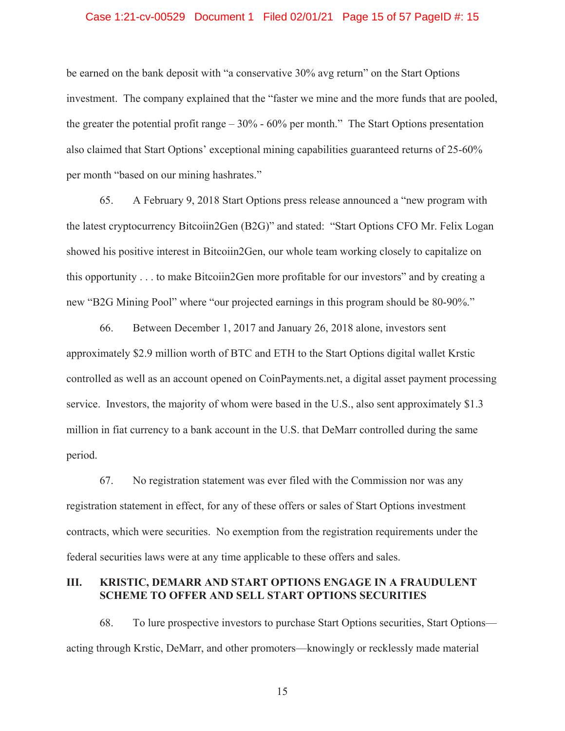be earned on the bank deposit with "a conservative 30% avg return" on the Start Options investment. The company explained that the "faster we mine and the more funds that are pooled, the greater the potential profit range – 30% - 60% per month." The Start Options presentation also claimed that Start Options' exceptional mining capabilities guaranteed returns of 25-60% per month "based on our mining hashrates."

65. A February 9, 2018 Start Options press release announced a "new program with the latest cryptocurrency Bitcoiin2Gen (B2G)" and stated: "Start Options CFO Mr. Felix Logan showed his positive interest in Bitcoiin2Gen, our whole team working closely to capitalize on this opportunity . . . to make Bitcoiin2Gen more profitable for our investors" and by creating a new "B2G Mining Pool" where "our projected earnings in this program should be 80-90%."

66. Between December 1, 2017 and January 26, 2018 alone, investors sent approximately $2.9 million worth of BTC and ETH to the Start Options digital wallet Krstic controlled as well as an account opened on CoinPayments.net, a digital asset payment processing service. Investors, the majority of whom were based in the U.S., also sent approximately $1.3 million in fiat currency to a bank account in the U.S. that DeMarr controlled during the same period.

67. No registration statement was ever filed with the Commission nor was any registration statement in effect, for any of these offers or sales of Start Options investment contracts, which were securities. No exemption from the registration requirements under the federal securities laws were at any time applicable to these offers and sales.

## III. KRISTIC, DEMARR AND START OPTIONS ENGAGE IN A FRAUDULENT SCHEME TO OFFER AND SELL START OPTIONS SECURITIES

68. To lure prospective investors to purchase Start Options securities, Start Options—acting through Krstic, DeMarr, and other promoters—knowingly or recklessly made material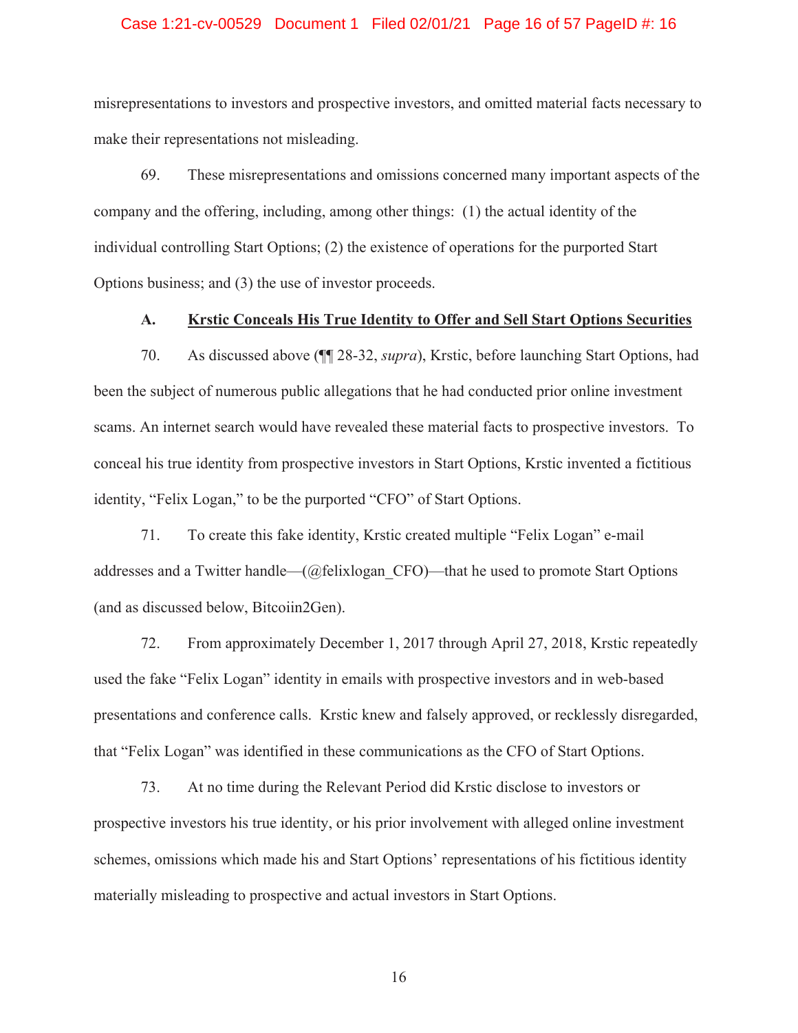misrepresentations to investors and prospective investors, and omitted material facts necessary to make their representations not misleading.

69. These misrepresentations and omissions concerned many important aspects of the company and the offering, including, among other things: (1) the actual identity of the individual controlling Start Options; (2) the existence of operations for the purported Start Options business; and (3) the use of investor proceeds.

### A. Krstic Conceals His True Identity to Offer and Sell Start Options Securities

70. As discussed above (¶¶ 28-32, *supra*), Krstic, before launching Start Options, had been the subject of numerous public allegations that he had conducted prior online investment scams. An internet search would have revealed these material facts to prospective investors. To conceal his true identity from prospective investors in Start Options, Krstic invented a fictitious identity, "Felix Logan," to be the purported "CFO" of Start Options.

71. To create this fake identity, Krstic created multiple "Felix Logan" e-mail addresses and a Twitter handle—(@felixlogan_CFO)—that he used to promote Start Options (and as discussed below, Bitcoiin2Gen).

72. From approximately December 1, 2017 through April 27, 2018, Krstic repeatedly used the fake "Felix Logan" identity in emails with prospective investors and in web-based presentations and conference calls. Krstic knew and falsely approved, or recklessly disregarded, that "Felix Logan" was identified in these communications as the CFO of Start Options.

73. At no time during the Relevant Period did Krstic disclose to investors or prospective investors his true identity, or his prior involvement with alleged online investment schemes, omissions which made his and Start Options' representations of his fictitious identity materially misleading to prospective and actual investors in Start Options.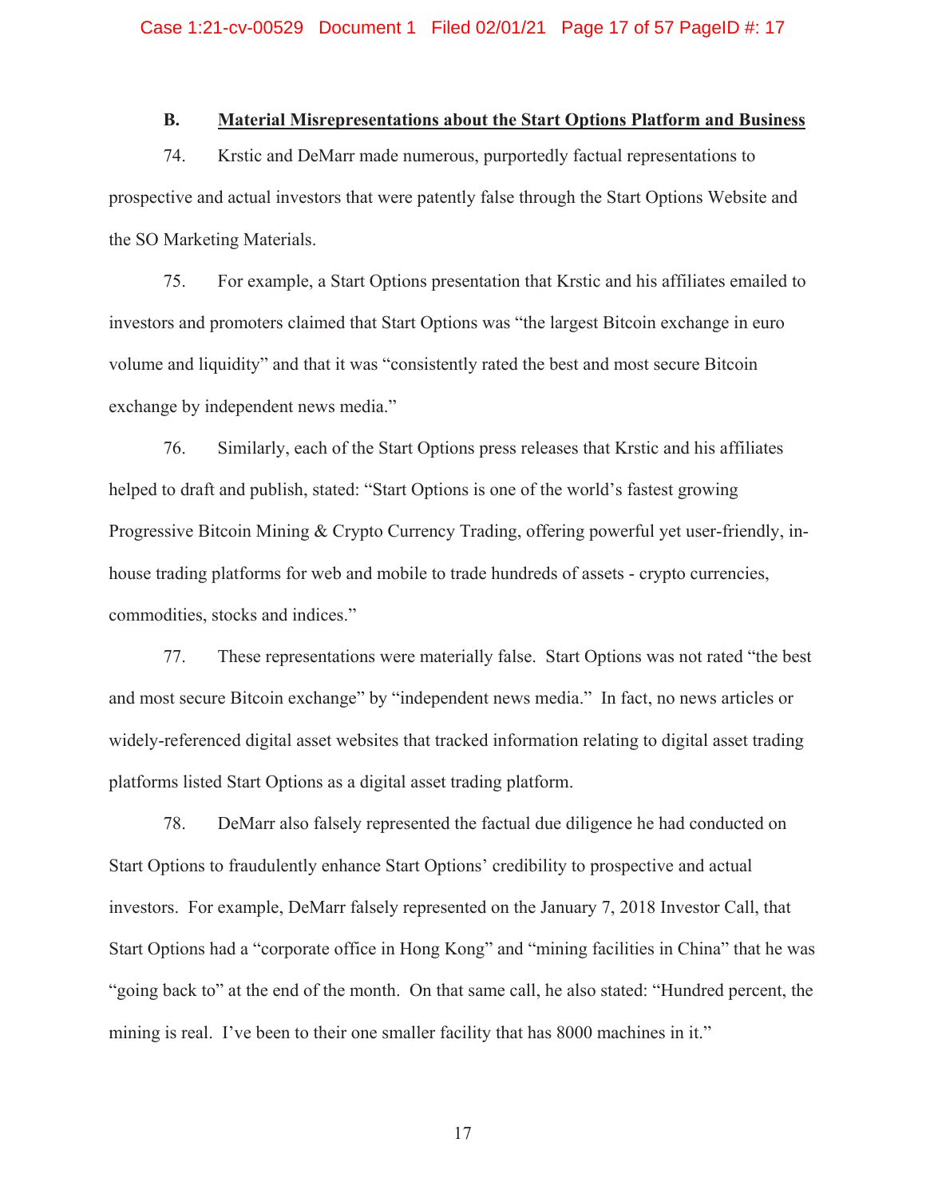### B. Material Misrepresentations about the Start Options Platform and Business

74. Krstic and DeMarr made numerous, purportedly factual representations to prospective and actual investors that were patently false through the Start Options Website and the SO Marketing Materials.

75. For example, a Start Options presentation that Krstic and his affiliates emailed to investors and promoters claimed that Start Options was "the largest Bitcoin exchange in euro volume and liquidity" and that it was "consistently rated the best and most secure Bitcoin exchange by independent news media."

76. Similarly, each of the Start Options press releases that Krstic and his affiliates helped to draft and publish, stated: "Start Options is one of the world's fastest growing Progressive Bitcoin Mining & Crypto Currency Trading, offering powerful yet user-friendly, in-house trading platforms for web and mobile to trade hundreds of assets - crypto currencies, commodities, stocks and indices."

77. These representations were materially false. Start Options was not rated "the best and most secure Bitcoin exchange" by "independent news media." In fact, no news articles or widely-referenced digital asset websites that tracked information relating to digital asset trading platforms listed Start Options as a digital asset trading platform.

78. DeMarr also falsely represented the factual due diligence he had conducted on Start Options to fraudulently enhance Start Options' credibility to prospective and actual investors. For example, DeMarr falsely represented on the January 7, 2018 Investor Call, that Start Options had a "corporate office in Hong Kong" and "mining facilities in China" that he was "going back to" at the end of the month. On that same call, he also stated: "Hundred percent, the mining is real. I've been to their one smaller facility that has 8000 machines in it."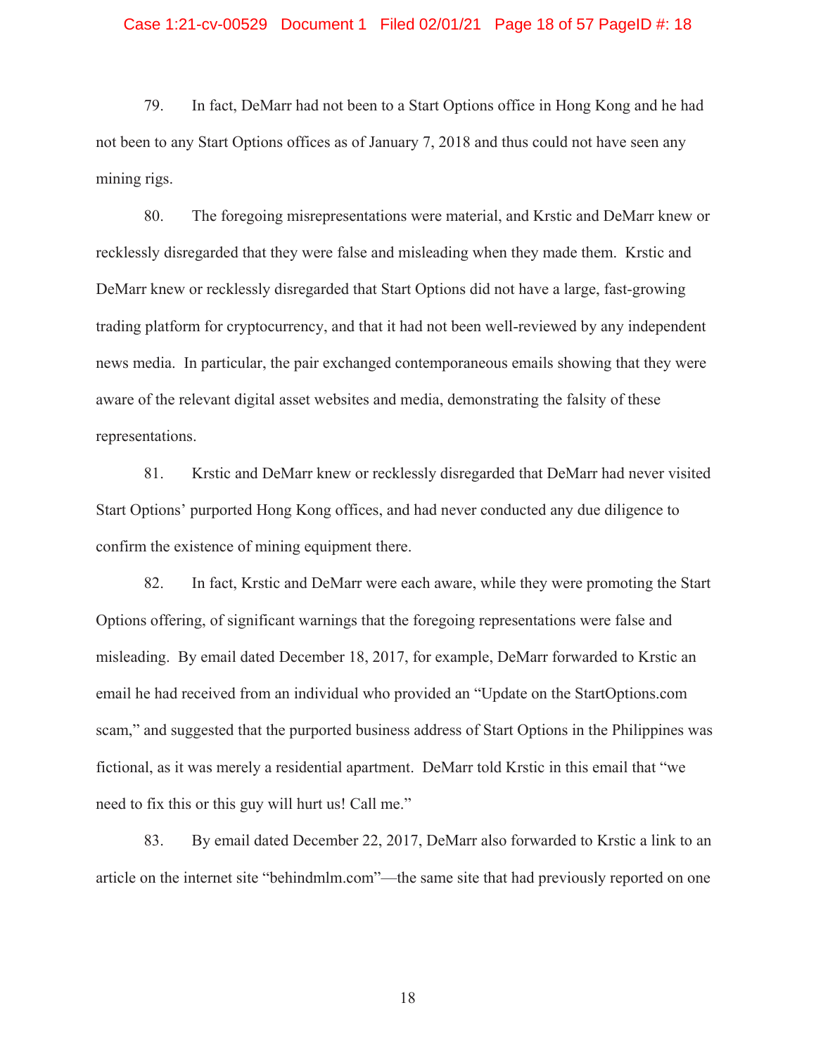79. In fact, DeMarr had not been to a Start Options office in Hong Kong and he had not been to any Start Options offices as of January 7, 2018 and thus could not have seen any mining rigs.

80. The foregoing misrepresentations were material, and Krstic and DeMarr knew or recklessly disregarded that they were false and misleading when they made them. Krstic and DeMarr knew or recklessly disregarded that Start Options did not have a large, fast-growing trading platform for cryptocurrency, and that it had not been well-reviewed by any independent news media. In particular, the pair exchanged contemporaneous emails showing that they were aware of the relevant digital asset websites and media, demonstrating the falsity of these representations.

81. Krstic and DeMarr knew or recklessly disregarded that DeMarr had never visited Start Options' purported Hong Kong offices, and had never conducted any due diligence to confirm the existence of mining equipment there.

82. In fact, Krstic and DeMarr were each aware, while they were promoting the Start Options offering, of significant warnings that the foregoing representations were false and misleading. By email dated December 18, 2017, for example, DeMarr forwarded to Krstic an email he had received from an individual who provided an "Update on the StartOptions.com scam," and suggested that the purported business address of Start Options in the Philippines was fictional, as it was merely a residential apartment. DeMarr told Krstic in this email that "we need to fix this or this guy will hurt us! Call me."

83. By email dated December 22, 2017, DeMarr also forwarded to Krstic a link to an article on the internet site "behindmlm.com"—the same site that had previously reported on one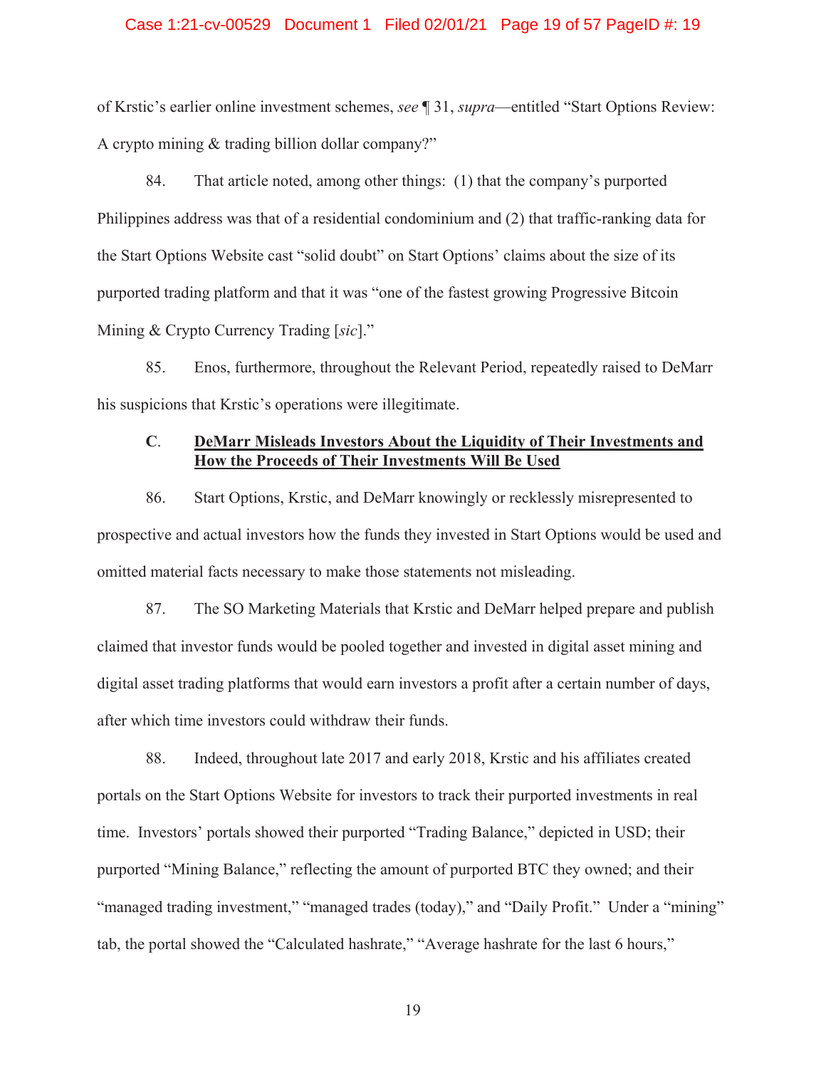of Krstic's earlier online investment schemes, *see* ¶ 31, *supra*—entitled "Start Options Review: A crypto mining & trading billion dollar company?"

84. That article noted, among other things: (1) that the company's purported Philippines address was that of a residential condominium and (2) that traffic-ranking data for the Start Options Website cast "solid doubt" on Start Options' claims about the size of its purported trading platform and that it was "one of the fastest growing Progressive Bitcoin Mining & Crypto Currency Trading [*sic*]."

85. Enos, furthermore, throughout the Relevant Period, repeatedly raised to DeMarr his suspicions that Krstic's operations were illegitimate.

### C. <u>DeMarr Misleads Investors About the Liquidity of Their Investments and How the Proceeds of Their Investments Will Be Used</u>

86. Start Options, Krstic, and DeMarr knowingly or recklessly misrepresented to prospective and actual investors how the funds they invested in Start Options would be used and omitted material facts necessary to make those statements not misleading.

87. The SO Marketing Materials that Krstic and DeMarr helped prepare and publish claimed that investor funds would be pooled together and invested in digital asset mining and digital asset trading platforms that would earn investors a profit after a certain number of days, after which time investors could withdraw their funds.

88. Indeed, throughout late 2017 and early 2018, Krstic and his affiliates created portals on the Start Options Website for investors to track their purported investments in real time. Investors' portals showed their purported "Trading Balance," depicted in USD; their purported "Mining Balance," reflecting the amount of purported BTC they owned; and their "managed trading investment," "managed trades (today)," and "Daily Profit." Under a "mining" tab, the portal showed the "Calculated hashrate," "Average hashrate for the last 6 hours,"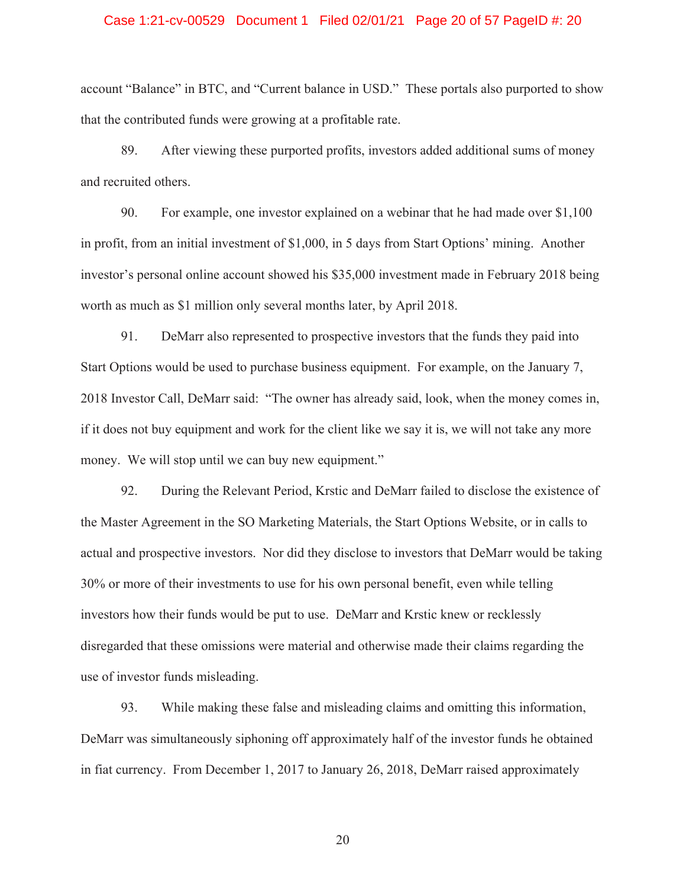account "Balance" in BTC, and "Current balance in USD." These portals also purported to show that the contributed funds were growing at a profitable rate.

89. After viewing these purported profits, investors added additional sums of money and recruited others.

90. For example, one investor explained on a webinar that he had made over $1,100 in profit, from an initial investment of $1,000, in 5 days from Start Options' mining. Another investor's personal online account showed his $35,000 investment made in February 2018 being worth as much as $1 million only several months later, by April 2018.

91. DeMarr also represented to prospective investors that the funds they paid into Start Options would be used to purchase business equipment. For example, on the January 7, 2018 Investor Call, DeMarr said: "The owner has already said, look, when the money comes in, if it does not buy equipment and work for the client like we say it is, we will not take any more money. We will stop until we can buy new equipment."

92. During the Relevant Period, Krstic and DeMarr failed to disclose the existence of the Master Agreement in the SO Marketing Materials, the Start Options Website, or in calls to actual and prospective investors. Nor did they disclose to investors that DeMarr would be taking 30% or more of their investments to use for his own personal benefit, even while telling investors how their funds would be put to use. DeMarr and Krstic knew or recklessly disregarded that these omissions were material and otherwise made their claims regarding the use of investor funds misleading.

93. While making these false and misleading claims and omitting this information, DeMarr was simultaneously siphoning off approximately half of the investor funds he obtained in fiat currency. From December 1, 2017 to January 26, 2018, DeMarr raised approximately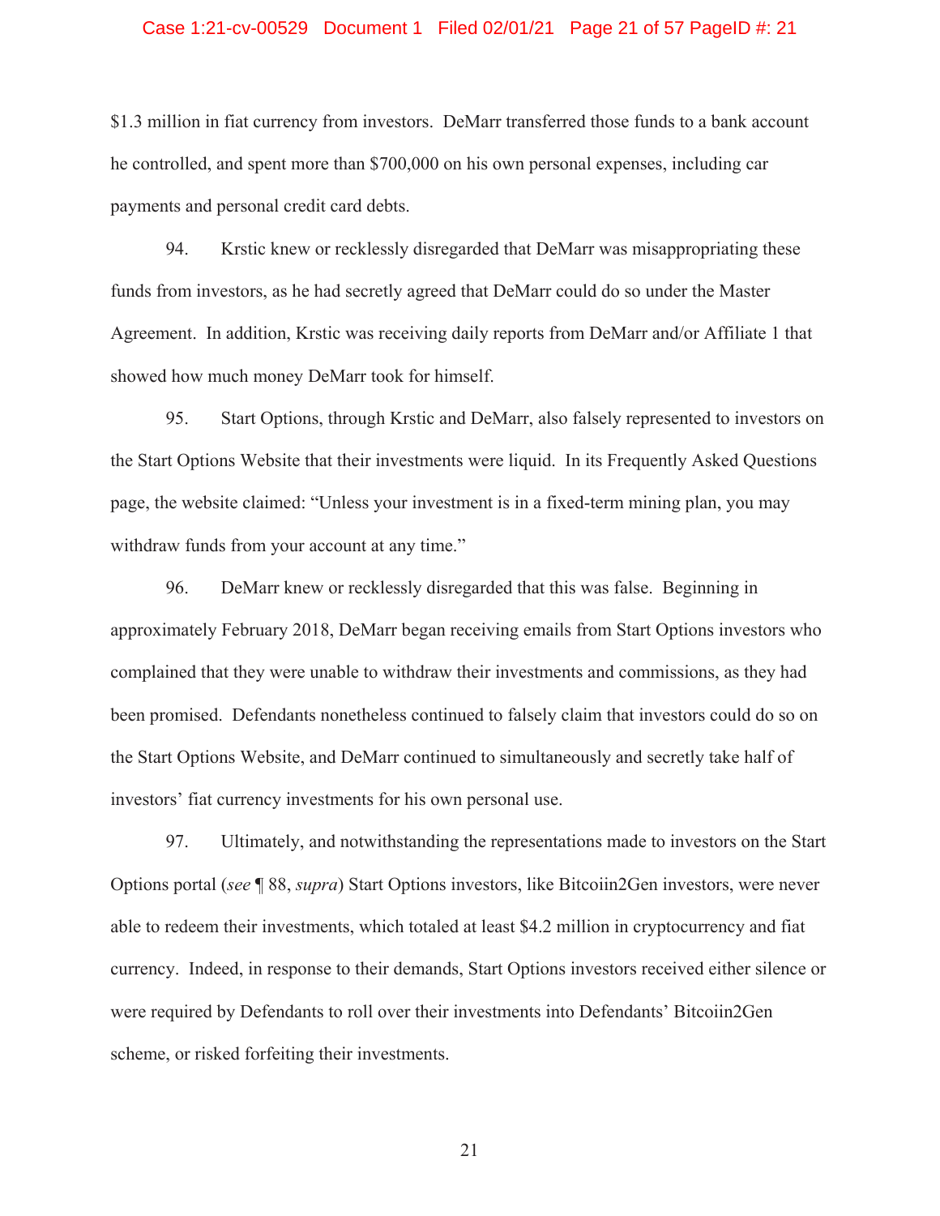$1.3 million in fiat currency from investors. DeMarr transferred those funds to a bank account he controlled, and spent more than $700,000 on his own personal expenses, including car payments and personal credit card debts.

94. Krstic knew or recklessly disregarded that DeMarr was misappropriating these funds from investors, as he had secretly agreed that DeMarr could do so under the Master Agreement. In addition, Krstic was receiving daily reports from DeMarr and/or Affiliate 1 that showed how much money DeMarr took for himself.

95. Start Options, through Krstic and DeMarr, also falsely represented to investors on the Start Options Website that their investments were liquid. In its Frequently Asked Questions page, the website claimed: "Unless your investment is in a fixed-term mining plan, you may withdraw funds from your account at any time."

96. DeMarr knew or recklessly disregarded that this was false. Beginning in approximately February 2018, DeMarr began receiving emails from Start Options investors who complained that they were unable to withdraw their investments and commissions, as they had been promised. Defendants nonetheless continued to falsely claim that investors could do so on the Start Options Website, and DeMarr continued to simultaneously and secretly take half of investors' fiat currency investments for his own personal use.

97. Ultimately, and notwithstanding the representations made to investors on the Start Options portal (*see* ¶ 88, *supra*) Start Options investors, like Bitcoiin2Gen investors, were never able to redeem their investments, which totaled at least $4.2 million in cryptocurrency and fiat currency. Indeed, in response to their demands, Start Options investors received either silence or were required by Defendants to roll over their investments into Defendants' Bitcoiin2Gen scheme, or risked forfeiting their investments.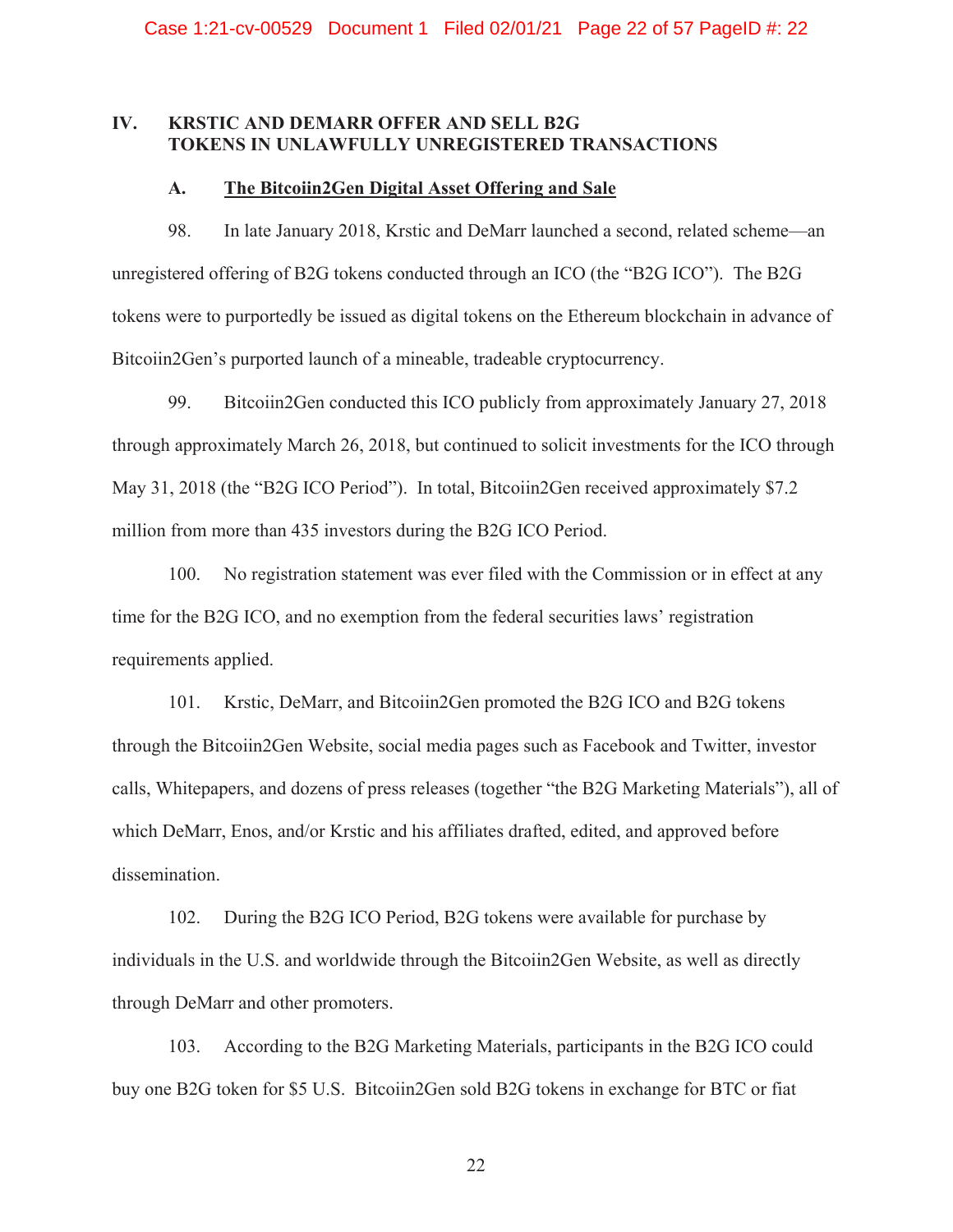## IV. KRSTIC AND DEMARR OFFER AND SELL B2G TOKENS IN UNLAWFULLY UNREGISTERED TRANSACTIONS

### A. The Bitcoiin2Gen Digital Asset Offering and Sale

98. In late January 2018, Krstic and DeMarr launched a second, related scheme—an unregistered offering of B2G tokens conducted through an ICO (the "B2G ICO"). The B2G tokens were to purportedly be issued as digital tokens on the Ethereum blockchain in advance of Bitcoiin2Gen's purported launch of a mineable, tradeable cryptocurrency.

99. Bitcoiin2Gen conducted this ICO publicly from approximately January 27, 2018 through approximately March 26, 2018, but continued to solicit investments for the ICO through May 31, 2018 (the "B2G ICO Period"). In total, Bitcoiin2Gen received approximately $7.2 million from more than 435 investors during the B2G ICO Period.

100. No registration statement was ever filed with the Commission or in effect at any time for the B2G ICO, and no exemption from the federal securities laws' registration requirements applied.

101. Krstic, DeMarr, and Bitcoiin2Gen promoted the B2G ICO and B2G tokens through the Bitcoiin2Gen Website, social media pages such as Facebook and Twitter, investor calls, Whitepapers, and dozens of press releases (together "the B2G Marketing Materials"), all of which DeMarr, Enos, and/or Krstic and his affiliates drafted, edited, and approved before dissemination.

102. During the B2G ICO Period, B2G tokens were available for purchase by individuals in the U.S. and worldwide through the Bitcoiin2Gen Website, as well as directly through DeMarr and other promoters.

103. According to the B2G Marketing Materials, participants in the B2G ICO could buy one B2G token for $5 U.S. Bitcoiin2Gen sold B2G tokens in exchange for BTC or fiat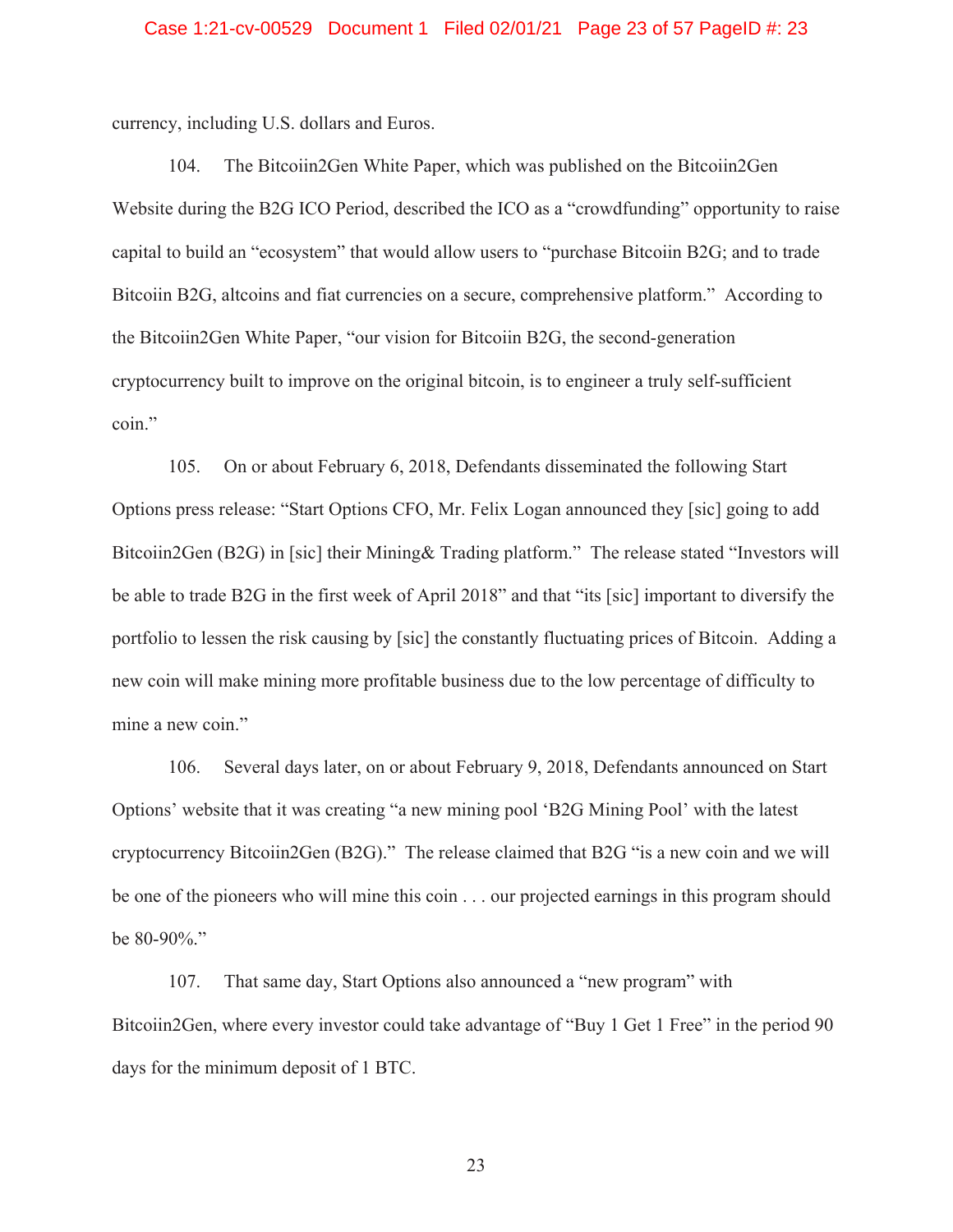currency, including U.S. dollars and Euros.

104. The Bitcoiin2Gen White Paper, which was published on the Bitcoiin2Gen Website during the B2G ICO Period, described the ICO as a "crowdfunding" opportunity to raise capital to build an "ecosystem" that would allow users to "purchase Bitcoiin B2G; and to trade Bitcoiin B2G, altcoins and fiat currencies on a secure, comprehensive platform." According to the Bitcoiin2Gen White Paper, "our vision for Bitcoiin B2G, the second-generation cryptocurrency built to improve on the original bitcoin, is to engineer a truly self-sufficient coin."

105. On or about February 6, 2018, Defendants disseminated the following Start Options press release: "Start Options CFO, Mr. Felix Logan announced they [sic] going to add Bitcoiin2Gen (B2G) in [sic] their Mining& Trading platform." The release stated "Investors will be able to trade B2G in the first week of April 2018" and that "its [sic] important to diversify the portfolio to lessen the risk causing by [sic] the constantly fluctuating prices of Bitcoin. Adding a new coin will make mining more profitable business due to the low percentage of difficulty to mine a new coin."

106. Several days later, on or about February 9, 2018, Defendants announced on Start Options' website that it was creating "a new mining pool 'B2G Mining Pool' with the latest cryptocurrency Bitcoiin2Gen (B2G)." The release claimed that B2G "is a new coin and we will be one of the pioneers who will mine this coin . . . our projected earnings in this program should be 80-90%."

107. That same day, Start Options also announced a "new program" with Bitcoiin2Gen, where every investor could take advantage of "Buy 1 Get 1 Free" in the period 90 days for the minimum deposit of 1 BTC.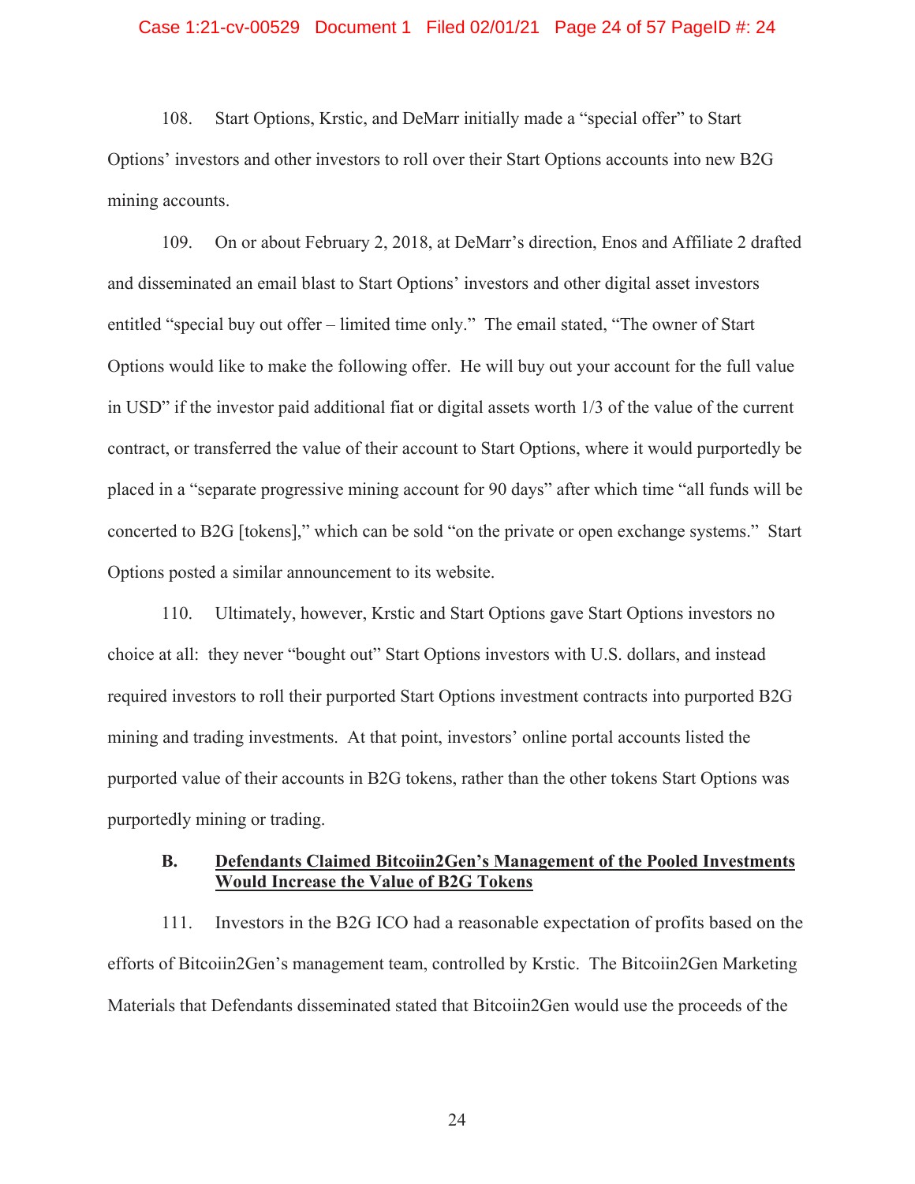108. Start Options, Krstic, and DeMarr initially made a "special offer" to Start Options' investors and other investors to roll over their Start Options accounts into new B2G mining accounts.

109. On or about February 2, 2018, at DeMarr's direction, Enos and Affiliate 2 drafted and disseminated an email blast to Start Options' investors and other digital asset investors entitled "special buy out offer – limited time only." The email stated, "The owner of Start Options would like to make the following offer. He will buy out your account for the full value in USD" if the investor paid additional fiat or digital assets worth 1/3 of the value of the current contract, or transferred the value of their account to Start Options, where it would purportedly be placed in a "separate progressive mining account for 90 days" after which time "all funds will be concerted to B2G [tokens]," which can be sold "on the private or open exchange systems." Start Options posted a similar announcement to its website.

110. Ultimately, however, Krstic and Start Options gave Start Options investors no choice at all: they never "bought out" Start Options investors with U.S. dollars, and instead required investors to roll their purported Start Options investment contracts into purported B2G mining and trading investments. At that point, investors' online portal accounts listed the purported value of their accounts in B2G tokens, rather than the other tokens Start Options was purportedly mining or trading.

### B. <u>Defendants Claimed Bitcoiin2Gen's Management of the Pooled Investments Would Increase the Value of B2G Tokens</u>

111. Investors in the B2G ICO had a reasonable expectation of profits based on the efforts of Bitcoiin2Gen's management team, controlled by Krstic. The Bitcoiin2Gen Marketing Materials that Defendants disseminated stated that Bitcoiin2Gen would use the proceeds of the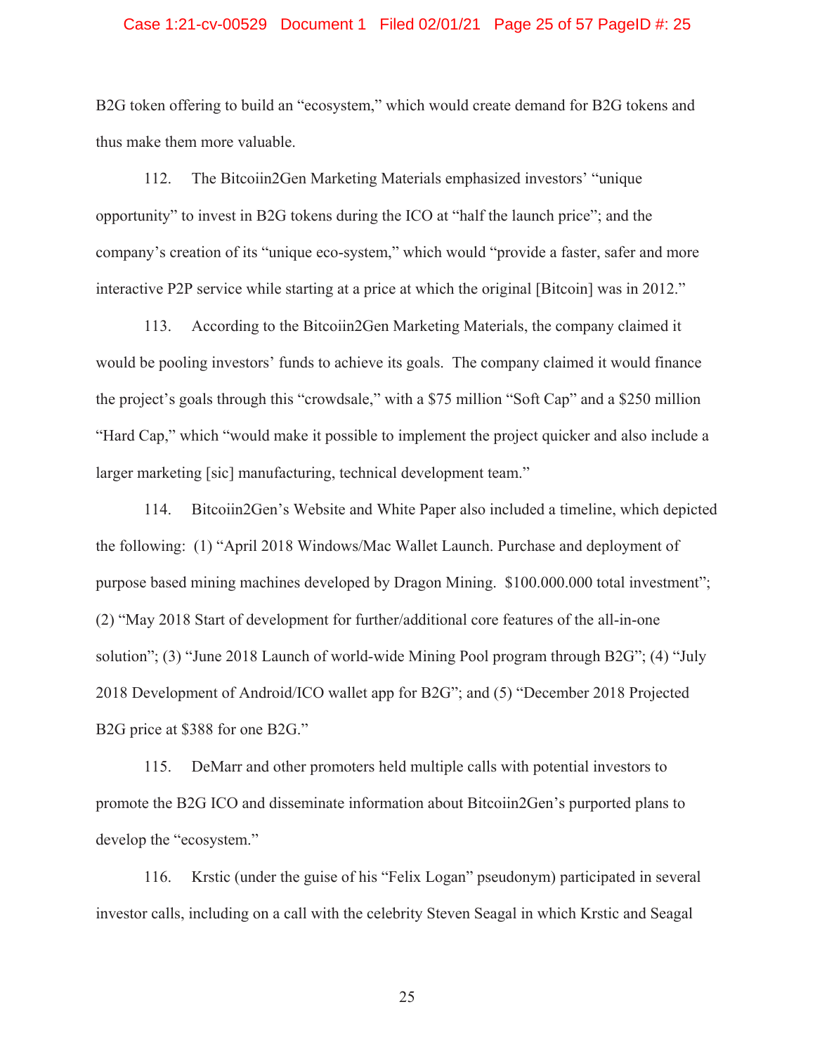B2G token offering to build an "ecosystem," which would create demand for B2G tokens and thus make them more valuable.

112. The Bitcoiin2Gen Marketing Materials emphasized investors' "unique opportunity" to invest in B2G tokens during the ICO at "half the launch price"; and the company's creation of its "unique eco-system," which would "provide a faster, safer and more interactive P2P service while starting at a price at which the original [Bitcoin] was in 2012."

113. According to the Bitcoiin2Gen Marketing Materials, the company claimed it would be pooling investors' funds to achieve its goals. The company claimed it would finance the project's goals through this "crowdsale," with a $75 million "Soft Cap" and a $250 million "Hard Cap," which "would make it possible to implement the project quicker and also include a larger marketing [sic] manufacturing, technical development team."

114. Bitcoiin2Gen's Website and White Paper also included a timeline, which depicted the following: (1) "April 2018 Windows/Mac Wallet Launch. Purchase and deployment of purpose based mining machines developed by Dragon Mining. $100.000.000 total investment"; (2) "May 2018 Start of development for further/additional core features of the all-in-one solution"; (3) "June 2018 Launch of world-wide Mining Pool program through B2G"; (4) "July 2018 Development of Android/ICO wallet app for B2G"; and (5) "December 2018 Projected B2G price at $388 for one B2G."

115. DeMarr and other promoters held multiple calls with potential investors to promote the B2G ICO and disseminate information about Bitcoiin2Gen's purported plans to develop the "ecosystem."

116. Krstic (under the guise of his "Felix Logan" pseudonym) participated in several investor calls, including on a call with the celebrity Steven Seagal in which Krstic and Seagal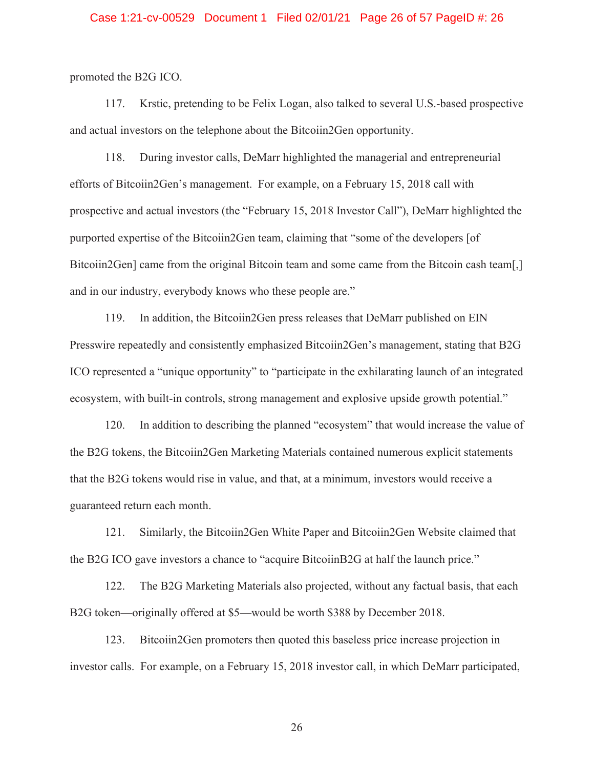promoted the B2G ICO.

117. Krstic, pretending to be Felix Logan, also talked to several U.S.-based prospective and actual investors on the telephone about the Bitcoiin2Gen opportunity.

118. During investor calls, DeMarr highlighted the managerial and entrepreneurial efforts of Bitcoiin2Gen's management. For example, on a February 15, 2018 call with prospective and actual investors (the "February 15, 2018 Investor Call"), DeMarr highlighted the purported expertise of the Bitcoiin2Gen team, claiming that "some of the developers [of Bitcoiin2Gen] came from the original Bitcoin team and some came from the Bitcoin cash team[,] and in our industry, everybody knows who these people are."

119. In addition, the Bitcoiin2Gen press releases that DeMarr published on EIN Presswire repeatedly and consistently emphasized Bitcoiin2Gen's management, stating that B2G ICO represented a "unique opportunity" to "participate in the exhilarating launch of an integrated ecosystem, with built-in controls, strong management and explosive upside growth potential."

120. In addition to describing the planned "ecosystem" that would increase the value of the B2G tokens, the Bitcoiin2Gen Marketing Materials contained numerous explicit statements that the B2G tokens would rise in value, and that, at a minimum, investors would receive a guaranteed return each month.

121. Similarly, the Bitcoiin2Gen White Paper and Bitcoiin2Gen Website claimed that the B2G ICO gave investors a chance to "acquire BitcoiinB2G at half the launch price."

122. The B2G Marketing Materials also projected, without any factual basis, that each B2G token—originally offered at $5—would be worth $388 by December 2018.

123. Bitcoiin2Gen promoters then quoted this baseless price increase projection in investor calls. For example, on a February 15, 2018 investor call, in which DeMarr participated,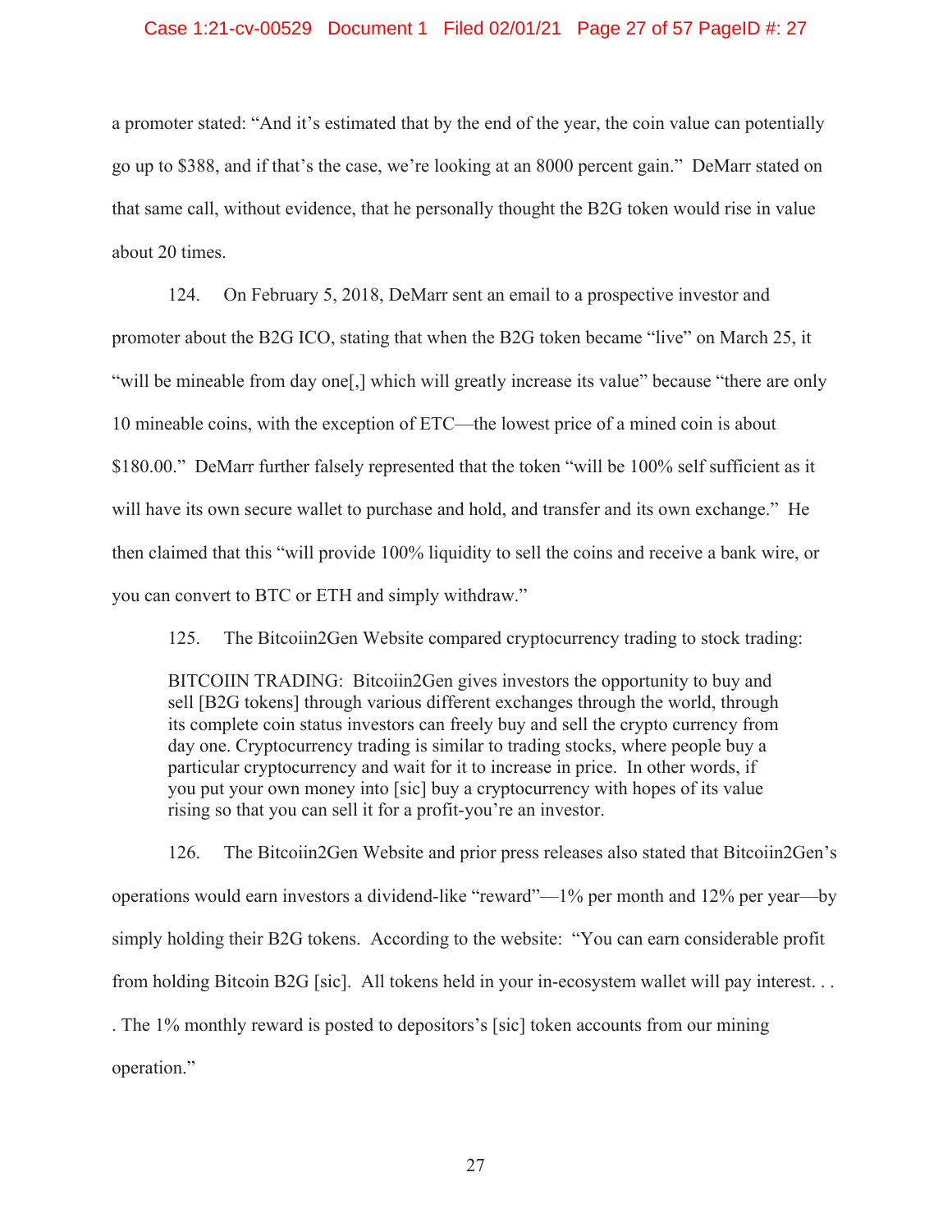a promoter stated: "And it's estimated that by the end of the year, the coin value can potentially go up to $388, and if that's the case, we're looking at an 8000 percent gain." DeMarr stated on that same call, without evidence, that he personally thought the B2G token would rise in value about 20 times.

124. On February 5, 2018, DeMarr sent an email to a prospective investor and promoter about the B2G ICO, stating that when the B2G token became "live" on March 25, it "will be mineable from day one[,] which will greatly increase its value" because "there are only 10 mineable coins, with the exception of ETC—the lowest price of a mined coin is about $180.00." DeMarr further falsely represented that the token "will be 100% self sufficient as it will have its own secure wallet to purchase and hold, and transfer and its own exchange." He then claimed that this "will provide 100% liquidity to sell the coins and receive a bank wire, or you can convert to BTC or ETH and simply withdraw."

125. The Bitcoiin2Gen Website compared cryptocurrency trading to stock trading:

> BITCOIIN TRADING: Bitcoiin2Gen gives investors the opportunity to buy and sell [B2G tokens] through various different exchanges through the world, through its complete coin status investors can freely buy and sell the crypto currency from day one. Cryptocurrency trading is similar to trading stocks, where people buy a particular cryptocurrency and wait for it to increase in price. In other words, if you put your own money into [sic] buy a cryptocurrency with hopes of its value rising so that you can sell it for a profit-you're an investor.

126. The Bitcoiin2Gen Website and prior press releases also stated that Bitcoiin2Gen's operations would earn investors a dividend-like "reward"—1% per month and 12% per year—by simply holding their B2G tokens. According to the website: "You can earn considerable profit from holding Bitcoin B2G [sic]. All tokens held in your in-ecosystem wallet will pay interest. . . . The 1% monthly reward is posted to depositors's [sic] token accounts from our mining operation."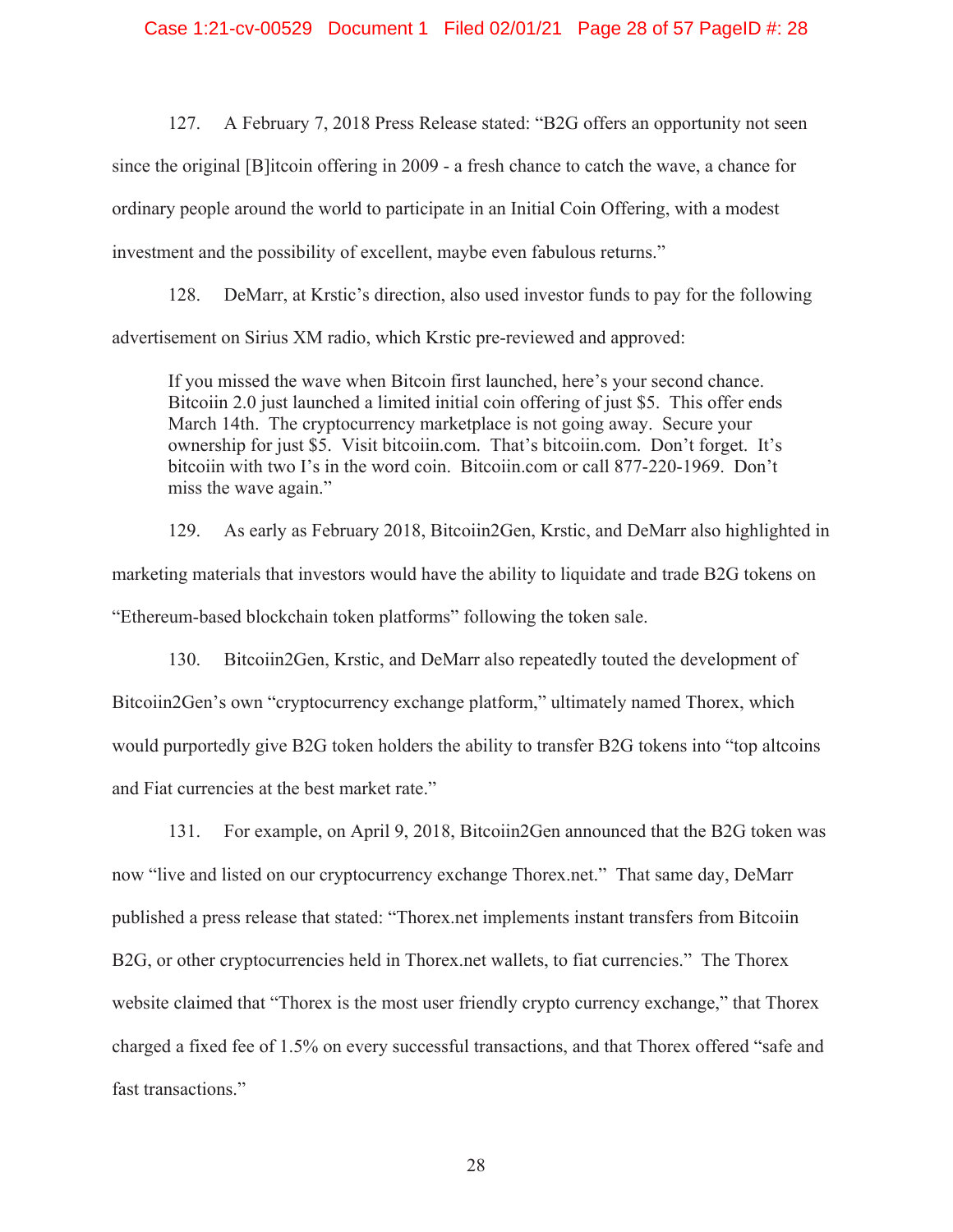127. A February 7, 2018 Press Release stated: "B2G offers an opportunity not seen since the original [B]itcoin offering in 2009 - a fresh chance to catch the wave, a chance for ordinary people around the world to participate in an Initial Coin Offering, with a modest investment and the possibility of excellent, maybe even fabulous returns."

128. DeMarr, at Krstic's direction, also used investor funds to pay for the following advertisement on Sirius XM radio, which Krstic pre-reviewed and approved:

> If you missed the wave when Bitcoin first launched, here's your second chance. Bitcoiin 2.0 just launched a limited initial coin offering of just $5. This offer ends March 14th. The cryptocurrency marketplace is not going away. Secure your ownership for just $5. Visit bitcoiin.com. That's bitcoiin.com. Don't forget. It's bitcoiin with two I's in the word coin. Bitcoiin.com or call 877-220-1969. Don't miss the wave again."

129. As early as February 2018, Bitcoiin2Gen, Krstic, and DeMarr also highlighted in marketing materials that investors would have the ability to liquidate and trade B2G tokens on "Ethereum-based blockchain token platforms" following the token sale.

130. Bitcoiin2Gen, Krstic, and DeMarr also repeatedly touted the development of Bitcoiin2Gen's own "cryptocurrency exchange platform," ultimately named Thorex, which would purportedly give B2G token holders the ability to transfer B2G tokens into "top altcoins and Fiat currencies at the best market rate."

131. For example, on April 9, 2018, Bitcoiin2Gen announced that the B2G token was now "live and listed on our cryptocurrency exchange Thorex.net." That same day, DeMarr published a press release that stated: "Thorex.net implements instant transfers from Bitcoiin B2G, or other cryptocurrencies held in Thorex.net wallets, to fiat currencies." The Thorex website claimed that "Thorex is the most user friendly crypto currency exchange," that Thorex charged a fixed fee of 1.5% on every successful transactions, and that Thorex offered "safe and fast transactions."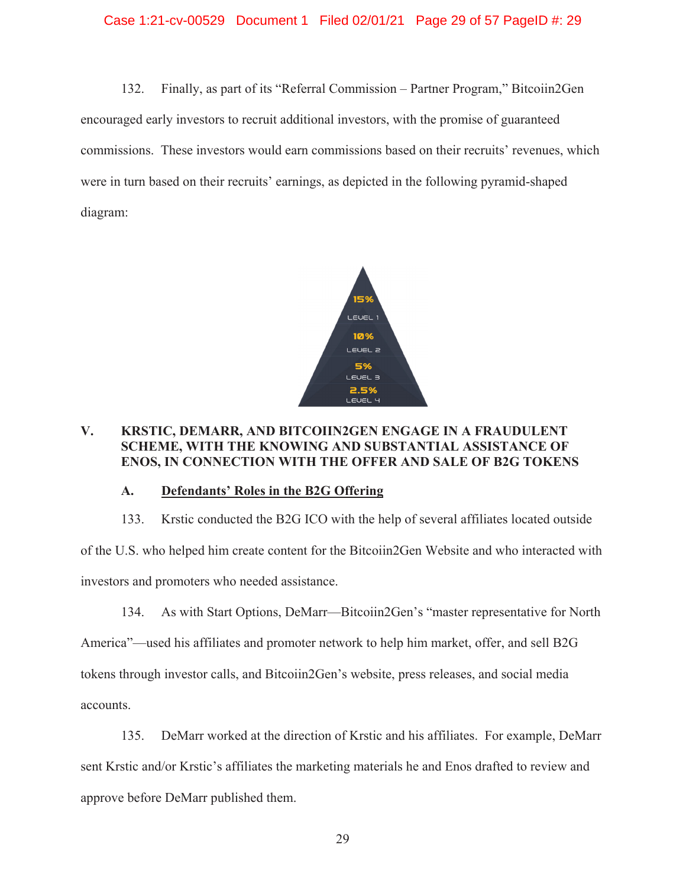132. Finally, as part of its "Referral Commission – Partner Program," Bitcoiin2Gen encouraged early investors to recruit additional investors, with the promise of guaranteed commissions. These investors would earn commissions based on their recruits' revenues, which were in turn based on their recruits' earnings, as depicted in the following pyramid-shaped diagram:

15%
LEVEL 1
10%
LEVEL 2
5%
LEVEL 3
2.5%
LEVEL 4

## V. KRSTIC, DEMARR, AND BITCOIIN2GEN ENGAGE IN A FRAUDULENT SCHEME, WITH THE KNOWING AND SUBSTANTIAL ASSISTANCE OF ENOS, IN CONNECTION WITH THE OFFER AND SALE OF B2G TOKENS

### A. Defendants' Roles in the B2G Offering

133. Krstic conducted the B2G ICO with the help of several affiliates located outside of the U.S. who helped him create content for the Bitcoiin2Gen Website and who interacted with investors and promoters who needed assistance.

134. As with Start Options, DeMarr—Bitcoiin2Gen's "master representative for North America"—used his affiliates and promoter network to help him market, offer, and sell B2G tokens through investor calls, and Bitcoiin2Gen's website, press releases, and social media accounts.

135. DeMarr worked at the direction of Krstic and his affiliates. For example, DeMarr sent Krstic and/or Krstic's affiliates the marketing materials he and Enos drafted to review and approve before DeMarr published them.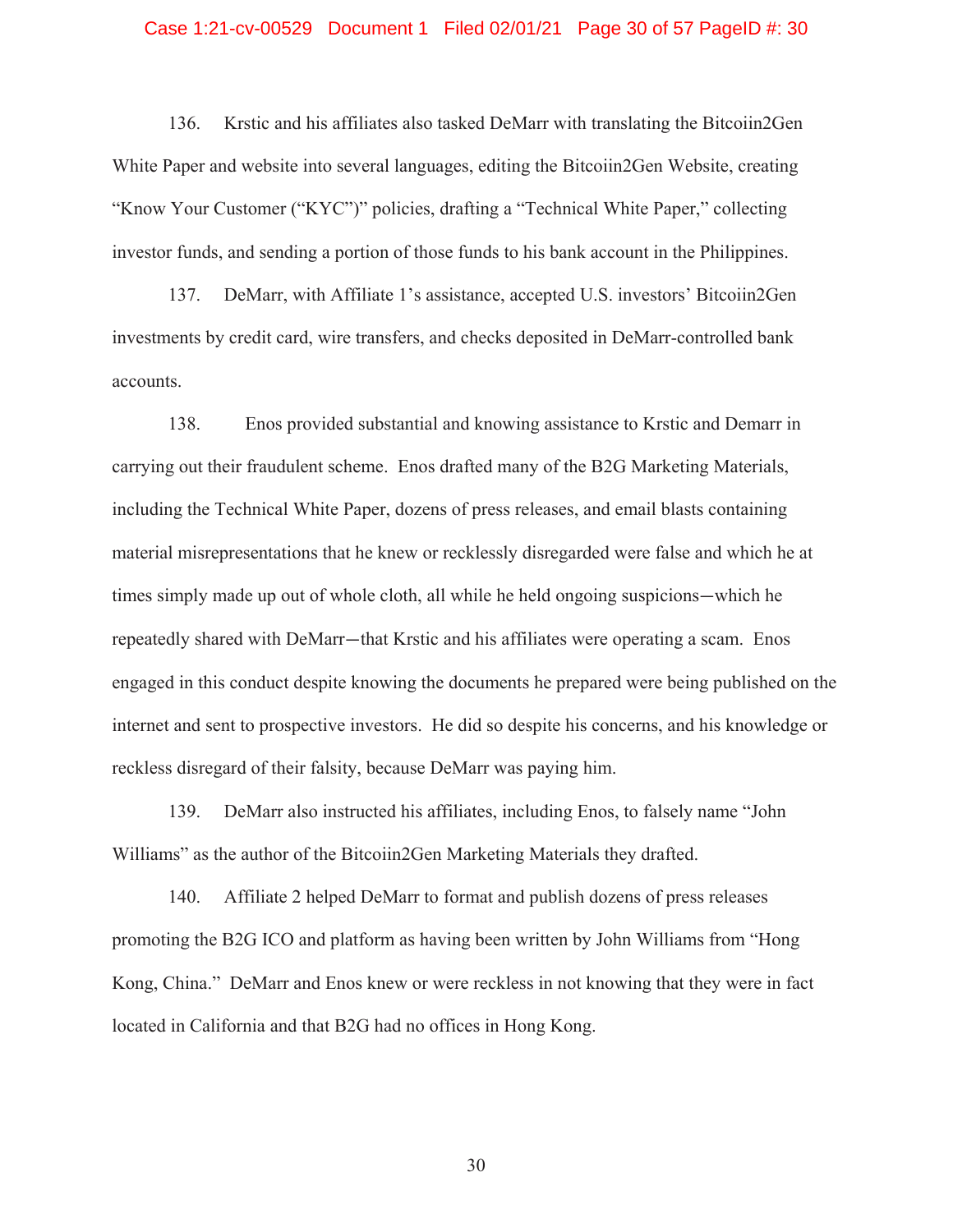136. Krstic and his affiliates also tasked DeMarr with translating the Bitcoiin2Gen White Paper and website into several languages, editing the Bitcoiin2Gen Website, creating "Know Your Customer ("KYC")" policies, drafting a "Technical White Paper," collecting investor funds, and sending a portion of those funds to his bank account in the Philippines.

137. DeMarr, with Affiliate 1's assistance, accepted U.S. investors' Bitcoiin2Gen investments by credit card, wire transfers, and checks deposited in DeMarr-controlled bank accounts.

138. Enos provided substantial and knowing assistance to Krstic and Demarr in carrying out their fraudulent scheme. Enos drafted many of the B2G Marketing Materials, including the Technical White Paper, dozens of press releases, and email blasts containing material misrepresentations that he knew or recklessly disregarded were false and which he at times simply made up out of whole cloth, all while he held ongoing suspicions—which he repeatedly shared with DeMarr—that Krstic and his affiliates were operating a scam. Enos engaged in this conduct despite knowing the documents he prepared were being published on the internet and sent to prospective investors. He did so despite his concerns, and his knowledge or reckless disregard of their falsity, because DeMarr was paying him.

139. DeMarr also instructed his affiliates, including Enos, to falsely name "John Williams" as the author of the Bitcoiin2Gen Marketing Materials they drafted.

140. Affiliate 2 helped DeMarr to format and publish dozens of press releases promoting the B2G ICO and platform as having been written by John Williams from "Hong Kong, China." DeMarr and Enos knew or were reckless in not knowing that they were in fact located in California and that B2G had no offices in Hong Kong.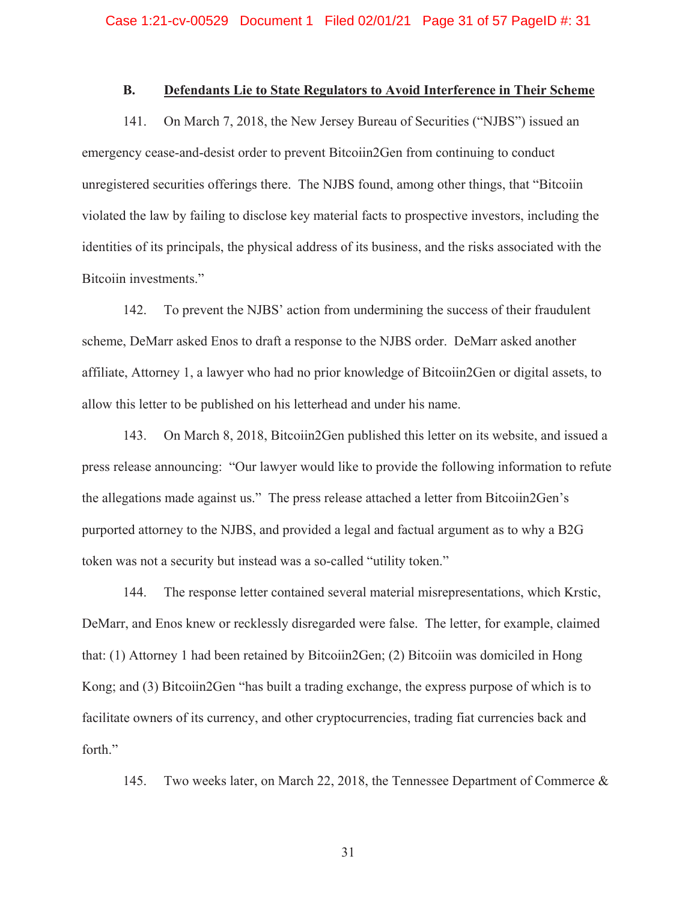### B. Defendants Lie to State Regulators to Avoid Interference in Their Scheme

141. On March 7, 2018, the New Jersey Bureau of Securities ("NJBS") issued an emergency cease-and-desist order to prevent Bitcoiin2Gen from continuing to conduct unregistered securities offerings there. The NJBS found, among other things, that "Bitcoiin violated the law by failing to disclose key material facts to prospective investors, including the identities of its principals, the physical address of its business, and the risks associated with the Bitcoiin investments."

142. To prevent the NJBS' action from undermining the success of their fraudulent scheme, DeMarr asked Enos to draft a response to the NJBS order. DeMarr asked another affiliate, Attorney 1, a lawyer who had no prior knowledge of Bitcoiin2Gen or digital assets, to allow this letter to be published on his letterhead and under his name.

143. On March 8, 2018, Bitcoiin2Gen published this letter on its website, and issued a press release announcing: "Our lawyer would like to provide the following information to refute the allegations made against us." The press release attached a letter from Bitcoiin2Gen's purported attorney to the NJBS, and provided a legal and factual argument as to why a B2G token was not a security but instead was a so-called "utility token."

144. The response letter contained several material misrepresentations, which Krstic, DeMarr, and Enos knew or recklessly disregarded were false. The letter, for example, claimed that: (1) Attorney 1 had been retained by Bitcoiin2Gen; (2) Bitcoiin was domiciled in Hong Kong; and (3) Bitcoiin2Gen "has built a trading exchange, the express purpose of which is to facilitate owners of its currency, and other cryptocurrencies, trading fiat currencies back and forth."

145. Two weeks later, on March 22, 2018, the Tennessee Department of Commerce &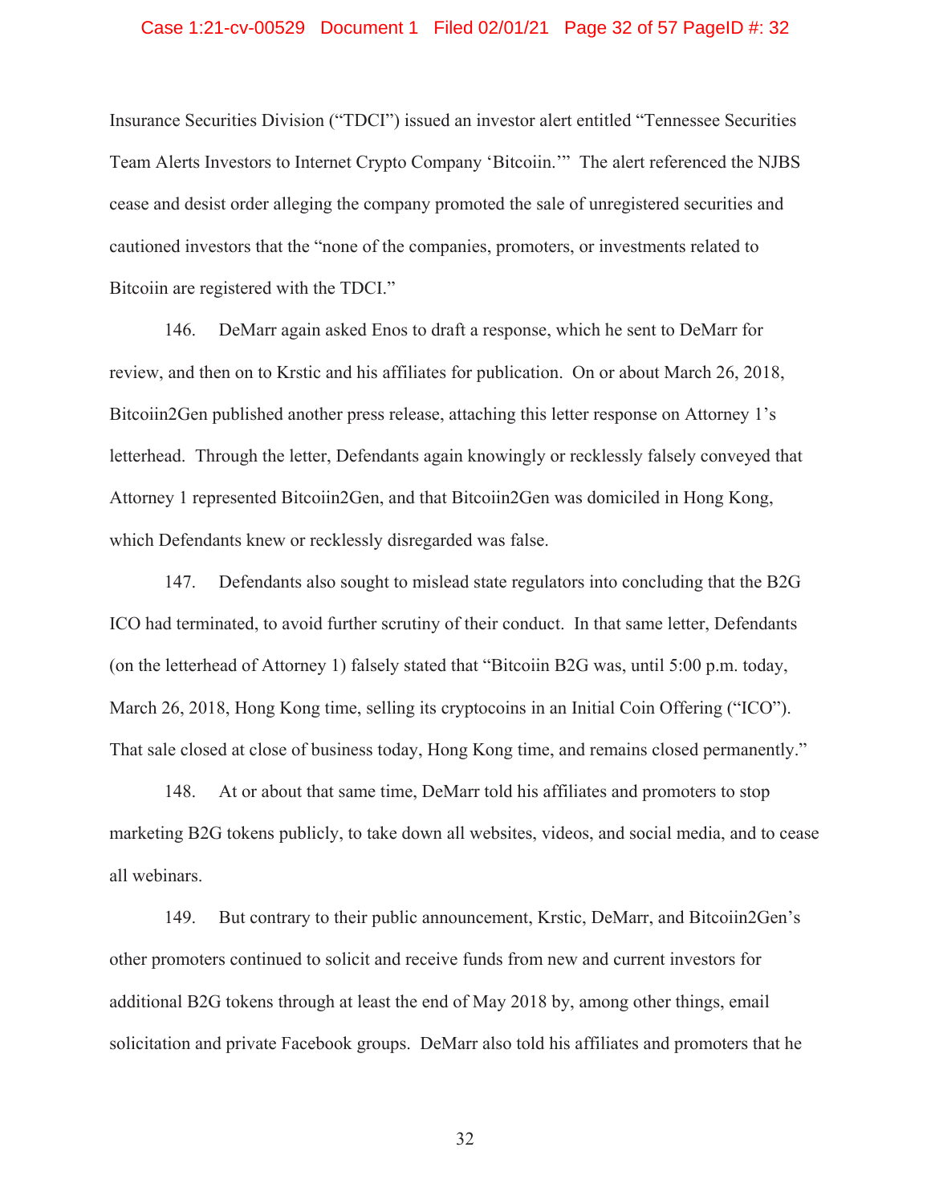Insurance Securities Division ("TDCI") issued an investor alert entitled "Tennessee Securities Team Alerts Investors to Internet Crypto Company 'Bitcoiin.'" The alert referenced the NJBS cease and desist order alleging the company promoted the sale of unregistered securities and cautioned investors that the "none of the companies, promoters, or investments related to Bitcoiin are registered with the TDCI."

146. DeMarr again asked Enos to draft a response, which he sent to DeMarr for review, and then on to Krstic and his affiliates for publication. On or about March 26, 2018, Bitcoiin2Gen published another press release, attaching this letter response on Attorney 1's letterhead. Through the letter, Defendants again knowingly or recklessly falsely conveyed that Attorney 1 represented Bitcoiin2Gen, and that Bitcoiin2Gen was domiciled in Hong Kong, which Defendants knew or recklessly disregarded was false.

147. Defendants also sought to mislead state regulators into concluding that the B2G ICO had terminated, to avoid further scrutiny of their conduct. In that same letter, Defendants (on the letterhead of Attorney 1) falsely stated that "Bitcoiin B2G was, until 5:00 p.m. today, March 26, 2018, Hong Kong time, selling its cryptocoins in an Initial Coin Offering ("ICO"). That sale closed at close of business today, Hong Kong time, and remains closed permanently."

148. At or about that same time, DeMarr told his affiliates and promoters to stop marketing B2G tokens publicly, to take down all websites, videos, and social media, and to cease all webinars.

149. But contrary to their public announcement, Krstic, DeMarr, and Bitcoiin2Gen's other promoters continued to solicit and receive funds from new and current investors for additional B2G tokens through at least the end of May 2018 by, among other things, email solicitation and private Facebook groups. DeMarr also told his affiliates and promoters that he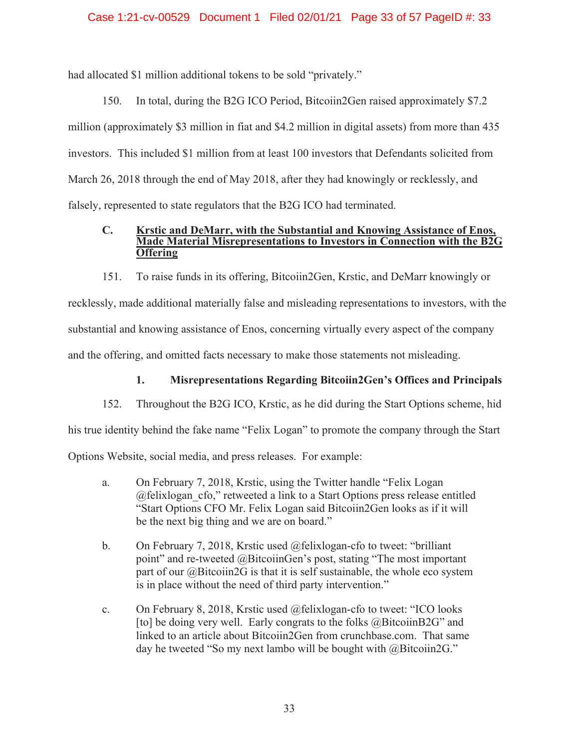had allocated $1 million additional tokens to be sold "privately."

150. In total, during the B2G ICO Period, Bitcoiin2Gen raised approximately $7.2 million (approximately $3 million in fiat and $4.2 million in digital assets) from more than 435 investors. This included $1 million from at least 100 investors that Defendants solicited from March 26, 2018 through the end of May 2018, after they had knowingly or recklessly, and falsely, represented to state regulators that the B2G ICO had terminated.

### C. Krstic and DeMarr, with the Substantial and Knowing Assistance of Enos, Made Material Misrepresentations to Investors in Connection with the B2G Offering

151. To raise funds in its offering, Bitcoiin2Gen, Krstic, and DeMarr knowingly or recklessly, made additional materially false and misleading representations to investors, with the substantial and knowing assistance of Enos, concerning virtually every aspect of the company and the offering, and omitted facts necessary to make those statements not misleading.

#### 1. Misrepresentations Regarding Bitcoiin2Gen's Offices and Principals

152. Throughout the B2G ICO, Krstic, as he did during the Start Options scheme, hid his true identity behind the fake name "Felix Logan" to promote the company through the Start Options Website, social media, and press releases. For example:

a. On February 7, 2018, Krstic, using the Twitter handle "Felix Logan @felixlogan_cfo," retweeted a link to a Start Options press release entitled "Start Options CFO Mr. Felix Logan said Bitcoiin2Gen looks as if it will be the next big thing and we are on board."

b. On February 7, 2018, Krstic used @felixlogan-cfo to tweet: "brilliant point" and re-tweeted @BitcoiinGen's post, stating "The most important part of our @Bitcoiin2G is that it is self sustainable, the whole eco system is in place without the need of third party intervention."

c. On February 8, 2018, Krstic used @felixlogan-cfo to tweet: "ICO looks [to] be doing very well. Early congrats to the folks @BitcoiinB2G" and linked to an article about Bitcoiin2Gen from crunchbase.com. That same day he tweeted "So my next lambo will be bought with @Bitcoiin2G."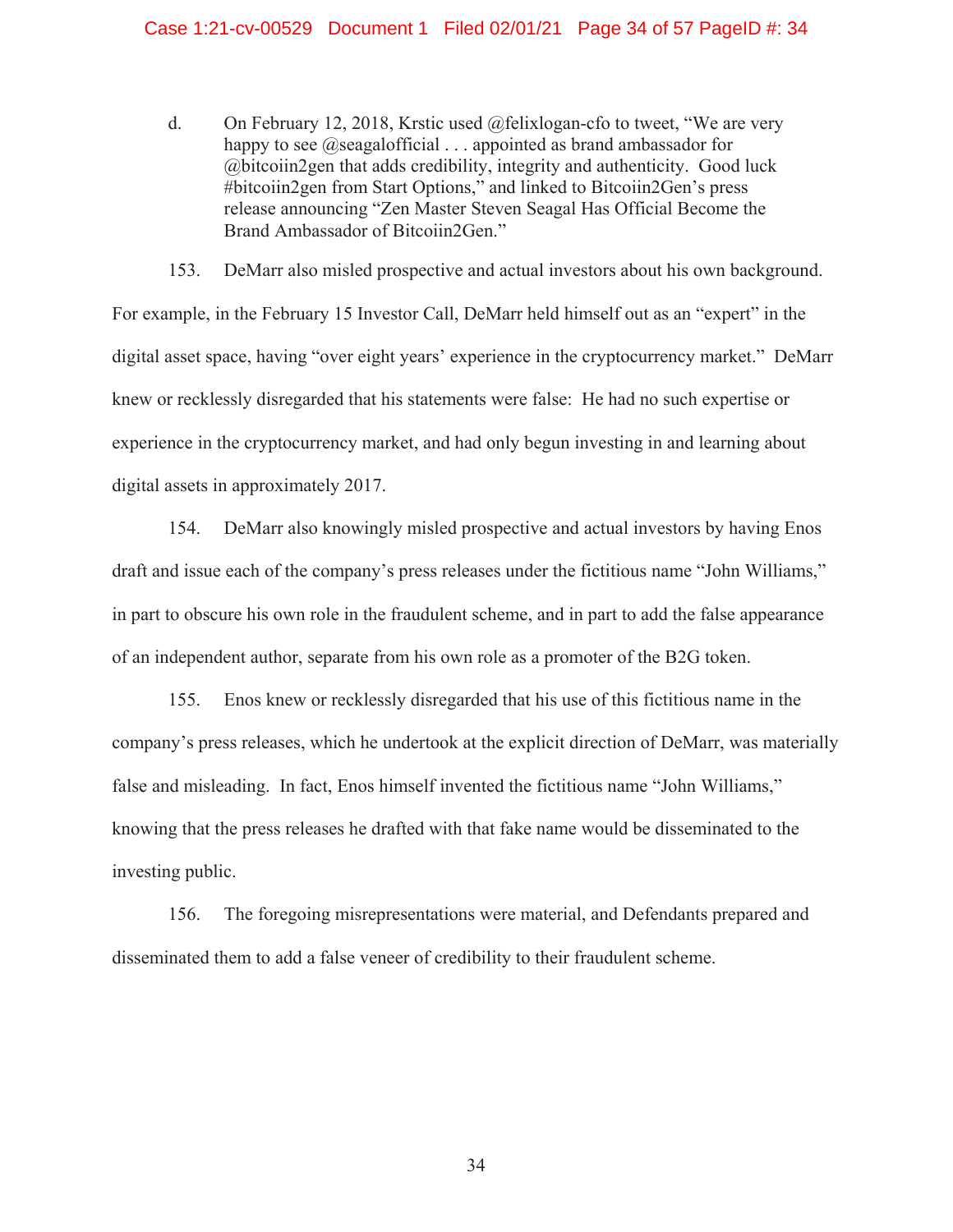d. On February 12, 2018, Krstic used @felixlogan-cfo to tweet, "We are very happy to see @seagalofficial . . . appointed as brand ambassador for @bitcoiin2gen that adds credibility, integrity and authenticity. Good luck #bitcoiin2gen from Start Options," and linked to Bitcoiin2Gen's press release announcing "Zen Master Steven Seagal Has Official Become the Brand Ambassador of Bitcoiin2Gen."

153. DeMarr also misled prospective and actual investors about his own background. For example, in the February 15 Investor Call, DeMarr held himself out as an "expert" in the digital asset space, having "over eight years' experience in the cryptocurrency market." DeMarr knew or recklessly disregarded that his statements were false: He had no such expertise or experience in the cryptocurrency market, and had only begun investing in and learning about digital assets in approximately 2017.

154. DeMarr also knowingly misled prospective and actual investors by having Enos draft and issue each of the company's press releases under the fictitious name "John Williams," in part to obscure his own role in the fraudulent scheme, and in part to add the false appearance of an independent author, separate from his own role as a promoter of the B2G token.

155. Enos knew or recklessly disregarded that his use of this fictitious name in the company's press releases, which he undertook at the explicit direction of DeMarr, was materially false and misleading. In fact, Enos himself invented the fictitious name "John Williams," knowing that the press releases he drafted with that fake name would be disseminated to the investing public.

156. The foregoing misrepresentations were material, and Defendants prepared and disseminated them to add a false veneer of credibility to their fraudulent scheme.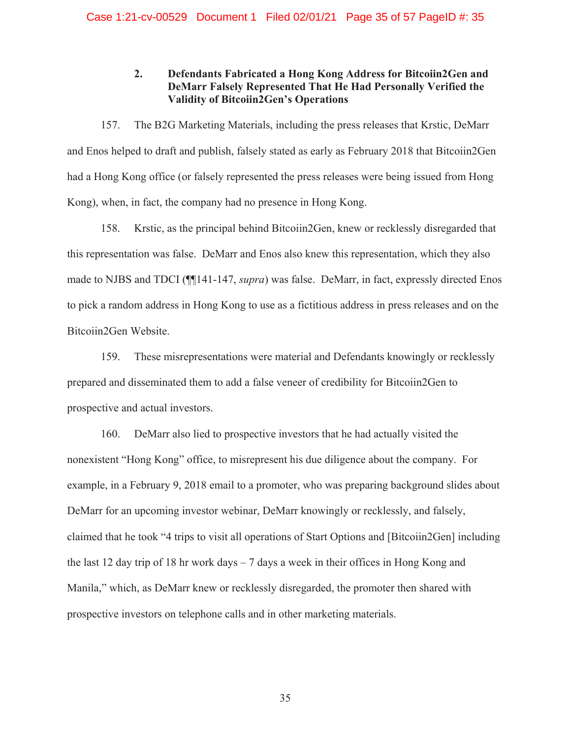### 2. Defendants Fabricated a Hong Kong Address for Bitcoiin2Gen and DeMarr Falsely Represented That He Had Personally Verified the Validity of Bitcoiin2Gen's Operations

157. The B2G Marketing Materials, including the press releases that Krstic, DeMarr and Enos helped to draft and publish, falsely stated as early as February 2018 that Bitcoiin2Gen had a Hong Kong office (or falsely represented the press releases were being issued from Hong Kong), when, in fact, the company had no presence in Hong Kong.

158. Krstic, as the principal behind Bitcoiin2Gen, knew or recklessly disregarded that this representation was false. DeMarr and Enos also knew this representation, which they also made to NJBS and TDCI (¶¶141-147, *supra*) was false. DeMarr, in fact, expressly directed Enos to pick a random address in Hong Kong to use as a fictitious address in press releases and on the Bitcoiin2Gen Website.

159. These misrepresentations were material and Defendants knowingly or recklessly prepared and disseminated them to add a false veneer of credibility for Bitcoiin2Gen to prospective and actual investors.

160. DeMarr also lied to prospective investors that he had actually visited the nonexistent "Hong Kong" office, to misrepresent his due diligence about the company. For example, in a February 9, 2018 email to a promoter, who was preparing background slides about DeMarr for an upcoming investor webinar, DeMarr knowingly or recklessly, and falsely, claimed that he took "4 trips to visit all operations of Start Options and [Bitcoiin2Gen] including the last 12 day trip of 18 hr work days – 7 days a week in their offices in Hong Kong and Manila," which, as DeMarr knew or recklessly disregarded, the promoter then shared with prospective investors on telephone calls and in other marketing materials.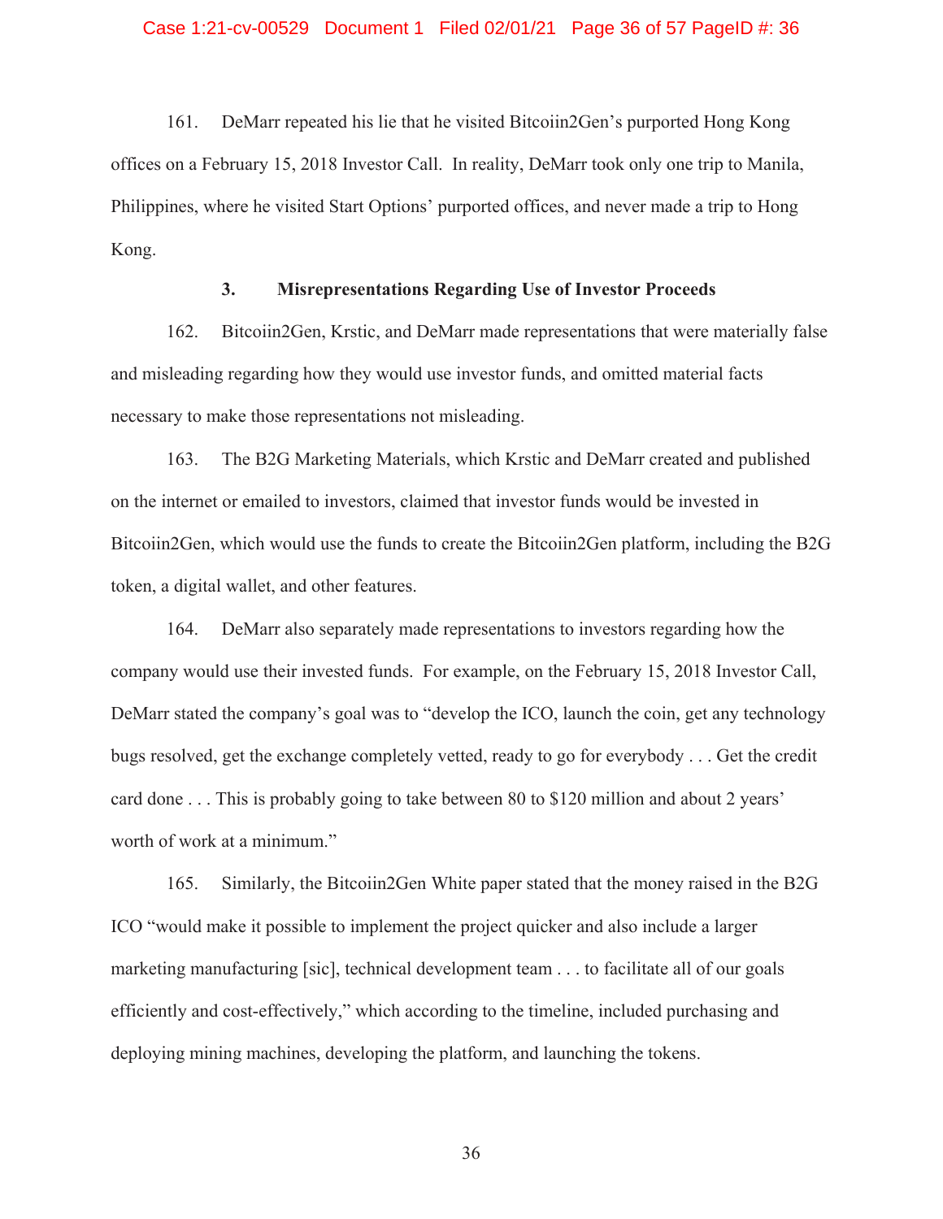161. DeMarr repeated his lie that he visited Bitcoiin2Gen's purported Hong Kong offices on a February 15, 2018 Investor Call. In reality, DeMarr took only one trip to Manila, Philippines, where he visited Start Options' purported offices, and never made a trip to Hong Kong.

### 3. Misrepresentations Regarding Use of Investor Proceeds

162. Bitcoiin2Gen, Krstic, and DeMarr made representations that were materially false and misleading regarding how they would use investor funds, and omitted material facts necessary to make those representations not misleading.

163. The B2G Marketing Materials, which Krstic and DeMarr created and published on the internet or emailed to investors, claimed that investor funds would be invested in Bitcoiin2Gen, which would use the funds to create the Bitcoiin2Gen platform, including the B2G token, a digital wallet, and other features.

164. DeMarr also separately made representations to investors regarding how the company would use their invested funds. For example, on the February 15, 2018 Investor Call, DeMarr stated the company's goal was to "develop the ICO, launch the coin, get any technology bugs resolved, get the exchange completely vetted, ready to go for everybody . . . Get the credit card done . . . This is probably going to take between 80 to $120 million and about 2 years' worth of work at a minimum."

165. Similarly, the Bitcoiin2Gen White paper stated that the money raised in the B2G ICO "would make it possible to implement the project quicker and also include a larger marketing manufacturing [sic], technical development team . . . to facilitate all of our goals efficiently and cost-effectively," which according to the timeline, included purchasing and deploying mining machines, developing the platform, and launching the tokens.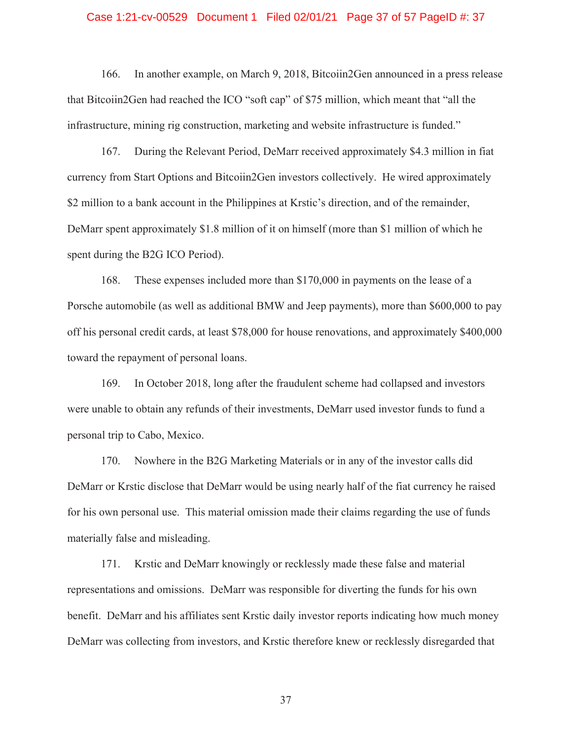166. In another example, on March 9, 2018, Bitcoiin2Gen announced in a press release that Bitcoiin2Gen had reached the ICO "soft cap" of $75 million, which meant that "all the infrastructure, mining rig construction, marketing and website infrastructure is funded."

167. During the Relevant Period, DeMarr received approximately $4.3 million in fiat currency from Start Options and Bitcoiin2Gen investors collectively. He wired approximately $2 million to a bank account in the Philippines at Krstic's direction, and of the remainder, DeMarr spent approximately $1.8 million of it on himself (more than $1 million of which he spent during the B2G ICO Period).

168. These expenses included more than $170,000 in payments on the lease of a Porsche automobile (as well as additional BMW and Jeep payments), more than $600,000 to pay off his personal credit cards, at least $78,000 for house renovations, and approximately $400,000 toward the repayment of personal loans.

169. In October 2018, long after the fraudulent scheme had collapsed and investors were unable to obtain any refunds of their investments, DeMarr used investor funds to fund a personal trip to Cabo, Mexico.

170. Nowhere in the B2G Marketing Materials or in any of the investor calls did DeMarr or Krstic disclose that DeMarr would be using nearly half of the fiat currency he raised for his own personal use. This material omission made their claims regarding the use of funds materially false and misleading.

171. Krstic and DeMarr knowingly or recklessly made these false and material representations and omissions. DeMarr was responsible for diverting the funds for his own benefit. DeMarr and his affiliates sent Krstic daily investor reports indicating how much money DeMarr was collecting from investors, and Krstic therefore knew or recklessly disregarded that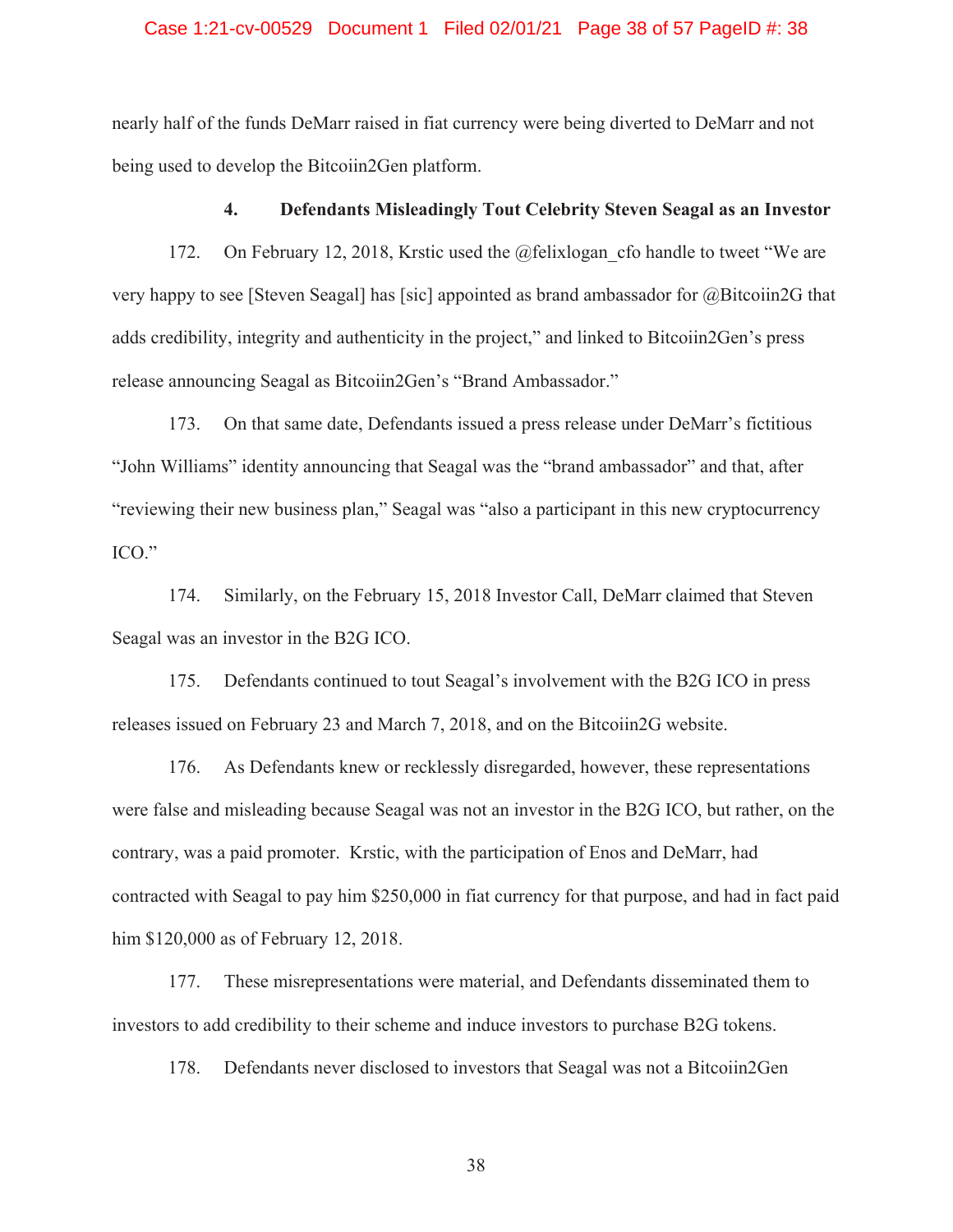nearly half of the funds DeMarr raised in fiat currency were being diverted to DeMarr and not being used to develop the Bitcoiin2Gen platform.

#### 4. Defendants Misleadingly Tout Celebrity Steven Seagal as an Investor

172. On February 12, 2018, Krstic used the @felixlogan_cfo handle to tweet "We are very happy to see [Steven Seagal] has [sic] appointed as brand ambassador for @Bitcoiin2G that adds credibility, integrity and authenticity in the project," and linked to Bitcoiin2Gen's press release announcing Seagal as Bitcoiin2Gen's "Brand Ambassador."

173. On that same date, Defendants issued a press release under DeMarr's fictitious "John Williams" identity announcing that Seagal was the "brand ambassador" and that, after "reviewing their new business plan," Seagal was "also a participant in this new cryptocurrency ICO."

174. Similarly, on the February 15, 2018 Investor Call, DeMarr claimed that Steven Seagal was an investor in the B2G ICO.

175. Defendants continued to tout Seagal's involvement with the B2G ICO in press releases issued on February 23 and March 7, 2018, and on the Bitcoiin2G website.

176. As Defendants knew or recklessly disregarded, however, these representations were false and misleading because Seagal was not an investor in the B2G ICO, but rather, on the contrary, was a paid promoter. Krstic, with the participation of Enos and DeMarr, had contracted with Seagal to pay him $250,000 in fiat currency for that purpose, and had in fact paid him $120,000 as of February 12, 2018.

177. These misrepresentations were material, and Defendants disseminated them to investors to add credibility to their scheme and induce investors to purchase B2G tokens.

178. Defendants never disclosed to investors that Seagal was not a Bitcoiin2Gen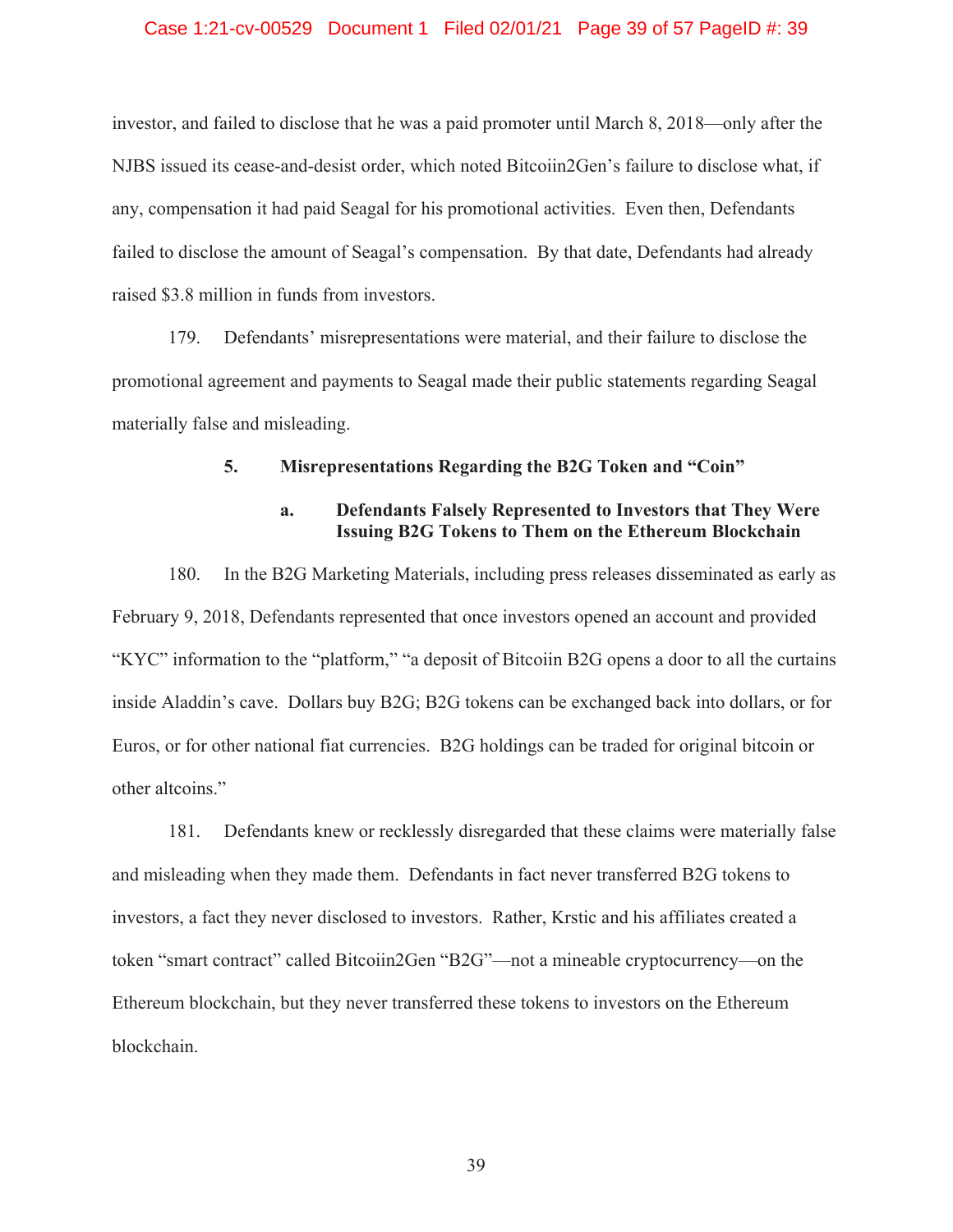investor, and failed to disclose that he was a paid promoter until March 8, 2018—only after the NJBS issued its cease-and-desist order, which noted Bitcoiin2Gen's failure to disclose what, if any, compensation it had paid Seagal for his promotional activities. Even then, Defendants failed to disclose the amount of Seagal's compensation. By that date, Defendants had already raised $3.8 million in funds from investors.

179. Defendants' misrepresentations were material, and their failure to disclose the promotional agreement and payments to Seagal made their public statements regarding Seagal materially false and misleading.

### 5. Misrepresentations Regarding the B2G Token and "Coin"

#### a. Defendants Falsely Represented to Investors that They Were Issuing B2G Tokens to Them on the Ethereum Blockchain

180. In the B2G Marketing Materials, including press releases disseminated as early as February 9, 2018, Defendants represented that once investors opened an account and provided "KYC" information to the "platform," "a deposit of Bitcoiin B2G opens a door to all the curtains inside Aladdin's cave. Dollars buy B2G; B2G tokens can be exchanged back into dollars, or for Euros, or for other national fiat currencies. B2G holdings can be traded for original bitcoin or other altcoins."

181. Defendants knew or recklessly disregarded that these claims were materially false and misleading when they made them. Defendants in fact never transferred B2G tokens to investors, a fact they never disclosed to investors. Rather, Krstic and his affiliates created a token "smart contract" called Bitcoiin2Gen "B2G"—not a mineable cryptocurrency—on the Ethereum blockchain, but they never transferred these tokens to investors on the Ethereum blockchain.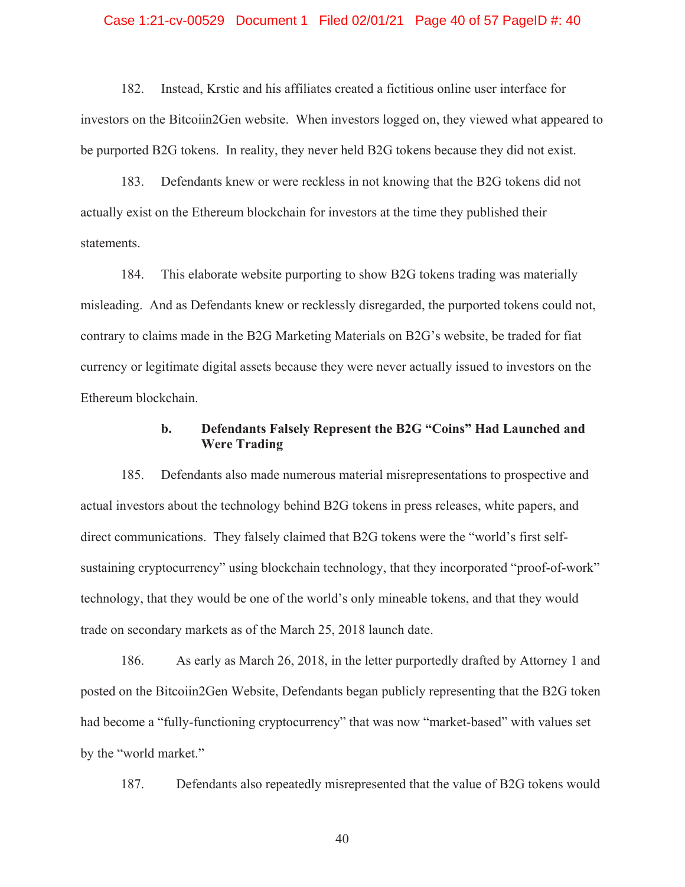182. Instead, Krstic and his affiliates created a fictitious online user interface for investors on the Bitcoiin2Gen website. When investors logged on, they viewed what appeared to be purported B2G tokens. In reality, they never held B2G tokens because they did not exist.

183. Defendants knew or were reckless in not knowing that the B2G tokens did not actually exist on the Ethereum blockchain for investors at the time they published their statements.

184. This elaborate website purporting to show B2G tokens trading was materially misleading. And as Defendants knew or recklessly disregarded, the purported tokens could not, contrary to claims made in the B2G Marketing Materials on B2G's website, be traded for fiat currency or legitimate digital assets because they were never actually issued to investors on the Ethereum blockchain.

#### b. Defendants Falsely Represent the B2G "Coins" Had Launched and Were Trading

185. Defendants also made numerous material misrepresentations to prospective and actual investors about the technology behind B2G tokens in press releases, white papers, and direct communications. They falsely claimed that B2G tokens were the "world's first self-sustaining cryptocurrency" using blockchain technology, that they incorporated "proof-of-work" technology, that they would be one of the world's only mineable tokens, and that they would trade on secondary markets as of the March 25, 2018 launch date.

186. As early as March 26, 2018, in the letter purportedly drafted by Attorney 1 and posted on the Bitcoiin2Gen Website, Defendants began publicly representing that the B2G token had become a "fully-functioning cryptocurrency" that was now "market-based" with values set by the "world market."

187. Defendants also repeatedly misrepresented that the value of B2G tokens would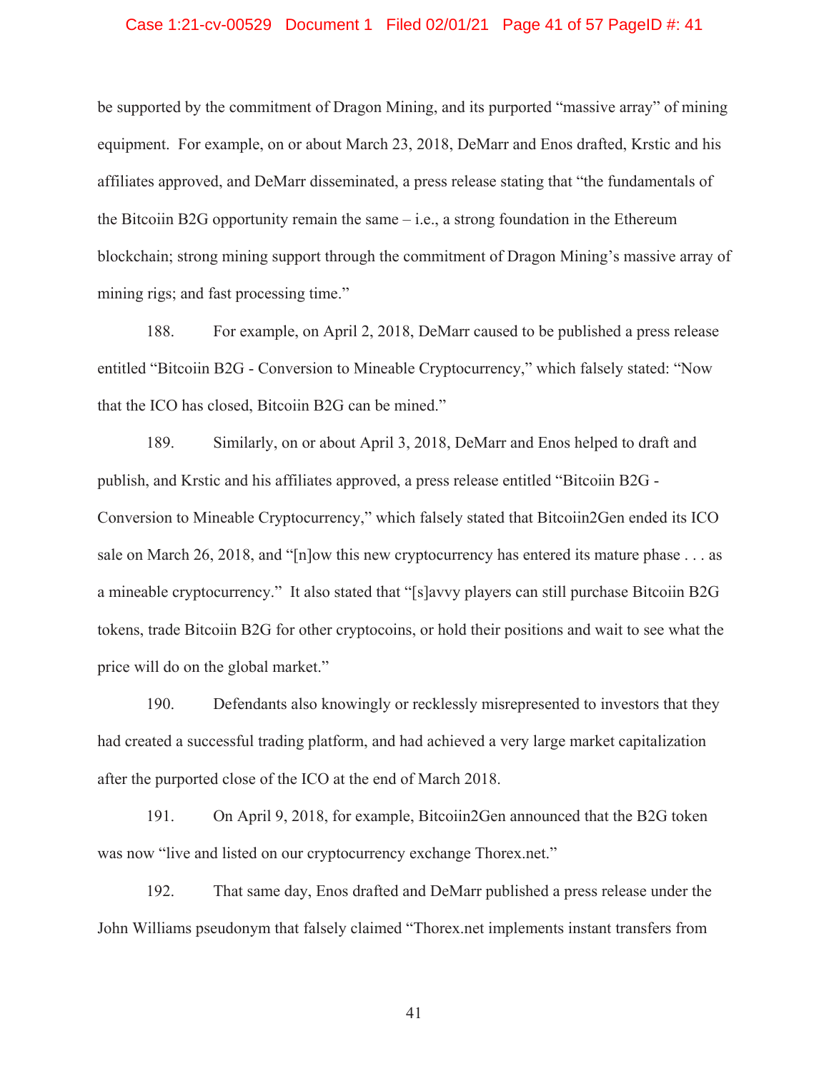be supported by the commitment of Dragon Mining, and its purported "massive array" of mining equipment. For example, on or about March 23, 2018, DeMarr and Enos drafted, Krstic and his affiliates approved, and DeMarr disseminated, a press release stating that "the fundamentals of the Bitcoiin B2G opportunity remain the same – i.e., a strong foundation in the Ethereum blockchain; strong mining support through the commitment of Dragon Mining's massive array of mining rigs; and fast processing time."

188. For example, on April 2, 2018, DeMarr caused to be published a press release entitled "Bitcoiin B2G - Conversion to Mineable Cryptocurrency," which falsely stated: "Now that the ICO has closed, Bitcoiin B2G can be mined."

189. Similarly, on or about April 3, 2018, DeMarr and Enos helped to draft and publish, and Krstic and his affiliates approved, a press release entitled "Bitcoiin B2G - Conversion to Mineable Cryptocurrency," which falsely stated that Bitcoiin2Gen ended its ICO sale on March 26, 2018, and "[n]ow this new cryptocurrency has entered its mature phase . . . as a mineable cryptocurrency." It also stated that "[s]avvy players can still purchase Bitcoiin B2G tokens, trade Bitcoiin B2G for other cryptocoins, or hold their positions and wait to see what the price will do on the global market."

190. Defendants also knowingly or recklessly misrepresented to investors that they had created a successful trading platform, and had achieved a very large market capitalization after the purported close of the ICO at the end of March 2018.

191. On April 9, 2018, for example, Bitcoiin2Gen announced that the B2G token was now "live and listed on our cryptocurrency exchange Thorex.net."

192. That same day, Enos drafted and DeMarr published a press release under the John Williams pseudonym that falsely claimed "Thorex.net implements instant transfers from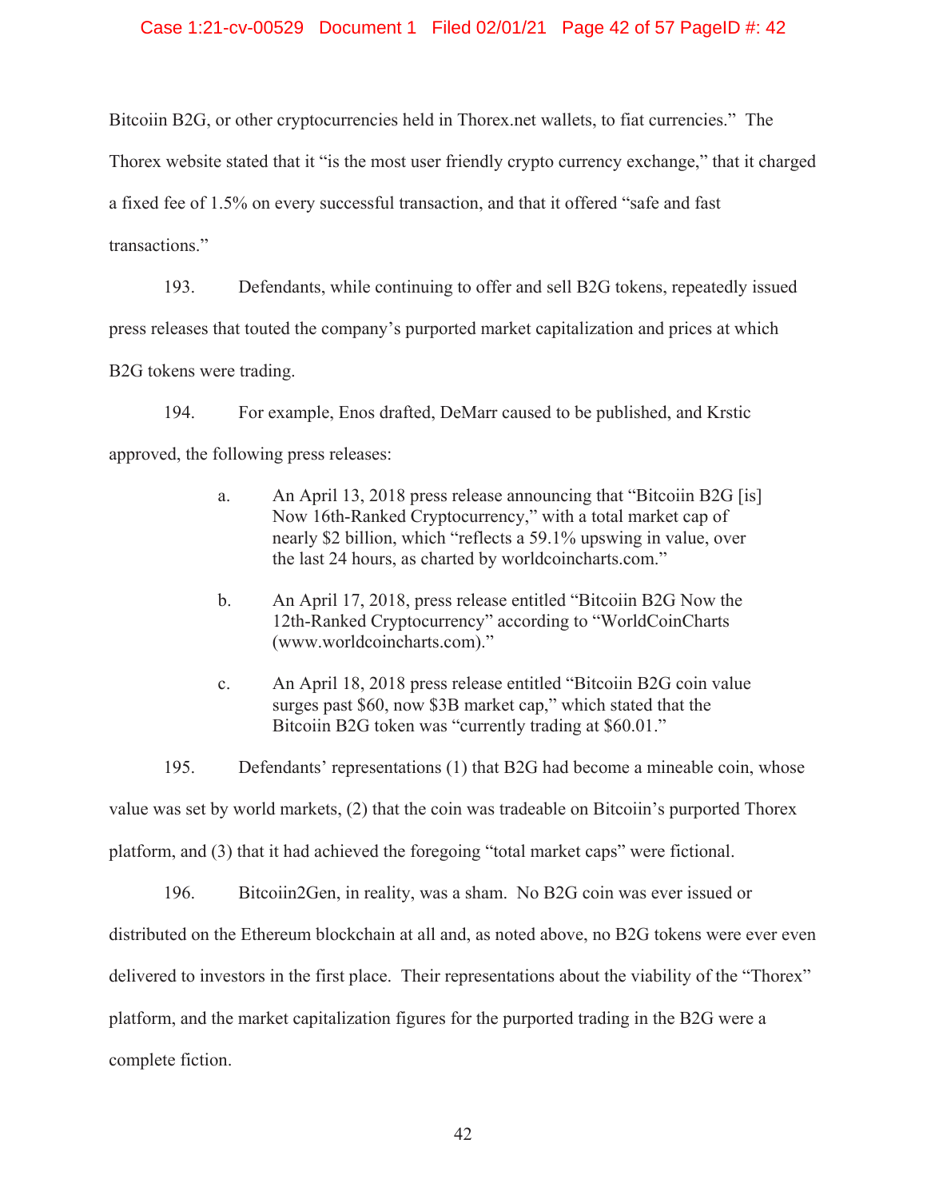Bitcoiin B2G, or other cryptocurrencies held in Thorex.net wallets, to fiat currencies." The Thorex website stated that it "is the most user friendly crypto currency exchange," that it charged a fixed fee of 1.5% on every successful transaction, and that it offered "safe and fast transactions."

193. Defendants, while continuing to offer and sell B2G tokens, repeatedly issued press releases that touted the company's purported market capitalization and prices at which B2G tokens were trading.

194. For example, Enos drafted, DeMarr caused to be published, and Krstic approved, the following press releases:

> a. An April 13, 2018 press release announcing that "Bitcoiin B2G [is] Now 16th-Ranked Cryptocurrency," with a total market cap of nearly $2 billion, which "reflects a 59.1% upswing in value, over the last 24 hours, as charted by worldcoincharts.com."
>
> b. An April 17, 2018, press release entitled "Bitcoiin B2G Now the 12th-Ranked Cryptocurrency" according to "WorldCoinCharts (www.worldcoincharts.com)."
>
> c. An April 18, 2018 press release entitled "Bitcoiin B2G coin value surges past $60, now $3B market cap," which stated that the Bitcoiin B2G token was "currently trading at $60.01."

195. Defendants' representations (1) that B2G had become a mineable coin, whose value was set by world markets, (2) that the coin was tradeable on Bitcoiin's purported Thorex platform, and (3) that it had achieved the foregoing "total market caps" were fictional.

196. Bitcoiin2Gen, in reality, was a sham. No B2G coin was ever issued or distributed on the Ethereum blockchain at all and, as noted above, no B2G tokens were ever even delivered to investors in the first place. Their representations about the viability of the "Thorex" platform, and the market capitalization figures for the purported trading in the B2G were a complete fiction.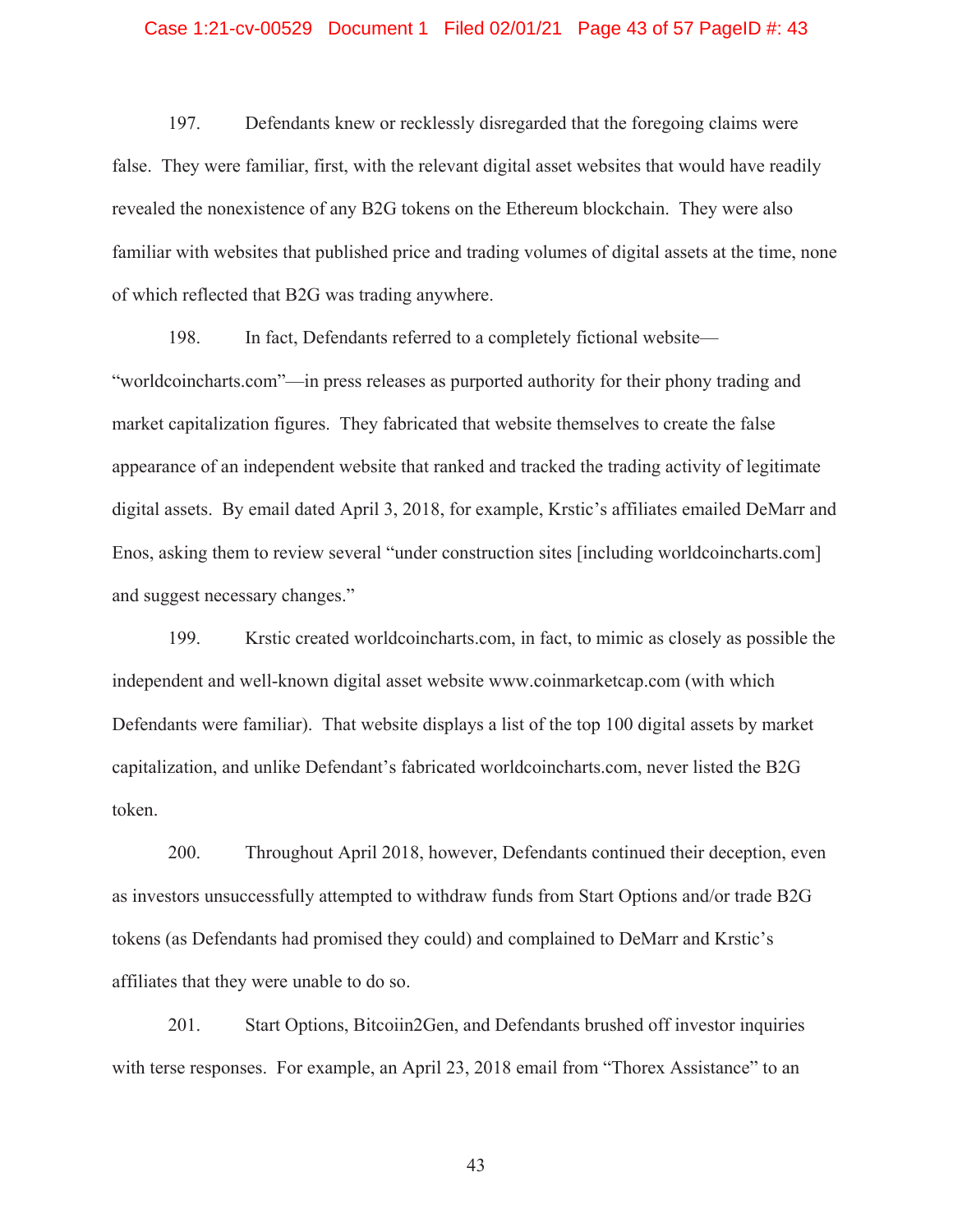197. Defendants knew or recklessly disregarded that the foregoing claims were false. They were familiar, first, with the relevant digital asset websites that would have readily revealed the nonexistence of any B2G tokens on the Ethereum blockchain. They were also familiar with websites that published price and trading volumes of digital assets at the time, none of which reflected that B2G was trading anywhere.

198. In fact, Defendants referred to a completely fictional website—"worldcoincharts.com"—in press releases as purported authority for their phony trading and market capitalization figures. They fabricated that website themselves to create the false appearance of an independent website that ranked and tracked the trading activity of legitimate digital assets. By email dated April 3, 2018, for example, Krstic's affiliates emailed DeMarr and Enos, asking them to review several "under construction sites [including worldcoincharts.com] and suggest necessary changes."

199. Krstic created worldcoincharts.com, in fact, to mimic as closely as possible the independent and well-known digital asset website www.coinmarketcap.com (with which Defendants were familiar). That website displays a list of the top 100 digital assets by market capitalization, and unlike Defendant's fabricated worldcoincharts.com, never listed the B2G token.

200. Throughout April 2018, however, Defendants continued their deception, even as investors unsuccessfully attempted to withdraw funds from Start Options and/or trade B2G tokens (as Defendants had promised they could) and complained to DeMarr and Krstic's affiliates that they were unable to do so.

201. Start Options, Bitcoiin2Gen, and Defendants brushed off investor inquiries with terse responses. For example, an April 23, 2018 email from "Thorex Assistance" to an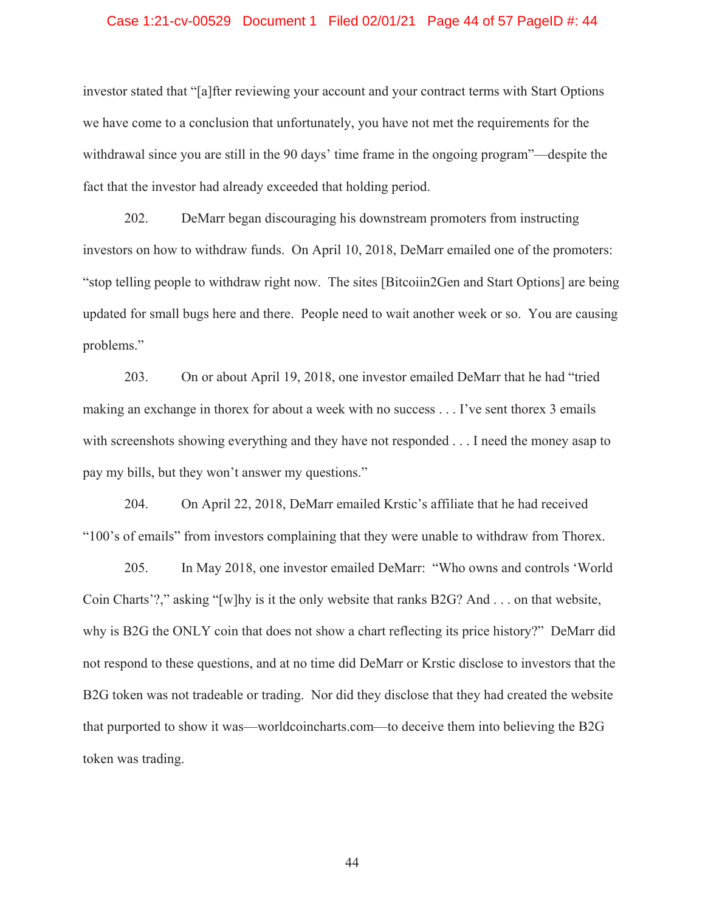investor stated that "[a]fter reviewing your account and your contract terms with Start Options we have come to a conclusion that unfortunately, you have not met the requirements for the withdrawal since you are still in the 90 days' time frame in the ongoing program"—despite the fact that the investor had already exceeded that holding period.

202. DeMarr began discouraging his downstream promoters from instructing investors on how to withdraw funds. On April 10, 2018, DeMarr emailed one of the promoters: "stop telling people to withdraw right now. The sites [Bitcoiin2Gen and Start Options] are being updated for small bugs here and there. People need to wait another week or so. You are causing problems."

203. On or about April 19, 2018, one investor emailed DeMarr that he had "tried making an exchange in thorex for about a week with no success . . . I've sent thorex 3 emails with screenshots showing everything and they have not responded . . . I need the money asap to pay my bills, but they won't answer my questions."

204. On April 22, 2018, DeMarr emailed Krstic's affiliate that he had received "100's of emails" from investors complaining that they were unable to withdraw from Thorex.

205. In May 2018, one investor emailed DeMarr: "Who owns and controls 'World Coin Charts'?," asking "[w]hy is it the only website that ranks B2G? And . . . on that website, why is B2G the ONLY coin that does not show a chart reflecting its price history?" DeMarr did not respond to these questions, and at no time did DeMarr or Krstic disclose to investors that the B2G token was not tradeable or trading. Nor did they disclose that they had created the website that purported to show it was—worldcoincharts.com—to deceive them into believing the B2G token was trading.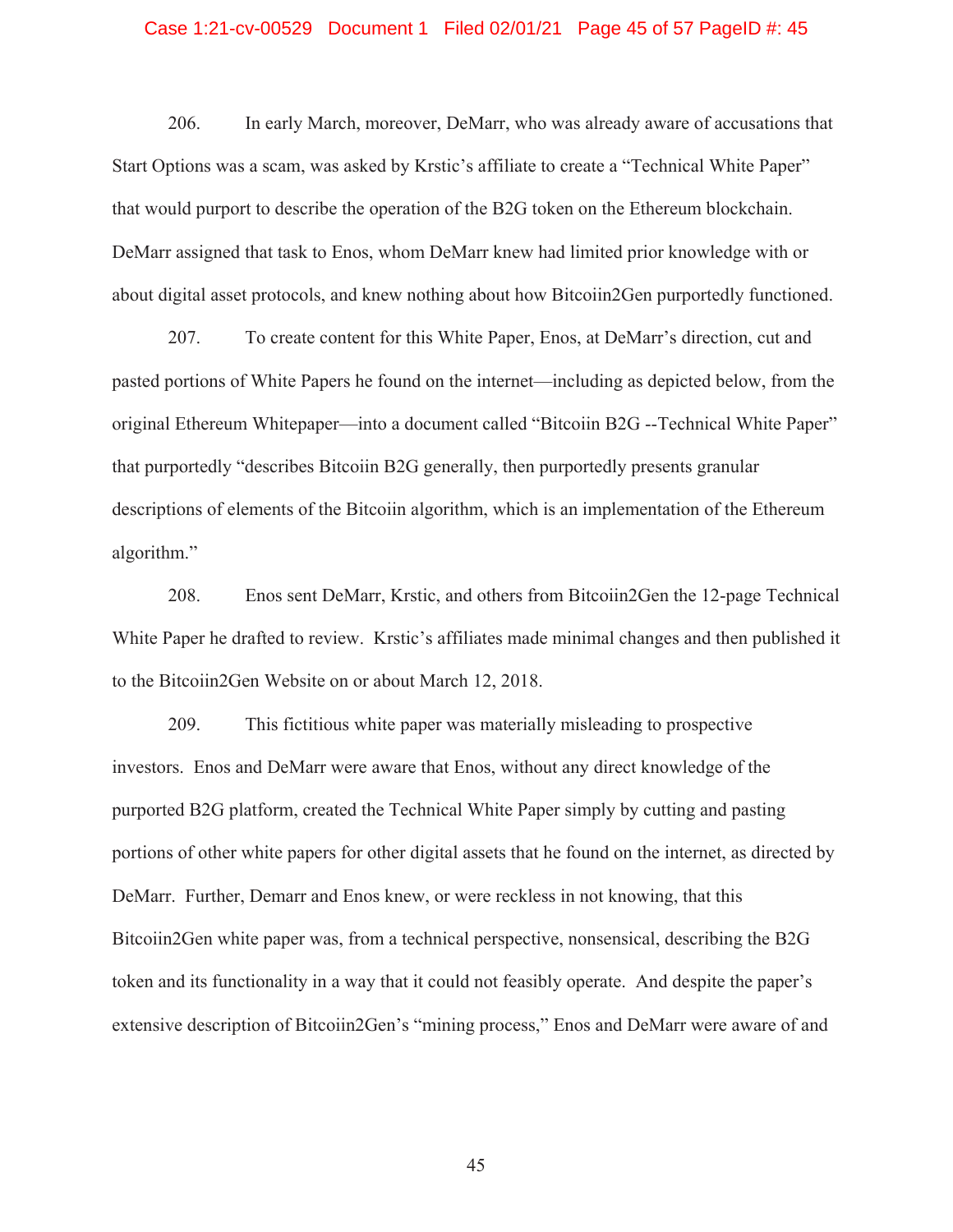206. In early March, moreover, DeMarr, who was already aware of accusations that Start Options was a scam, was asked by Krstic's affiliate to create a "Technical White Paper" that would purport to describe the operation of the B2G token on the Ethereum blockchain. DeMarr assigned that task to Enos, whom DeMarr knew had limited prior knowledge with or about digital asset protocols, and knew nothing about how Bitcoiin2Gen purportedly functioned.

207. To create content for this White Paper, Enos, at DeMarr's direction, cut and pasted portions of White Papers he found on the internet—including as depicted below, from the original Ethereum Whitepaper—into a document called "Bitcoiin B2G --Technical White Paper" that purportedly "describes Bitcoiin B2G generally, then purportedly presents granular descriptions of elements of the Bitcoiin algorithm, which is an implementation of the Ethereum algorithm."

208. Enos sent DeMarr, Krstic, and others from Bitcoiin2Gen the 12-page Technical White Paper he drafted to review. Krstic's affiliates made minimal changes and then published it to the Bitcoiin2Gen Website on or about March 12, 2018.

209. This fictitious white paper was materially misleading to prospective investors. Enos and DeMarr were aware that Enos, without any direct knowledge of the purported B2G platform, created the Technical White Paper simply by cutting and pasting portions of other white papers for other digital assets that he found on the internet, as directed by DeMarr. Further, Demarr and Enos knew, or were reckless in not knowing, that this Bitcoiin2Gen white paper was, from a technical perspective, nonsensical, describing the B2G token and its functionality in a way that it could not feasibly operate. And despite the paper's extensive description of Bitcoiin2Gen's "mining process," Enos and DeMarr were aware of and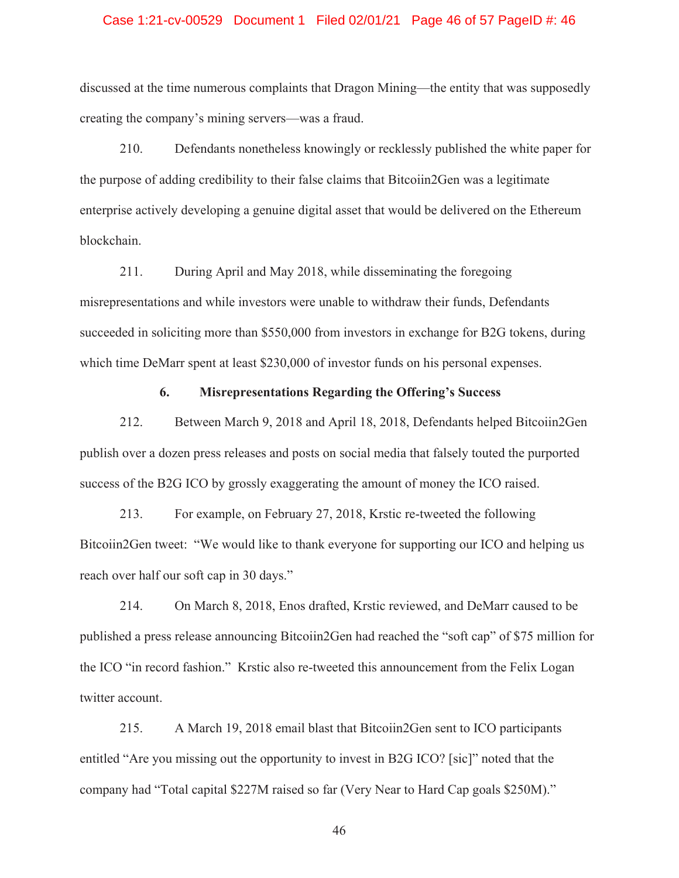discussed at the time numerous complaints that Dragon Mining—the entity that was supposedly creating the company's mining servers—was a fraud.

210. Defendants nonetheless knowingly or recklessly published the white paper for the purpose of adding credibility to their false claims that Bitcoiin2Gen was a legitimate enterprise actively developing a genuine digital asset that would be delivered on the Ethereum blockchain.

211. During April and May 2018, while disseminating the foregoing misrepresentations and while investors were unable to withdraw their funds, Defendants succeeded in soliciting more than $550,000 from investors in exchange for B2G tokens, during which time DeMarr spent at least $230,000 of investor funds on his personal expenses.

### 6. Misrepresentations Regarding the Offering's Success

212. Between March 9, 2018 and April 18, 2018, Defendants helped Bitcoiin2Gen publish over a dozen press releases and posts on social media that falsely touted the purported success of the B2G ICO by grossly exaggerating the amount of money the ICO raised.

213. For example, on February 27, 2018, Krstic re-tweeted the following Bitcoiin2Gen tweet: "We would like to thank everyone for supporting our ICO and helping us reach over half our soft cap in 30 days."

214. On March 8, 2018, Enos drafted, Krstic reviewed, and DeMarr caused to be published a press release announcing Bitcoiin2Gen had reached the "soft cap" of $75 million for the ICO "in record fashion." Krstic also re-tweeted this announcement from the Felix Logan twitter account.

215. A March 19, 2018 email blast that Bitcoiin2Gen sent to ICO participants entitled "Are you missing out the opportunity to invest in B2G ICO? [sic]" noted that the company had "Total capital $227M raised so far (Very Near to Hard Cap goals $250M)."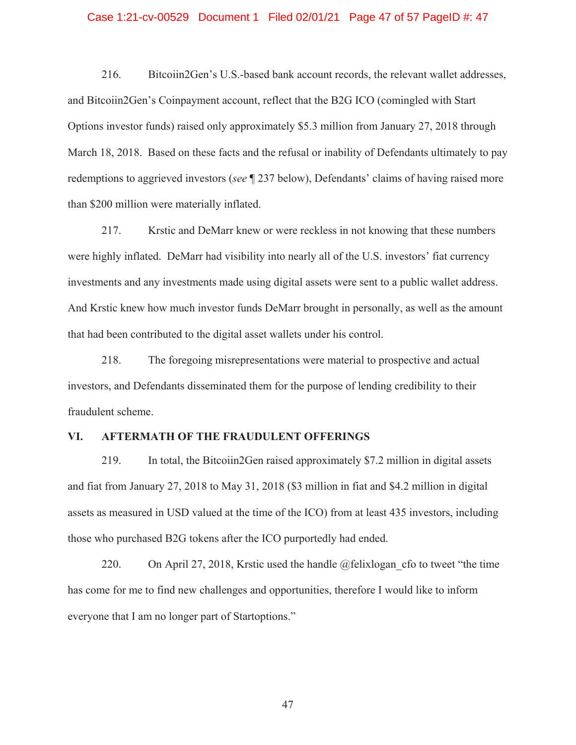216. Bitcoiin2Gen's U.S.-based bank account records, the relevant wallet addresses, and Bitcoiin2Gen's Coinpayment account, reflect that the B2G ICO (comingled with Start Options investor funds) raised only approximately $5.3 million from January 27, 2018 through March 18, 2018. Based on these facts and the refusal or inability of Defendants ultimately to pay redemptions to aggrieved investors (*see* ¶ 237 below), Defendants' claims of having raised more than $200 million were materially inflated.

217. Krstic and DeMarr knew or were reckless in not knowing that these numbers were highly inflated. DeMarr had visibility into nearly all of the U.S. investors' fiat currency investments and any investments made using digital assets were sent to a public wallet address. And Krstic knew how much investor funds DeMarr brought in personally, as well as the amount that had been contributed to the digital asset wallets under his control.

218. The foregoing misrepresentations were material to prospective and actual investors, and Defendants disseminated them for the purpose of lending credibility to their fraudulent scheme.

## VI. AFTERMATH OF THE FRAUDULENT OFFERINGS

219. In total, the Bitcoiin2Gen raised approximately $7.2 million in digital assets and fiat from January 27, 2018 to May 31, 2018 ($3 million in fiat and $4.2 million in digital assets as measured in USD valued at the time of the ICO) from at least 435 investors, including those who purchased B2G tokens after the ICO purportedly had ended.

220. On April 27, 2018, Krstic used the handle @felixlogan_cfo to tweet "the time has come for me to find new challenges and opportunities, therefore I would like to inform everyone that I am no longer part of Startoptions."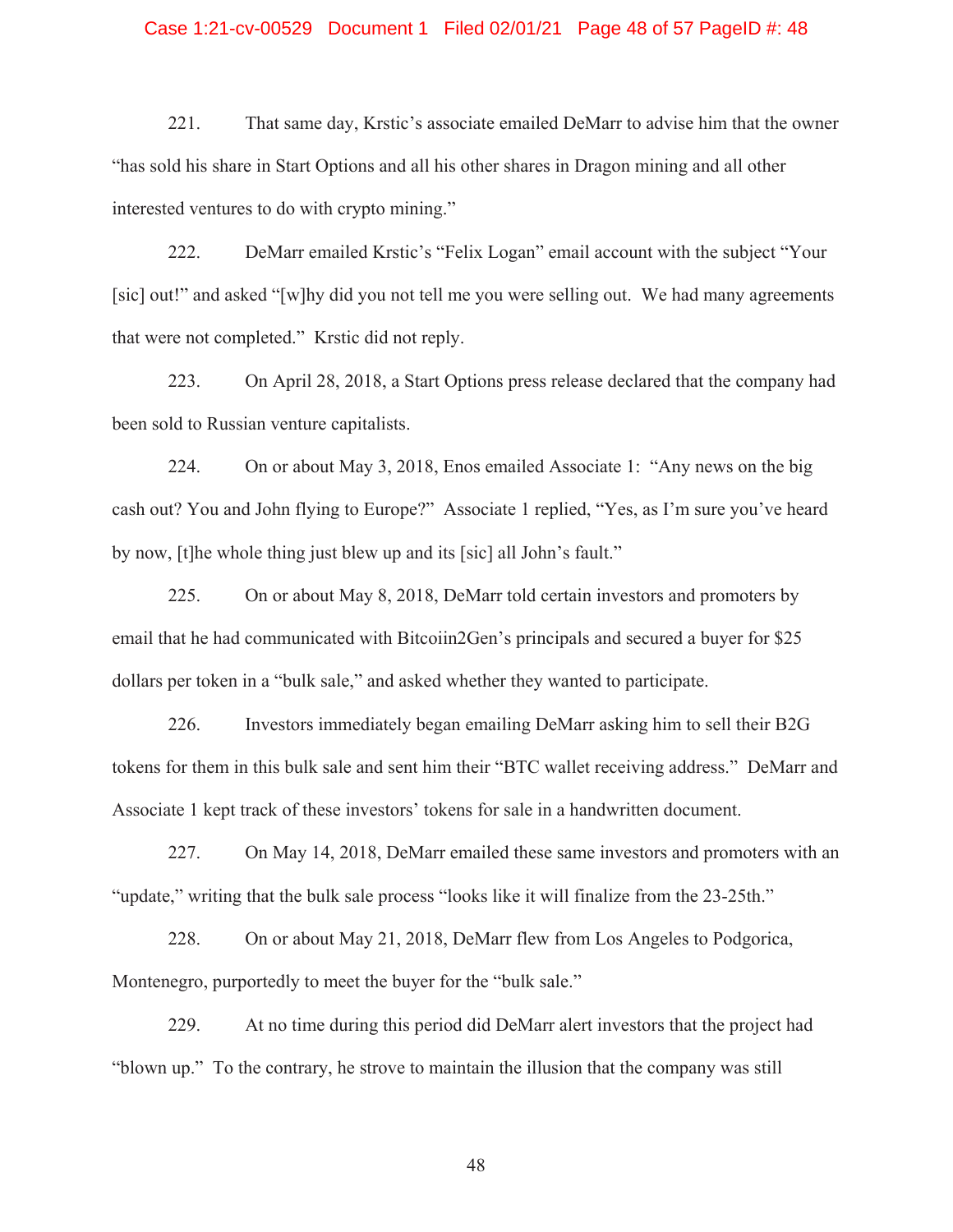221. That same day, Krstic's associate emailed DeMarr to advise him that the owner "has sold his share in Start Options and all his other shares in Dragon mining and all other interested ventures to do with crypto mining."

222. DeMarr emailed Krstic's "Felix Logan" email account with the subject "Your [sic] out!" and asked "[w]hy did you not tell me you were selling out. We had many agreements that were not completed." Krstic did not reply.

223. On April 28, 2018, a Start Options press release declared that the company had been sold to Russian venture capitalists.

224. On or about May 3, 2018, Enos emailed Associate 1: "Any news on the big cash out? You and John flying to Europe?" Associate 1 replied, "Yes, as I'm sure you've heard by now, [t]he whole thing just blew up and its [sic] all John's fault."

225. On or about May 8, 2018, DeMarr told certain investors and promoters by email that he had communicated with Bitcoiin2Gen's principals and secured a buyer for $25 dollars per token in a "bulk sale," and asked whether they wanted to participate.

226. Investors immediately began emailing DeMarr asking him to sell their B2G tokens for them in this bulk sale and sent him their "BTC wallet receiving address." DeMarr and Associate 1 kept track of these investors' tokens for sale in a handwritten document.

227. On May 14, 2018, DeMarr emailed these same investors and promoters with an "update," writing that the bulk sale process "looks like it will finalize from the 23-25th."

228. On or about May 21, 2018, DeMarr flew from Los Angeles to Podgorica, Montenegro, purportedly to meet the buyer for the "bulk sale."

229. At no time during this period did DeMarr alert investors that the project had "blown up." To the contrary, he strove to maintain the illusion that the company was still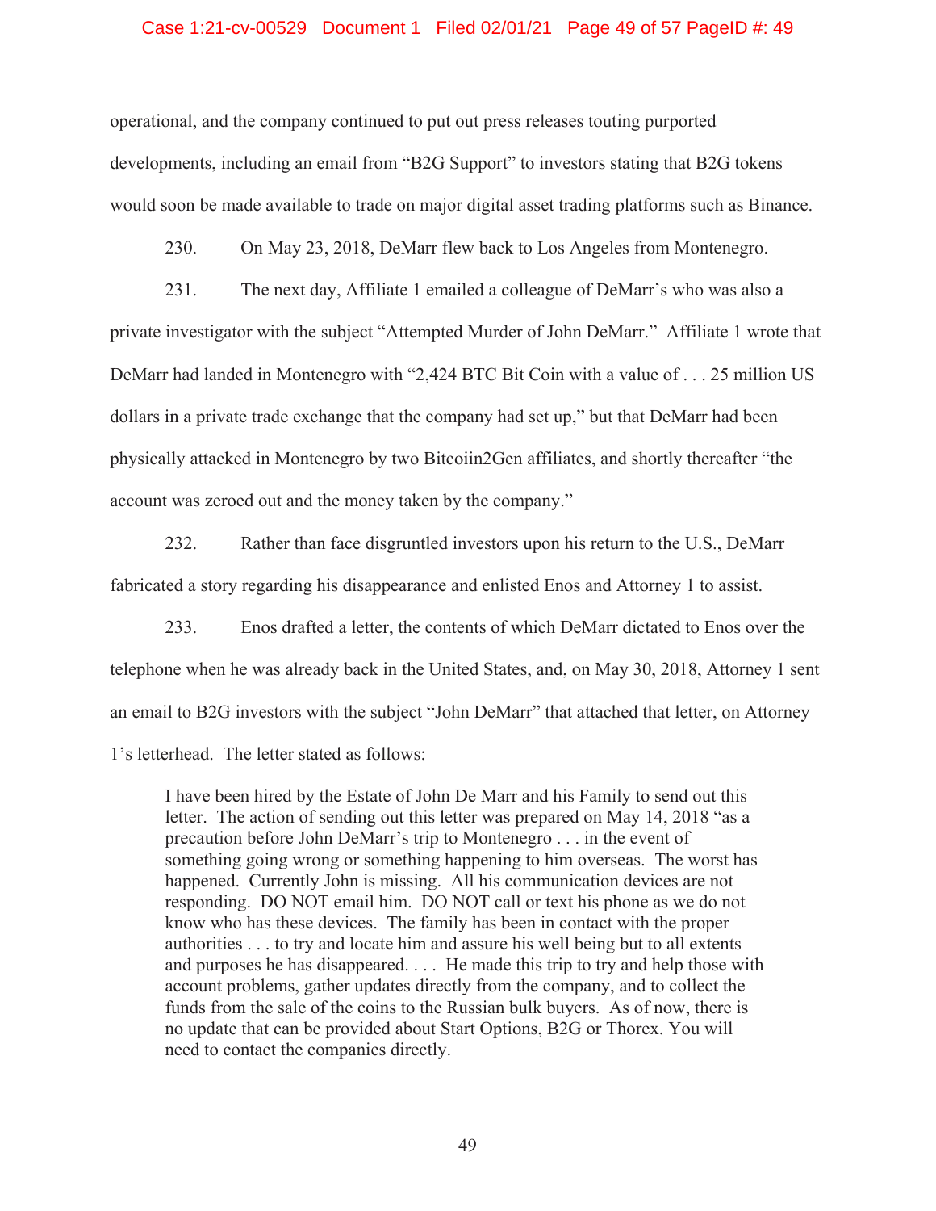operational, and the company continued to put out press releases touting purported developments, including an email from "B2G Support" to investors stating that B2G tokens would soon be made available to trade on major digital asset trading platforms such as Binance.

230. On May 23, 2018, DeMarr flew back to Los Angeles from Montenegro.

231. The next day, Affiliate 1 emailed a colleague of DeMarr's who was also a private investigator with the subject "Attempted Murder of John DeMarr." Affiliate 1 wrote that DeMarr had landed in Montenegro with "2,424 BTC Bit Coin with a value of . . . 25 million US dollars in a private trade exchange that the company had set up," but that DeMarr had been physically attacked in Montenegro by two Bitcoiin2Gen affiliates, and shortly thereafter "the account was zeroed out and the money taken by the company."

232. Rather than face disgruntled investors upon his return to the U.S., DeMarr fabricated a story regarding his disappearance and enlisted Enos and Attorney 1 to assist.

233. Enos drafted a letter, the contents of which DeMarr dictated to Enos over the telephone when he was already back in the United States, and, on May 30, 2018, Attorney 1 sent an email to B2G investors with the subject "John DeMarr" that attached that letter, on Attorney 1's letterhead. The letter stated as follows:

> I have been hired by the Estate of John De Marr and his Family to send out this letter. The action of sending out this letter was prepared on May 14, 2018 "as a precaution before John DeMarr's trip to Montenegro . . . in the event of something going wrong or something happening to him overseas. The worst has happened. Currently John is missing. All his communication devices are not responding. DO NOT email him. DO NOT call or text his phone as we do not know who has these devices. The family has been in contact with the proper authorities . . . to try and locate him and assure his well being but to all extents and purposes he has disappeared. . . . He made this trip to try and help those with account problems, gather updates directly from the company, and to collect the funds from the sale of the coins to the Russian bulk buyers. As of now, there is no update that can be provided about Start Options, B2G or Thorex. You will need to contact the companies directly.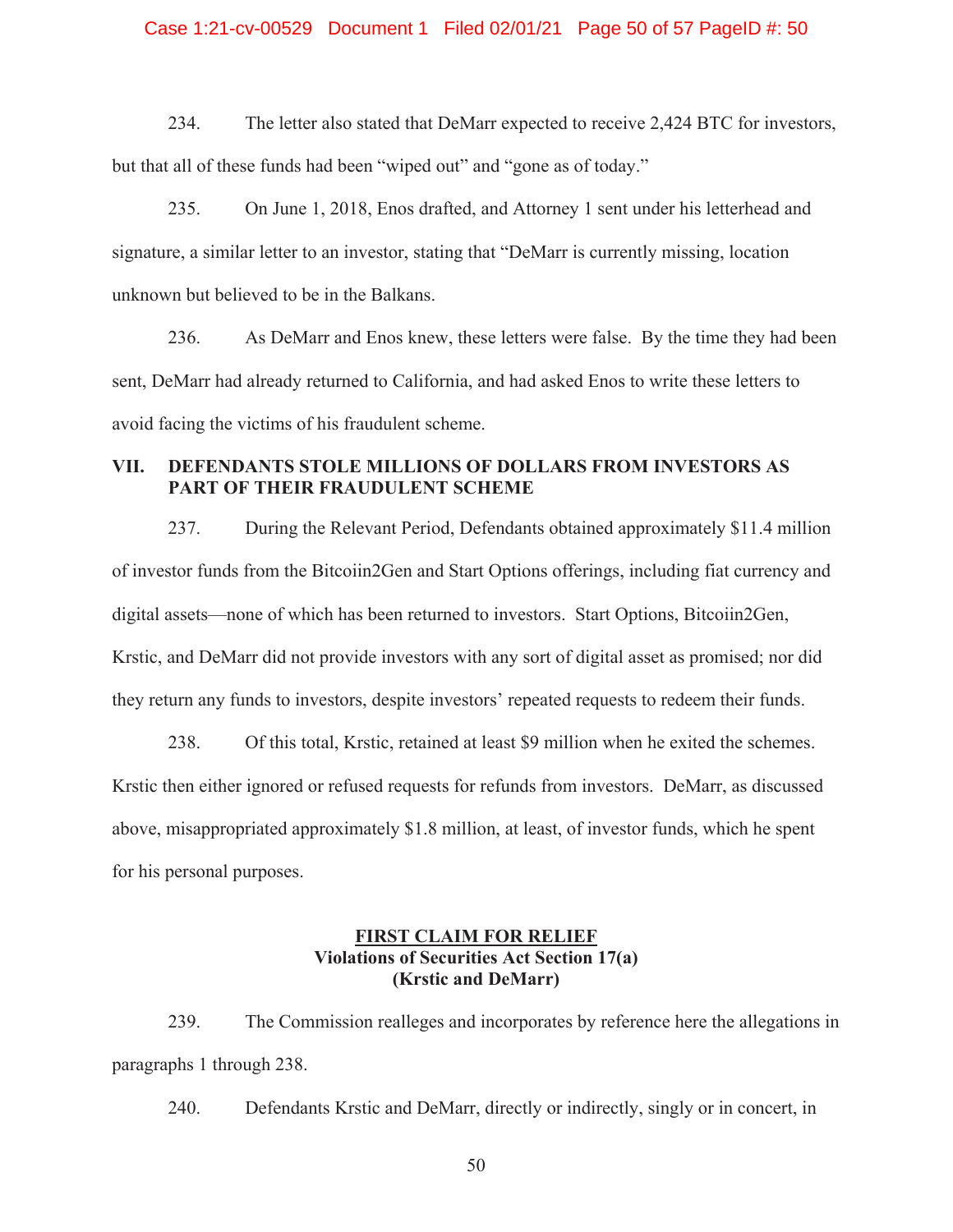234. The letter also stated that DeMarr expected to receive 2,424 BTC for investors, but that all of these funds had been "wiped out" and "gone as of today."

235. On June 1, 2018, Enos drafted, and Attorney 1 sent under his letterhead and signature, a similar letter to an investor, stating that "DeMarr is currently missing, location unknown but believed to be in the Balkans.

236. As DeMarr and Enos knew, these letters were false. By the time they had been sent, DeMarr had already returned to California, and had asked Enos to write these letters to avoid facing the victims of his fraudulent scheme.

## VII. DEFENDANTS STOLE MILLIONS OF DOLLARS FROM INVESTORS AS PART OF THEIR FRAUDULENT SCHEME

237. During the Relevant Period, Defendants obtained approximately $11.4 million of investor funds from the Bitcoiin2Gen and Start Options offerings, including fiat currency and digital assets—none of which has been returned to investors. Start Options, Bitcoiin2Gen, Krstic, and DeMarr did not provide investors with any sort of digital asset as promised; nor did they return any funds to investors, despite investors' repeated requests to redeem their funds.

238. Of this total, Krstic, retained at least $9 million when he exited the schemes. Krstic then either ignored or refused requests for refunds from investors. DeMarr, as discussed above, misappropriated approximately $1.8 million, at least, of investor funds, which he spent for his personal purposes.

## FIRST CLAIM FOR RELIEF
**Violations of Securities Act Section 17(a)**
**(Krstic and DeMarr)**

239. The Commission realleges and incorporates by reference here the allegations in paragraphs 1 through 238.

240. Defendants Krstic and DeMarr, directly or indirectly, singly or in concert, in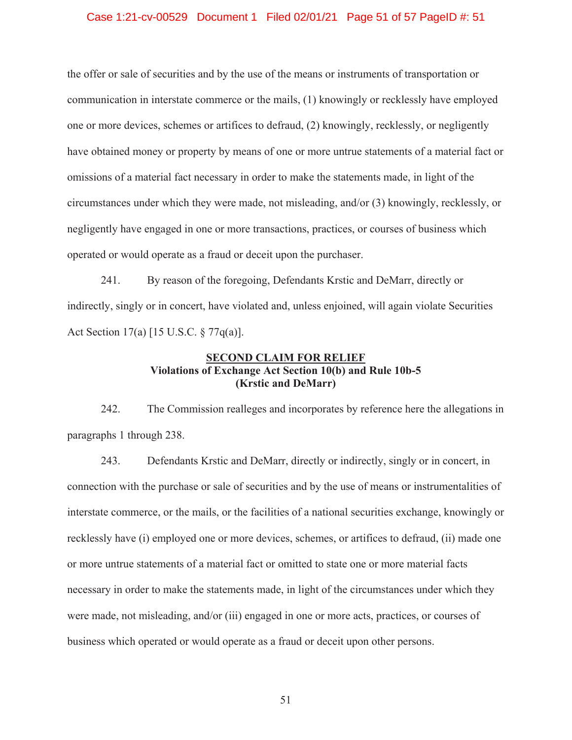the offer or sale of securities and by the use of the means or instruments of transportation or communication in interstate commerce or the mails, (1) knowingly or recklessly have employed one or more devices, schemes or artifices to defraud, (2) knowingly, recklessly, or negligently have obtained money or property by means of one or more untrue statements of a material fact or omissions of a material fact necessary in order to make the statements made, in light of the circumstances under which they were made, not misleading, and/or (3) knowingly, recklessly, or negligently have engaged in one or more transactions, practices, or courses of business which operated or would operate as a fraud or deceit upon the purchaser.

241. By reason of the foregoing, Defendants Krstic and DeMarr, directly or indirectly, singly or in concert, have violated and, unless enjoined, will again violate Securities Act Section 17(a) [15 U.S.C. § 77q(a)].

**SECOND CLAIM FOR RELIEF**
**Violations of Exchange Act Section 10(b) and Rule 10b-5**
**(Krstic and DeMarr)**

242. The Commission realleges and incorporates by reference here the allegations in paragraphs 1 through 238.

243. Defendants Krstic and DeMarr, directly or indirectly, singly or in concert, in connection with the purchase or sale of securities and by the use of means or instrumentalities of interstate commerce, or the mails, or the facilities of a national securities exchange, knowingly or recklessly have (i) employed one or more devices, schemes, or artifices to defraud, (ii) made one or more untrue statements of a material fact or omitted to state one or more material facts necessary in order to make the statements made, in light of the circumstances under which they were made, not misleading, and/or (iii) engaged in one or more acts, practices, or courses of business which operated or would operate as a fraud or deceit upon other persons.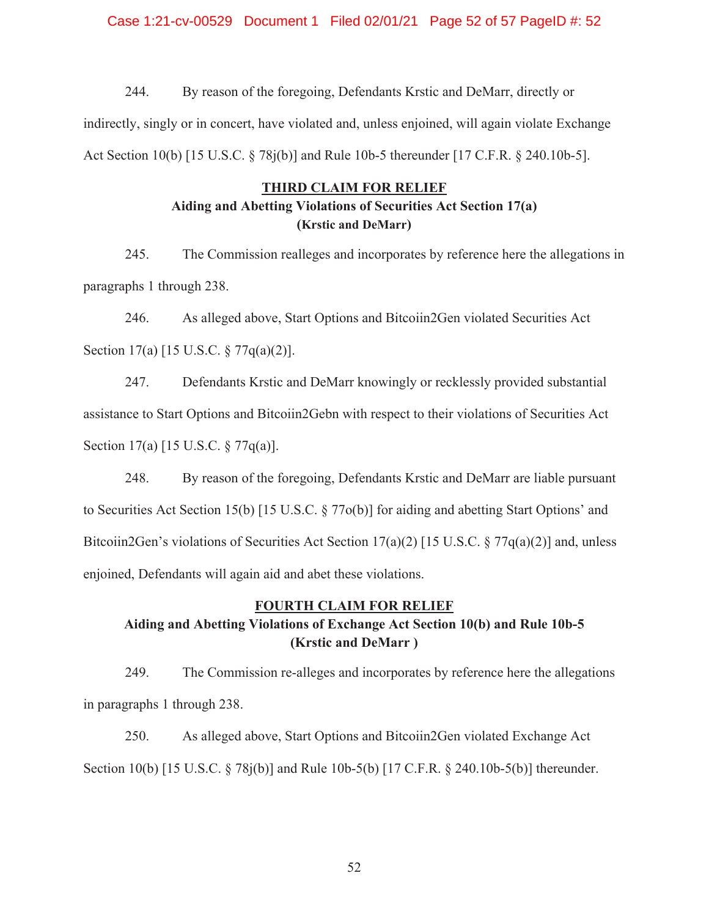244. By reason of the foregoing, Defendants Krstic and DeMarr, directly or indirectly, singly or in concert, have violated and, unless enjoined, will again violate Exchange Act Section 10(b) [15 U.S.C. § 78j(b)] and Rule 10b-5 thereunder [17 C.F.R. § 240.10b-5].

## THIRD CLAIM FOR RELIEF

### Aiding and Abetting Violations of Securities Act Section 17(a)
### (Krstic and DeMarr)

245. The Commission realleges and incorporates by reference here the allegations in paragraphs 1 through 238.

246. As alleged above, Start Options and Bitcoiin2Gen violated Securities Act Section 17(a) [15 U.S.C. § 77q(a)(2)].

247. Defendants Krstic and DeMarr knowingly or recklessly provided substantial assistance to Start Options and Bitcoiin2Gebn with respect to their violations of Securities Act Section 17(a) [15 U.S.C. § 77q(a)].

248. By reason of the foregoing, Defendants Krstic and DeMarr are liable pursuant to Securities Act Section 15(b) [15 U.S.C. § 77o(b)] for aiding and abetting Start Options' and Bitcoiin2Gen's violations of Securities Act Section 17(a)(2) [15 U.S.C. § 77q(a)(2)] and, unless enjoined, Defendants will again aid and abet these violations.

## FOURTH CLAIM FOR RELIEF

### Aiding and Abetting Violations of Exchange Act Section 10(b) and Rule 10b-5
### (Krstic and DeMarr )

249. The Commission re-alleges and incorporates by reference here the allegations in paragraphs 1 through 238.

250. As alleged above, Start Options and Bitcoiin2Gen violated Exchange Act Section 10(b) [15 U.S.C. § 78j(b)] and Rule 10b-5(b) [17 C.F.R. § 240.10b-5(b)] thereunder.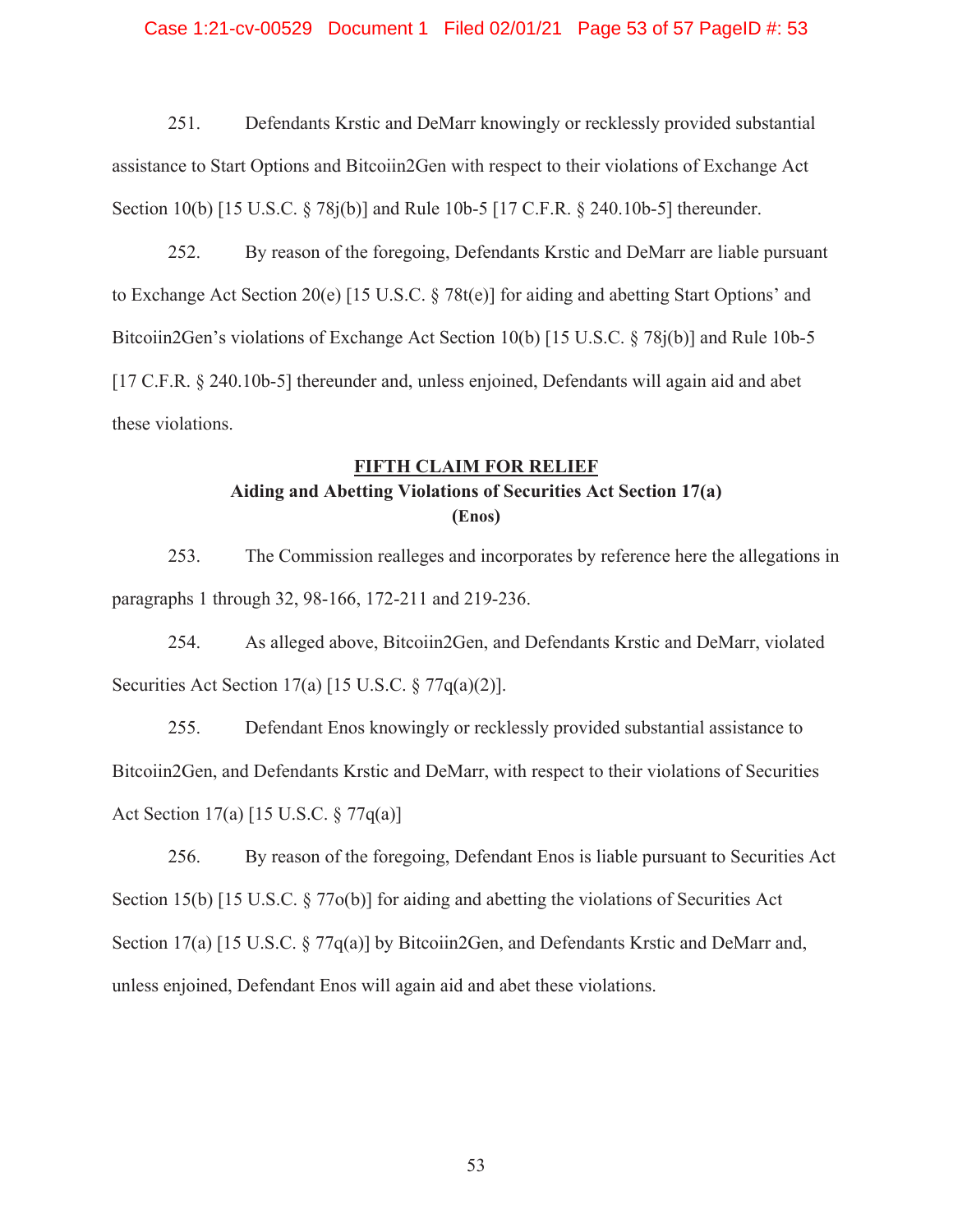251. Defendants Krstic and DeMarr knowingly or recklessly provided substantial assistance to Start Options and Bitcoiin2Gen with respect to their violations of Exchange Act Section 10(b) [15 U.S.C. § 78j(b)] and Rule 10b-5 [17 C.F.R. § 240.10b-5] thereunder.

252. By reason of the foregoing, Defendants Krstic and DeMarr are liable pursuant to Exchange Act Section 20(e) [15 U.S.C. § 78t(e)] for aiding and abetting Start Options' and Bitcoiin2Gen's violations of Exchange Act Section 10(b) [15 U.S.C. § 78j(b)] and Rule 10b-5 [17 C.F.R. § 240.10b-5] thereunder and, unless enjoined, Defendants will again aid and abet these violations.

## FIFTH CLAIM FOR RELIEF

### Aiding and Abetting Violations of Securities Act Section 17(a)

### (Enos)

253. The Commission realleges and incorporates by reference here the allegations in paragraphs 1 through 32, 98-166, 172-211 and 219-236.

254. As alleged above, Bitcoiin2Gen, and Defendants Krstic and DeMarr, violated Securities Act Section 17(a) [15 U.S.C. § 77q(a)(2)].

255. Defendant Enos knowingly or recklessly provided substantial assistance to Bitcoiin2Gen, and Defendants Krstic and DeMarr, with respect to their violations of Securities Act Section 17(a) [15 U.S.C. § 77q(a)]

256. By reason of the foregoing, Defendant Enos is liable pursuant to Securities Act Section 15(b) [15 U.S.C. § 77o(b)] for aiding and abetting the violations of Securities Act Section 17(a) [15 U.S.C. § 77q(a)] by Bitcoiin2Gen, and Defendants Krstic and DeMarr and, unless enjoined, Defendant Enos will again aid and abet these violations.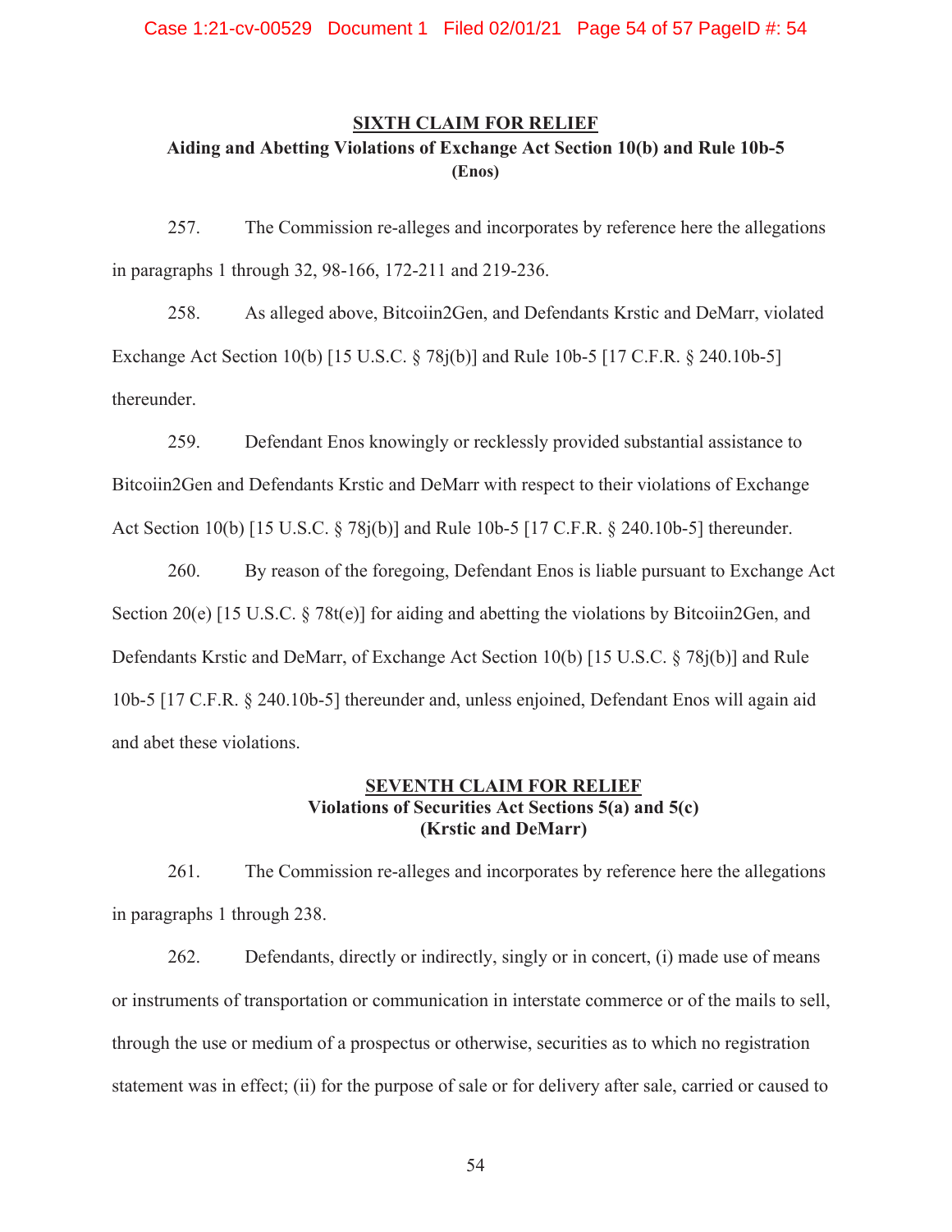**<u>SIXTH CLAIM FOR RELIEF</u>**

**Aiding and Abetting Violations of Exchange Act Section 10(b) and Rule 10b-5**
**(Enos)**

257. The Commission re-alleges and incorporates by reference here the allegations in paragraphs 1 through 32, 98-166, 172-211 and 219-236.

258. As alleged above, Bitcoiin2Gen, and Defendants Krstic and DeMarr, violated Exchange Act Section 10(b) [15 U.S.C. § 78j(b)] and Rule 10b-5 [17 C.F.R. § 240.10b-5] thereunder.

259. Defendant Enos knowingly or recklessly provided substantial assistance to Bitcoiin2Gen and Defendants Krstic and DeMarr with respect to their violations of Exchange Act Section 10(b) [15 U.S.C. § 78j(b)] and Rule 10b-5 [17 C.F.R. § 240.10b-5] thereunder.

260. By reason of the foregoing, Defendant Enos is liable pursuant to Exchange Act Section 20(e) [15 U.S.C. § 78t(e)] for aiding and abetting the violations by Bitcoiin2Gen, and Defendants Krstic and DeMarr, of Exchange Act Section 10(b) [15 U.S.C. § 78j(b)] and Rule 10b-5 [17 C.F.R. § 240.10b-5] thereunder and, unless enjoined, Defendant Enos will again aid and abet these violations.

**<u>SEVENTH CLAIM FOR RELIEF</u>**

**Violations of Securities Act Sections 5(a) and 5(c)**
**(Krstic and DeMarr)**

261. The Commission re-alleges and incorporates by reference here the allegations in paragraphs 1 through 238.

262. Defendants, directly or indirectly, singly or in concert, (i) made use of means or instruments of transportation or communication in interstate commerce or of the mails to sell, through the use or medium of a prospectus or otherwise, securities as to which no registration statement was in effect; (ii) for the purpose of sale or for delivery after sale, carried or caused to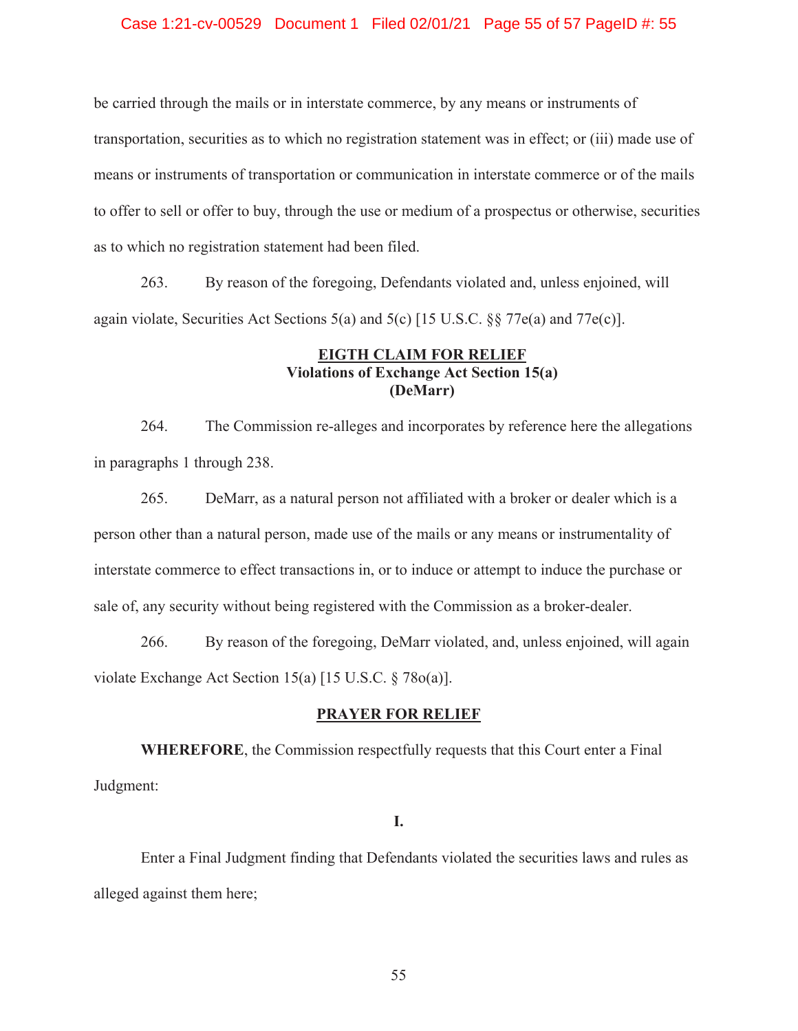be carried through the mails or in interstate commerce, by any means or instruments of transportation, securities as to which no registration statement was in effect; or (iii) made use of means or instruments of transportation or communication in interstate commerce or of the mails to offer to sell or offer to buy, through the use or medium of a prospectus or otherwise, securities as to which no registration statement had been filed.

263. By reason of the foregoing, Defendants violated and, unless enjoined, will again violate, Securities Act Sections 5(a) and 5(c) [15 U.S.C. §§ 77e(a) and 77e(c)].

**EIGTH CLAIM FOR RELIEF**
**Violations of Exchange Act Section 15(a)**
**(DeMarr)**

264. The Commission re-alleges and incorporates by reference here the allegations in paragraphs 1 through 238.

265. DeMarr, as a natural person not affiliated with a broker or dealer which is a person other than a natural person, made use of the mails or any means or instrumentality of interstate commerce to effect transactions in, or to induce or attempt to induce the purchase or sale of, any security without being registered with the Commission as a broker-dealer.

266. By reason of the foregoing, DeMarr violated, and, unless enjoined, will again violate Exchange Act Section 15(a) [15 U.S.C. § 78o(a)].

**PRAYER FOR RELIEF**

**WHEREFORE**, the Commission respectfully requests that this Court enter a Final Judgment:

**I.**

Enter a Final Judgment finding that Defendants violated the securities laws and rules as alleged against them here;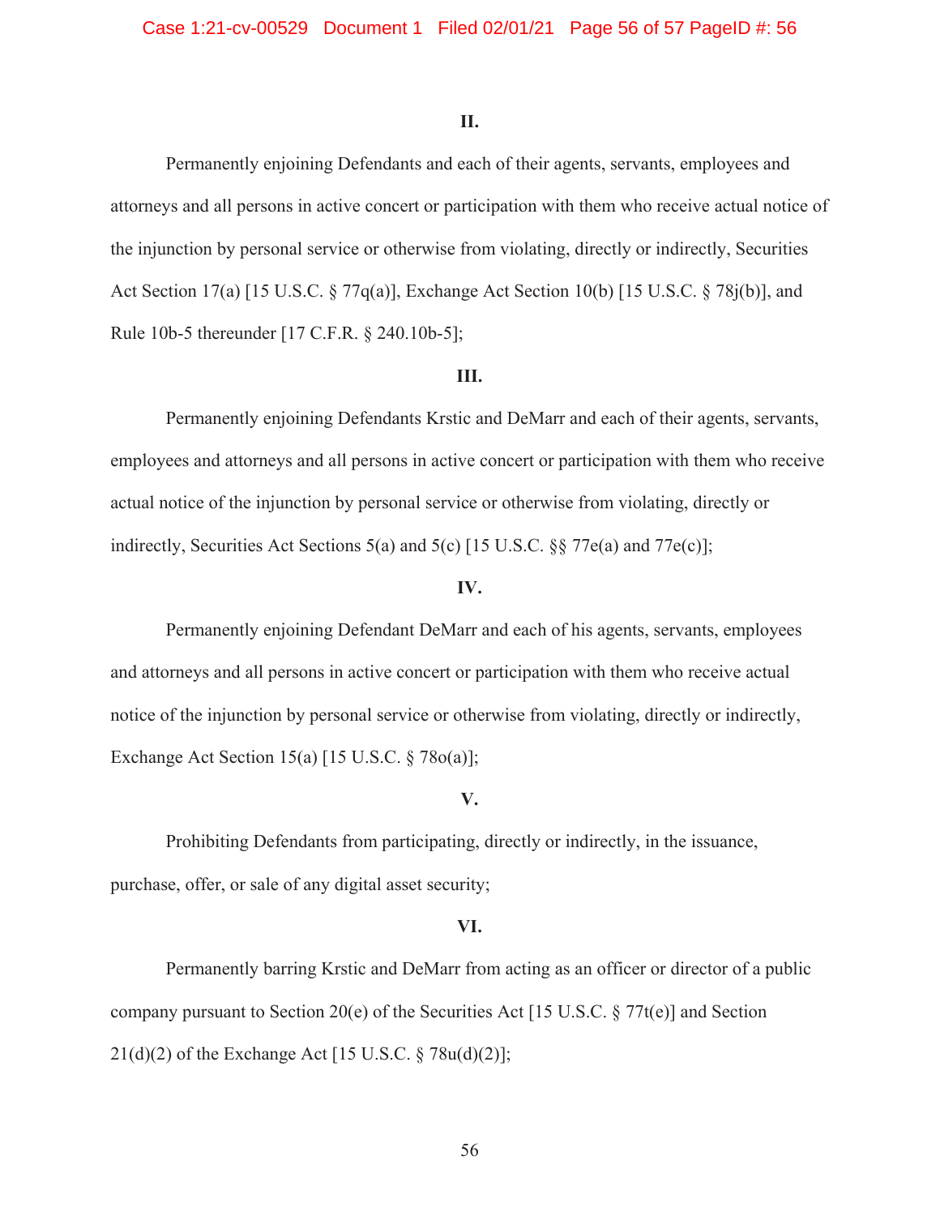**II.**

Permanently enjoining Defendants and each of their agents, servants, employees and attorneys and all persons in active concert or participation with them who receive actual notice of the injunction by personal service or otherwise from violating, directly or indirectly, Securities Act Section 17(a) [15 U.S.C. § 77q(a)], Exchange Act Section 10(b) [15 U.S.C. § 78j(b)], and Rule 10b-5 thereunder [17 C.F.R. § 240.10b-5];

**III.**

Permanently enjoining Defendants Krstic and DeMarr and each of their agents, servants, employees and attorneys and all persons in active concert or participation with them who receive actual notice of the injunction by personal service or otherwise from violating, directly or indirectly, Securities Act Sections 5(a) and 5(c) [15 U.S.C. §§ 77e(a) and 77e(c)];

**IV.**

Permanently enjoining Defendant DeMarr and each of his agents, servants, employees and attorneys and all persons in active concert or participation with them who receive actual notice of the injunction by personal service or otherwise from violating, directly or indirectly, Exchange Act Section 15(a) [15 U.S.C. § 78o(a)];

**V.**

Prohibiting Defendants from participating, directly or indirectly, in the issuance, purchase, offer, or sale of any digital asset security;

**VI.**

Permanently barring Krstic and DeMarr from acting as an officer or director of a public company pursuant to Section 20(e) of the Securities Act [15 U.S.C. § 77t(e)] and Section 21(d)(2) of the Exchange Act [15 U.S.C. § 78u(d)(2)];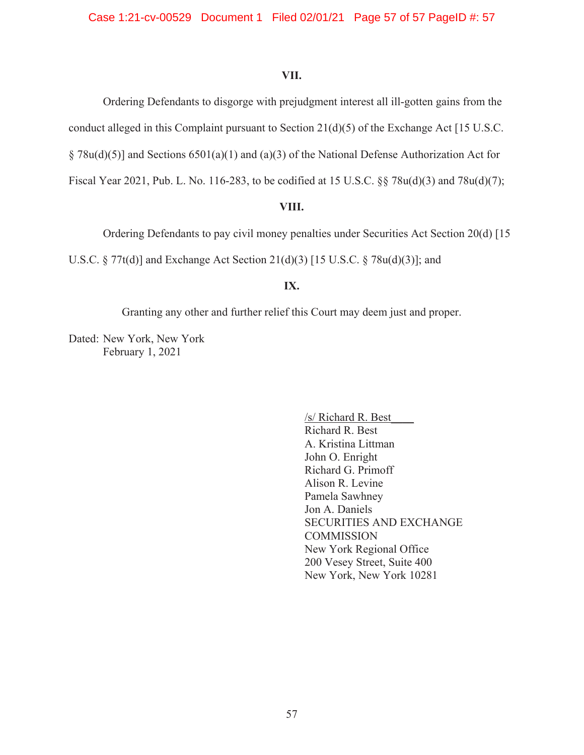**VII.**

Ordering Defendants to disgorge with prejudgment interest all ill-gotten gains from the conduct alleged in this Complaint pursuant to Section 21(d)(5) of the Exchange Act [15 U.S.C. § 78u(d)(5)] and Sections 6501(a)(1) and (a)(3) of the National Defense Authorization Act for Fiscal Year 2021, Pub. L. No. 116-283, to be codified at 15 U.S.C. §§ 78u(d)(3) and 78u(d)(7);

**VIII.**

Ordering Defendants to pay civil money penalties under Securities Act Section 20(d) [15 U.S.C. § 77t(d)] and Exchange Act Section 21(d)(3) [15 U.S.C. § 78u(d)(3)]; and

**IX.**

Granting any other and further relief this Court may deem just and proper.

Dated: New York, New York
February 1, 2021

/s/ Richard R. Best
Richard R. Best
A. Kristina Littman
John O. Enright
Richard G. Primoff
Alison R. Levine
Pamela Sawhney
Jon A. Daniels
SECURITIES AND EXCHANGE COMMISSION
New York Regional Office
200 Vesey Street, Suite 400
New York, New York 10281